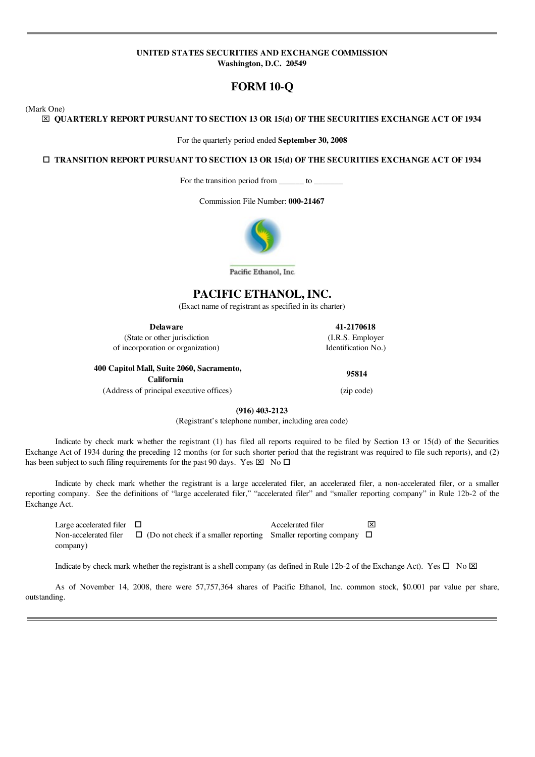**UNITED STATES SECURITIES AND EXCHANGE COMMISSION**
**Washington, D.C. 20549**

# FORM 10-Q

(Mark One)

☒ **QUARTERLY REPORT PURSUANT TO SECTION 13 OR 15(d) OF THE SECURITIES EXCHANGE ACT OF 1934**

For the quarterly period ended **September 30, 2008**

☐ **TRANSITION REPORT PURSUANT TO SECTION 13 OR 15(d) OF THE SECURITIES EXCHANGE ACT OF 1934**

For the transition period from ______ to _______

Commission File Number: **000-21467**

Pacific Ethanol, Inc.

# PACIFIC ETHANOL, INC.

(Exact name of registrant as specified in its charter)

| | |
|---|---|
| **Delaware** | **41-2170618** |
| (State or other jurisdiction of incorporation or organization) | (I.R.S. Employer Identification No.) |
| **400 Capitol Mall, Suite 2060, Sacramento, California** | **95814** |
| (Address of principal executive offices) | (zip code) |

**(916) 403-2123**

(Registrant's telephone number, including area code)

Indicate by check mark whether the registrant (1) has filed all reports required to be filed by Section 13 or 15(d) of the Securities Exchange Act of 1934 during the preceding 12 months (or for such shorter period that the registrant was required to file such reports), and (2) has been subject to such filing requirements for the past 90 days. Yes ☒ No ☐

Indicate by check mark whether the registrant is a large accelerated filer, an accelerated filer, a non-accelerated filer, or a smaller reporting company. See the definitions of "large accelerated filer," "accelerated filer" and "smaller reporting company" in Rule 12b-2 of the Exchange Act.

| | | | |
|---|---|---|---|
| Large accelerated filer | ☐ | Accelerated filer | ☒ |
| Non-accelerated filer | ☐ (Do not check if a smaller reporting company) | Smaller reporting company | ☐ |

Indicate by check mark whether the registrant is a shell company (as defined in Rule 12b-2 of the Exchange Act). Yes ☐ No ☒

As of November 14, 2008, there were 57,757,364 shares of Pacific Ethanol, Inc. common stock, $0.001 par value per share, outstanding.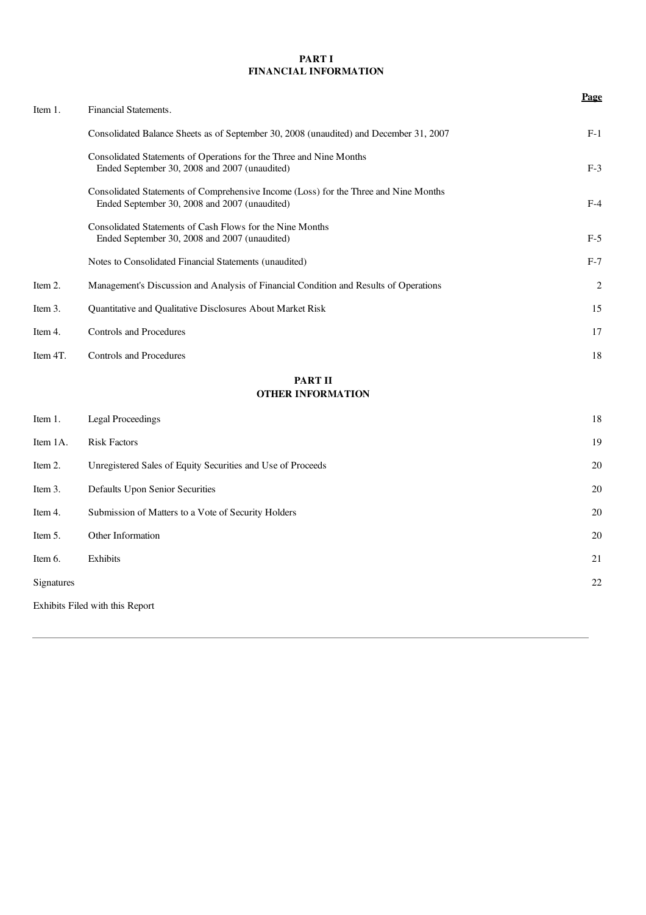# PART I
## FINANCIAL INFORMATION

| | | Page |
|---|---|---|
| Item 1. | Financial Statements. | |
| | Consolidated Balance Sheets as of September 30, 2008 (unaudited) and December 31, 2007 | F-1 |
| | Consolidated Statements of Operations for the Three and Nine Months Ended September 30, 2008 and 2007 (unaudited) | F-3 |
| | Consolidated Statements of Comprehensive Income (Loss) for the Three and Nine Months Ended September 30, 2008 and 2007 (unaudited) | F-4 |
| | Consolidated Statements of Cash Flows for the Nine Months Ended September 30, 2008 and 2007 (unaudited) | F-5 |
| | Notes to Consolidated Financial Statements (unaudited) | F-7 |
| Item 2. | Management's Discussion and Analysis of Financial Condition and Results of Operations | 2 |
| Item 3. | Quantitative and Qualitative Disclosures About Market Risk | 15 |
| Item 4. | Controls and Procedures | 17 |
| Item 4T. | Controls and Procedures | 18 |

# PART II
## OTHER INFORMATION

| | | |
|---|---|---|
| Item 1. | Legal Proceedings | 18 |
| Item 1A. | Risk Factors | 19 |
| Item 2. | Unregistered Sales of Equity Securities and Use of Proceeds | 20 |
| Item 3. | Defaults Upon Senior Securities | 20 |
| Item 4. | Submission of Matters to a Vote of Security Holders | 20 |
| Item 5. | Other Information | 20 |
| Item 6. | Exhibits | 21 |
| Signatures | | 22 |
| Exhibits Filed with this Report | | |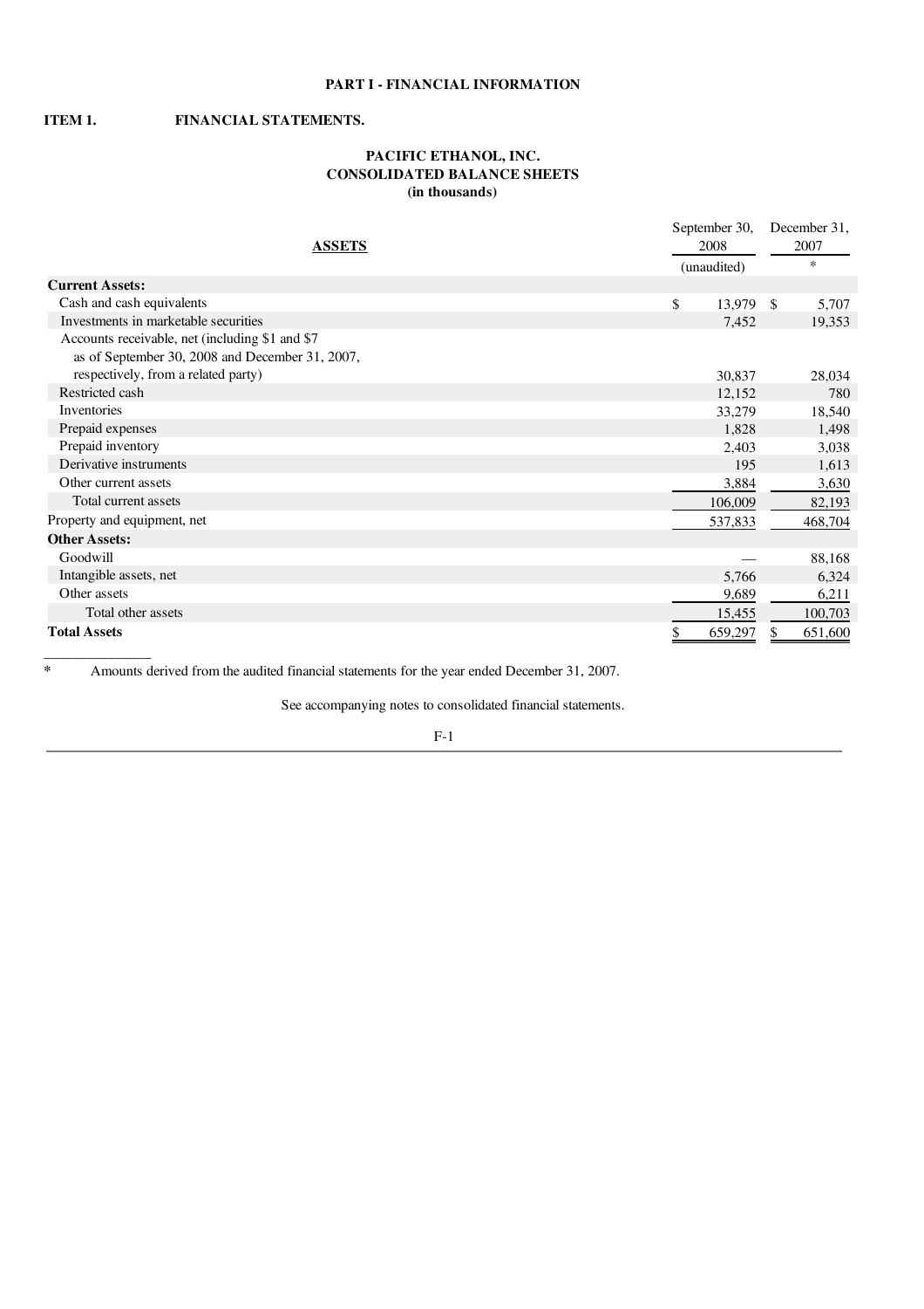**PART I - FINANCIAL INFORMATION**

**ITEM 1. FINANCIAL STATEMENTS.**

**PACIFIC ETHANOL, INC.**
**CONSOLIDATED BALANCE SHEETS**
**(in thousands)**

| ASSETS | September 30, 2008 (unaudited) | December 31, 2007 * |
|---|---|---|
| **Current Assets:** | | |
| Cash and cash equivalents | $ 13,979 | $ 5,707 |
| Investments in marketable securities | 7,452 | 19,353 |
| Accounts receivable, net (including $1 and $7 as of September 30, 2008 and December 31, 2007, respectively, from a related party) | 30,837 | 28,034 |
| Restricted cash | 12,152 | 780 |
| Inventories | 33,279 | 18,540 |
| Prepaid expenses | 1,828 | 1,498 |
| Prepaid inventory | 2,403 | 3,038 |
| Derivative instruments | 195 | 1,613 |
| Other current assets | 3,884 | 3,630 |
| Total current assets | 106,009 | 82,193 |
| Property and equipment, net | 537,833 | 468,704 |
| **Other Assets:** | | |
| Goodwill | — | 88,168 |
| Intangible assets, net | 5,766 | 6,324 |
| Other assets | 9,689 | 6,211 |
| Total other assets | 15,455 | 100,703 |
| **Total Assets** | $ 659,297 | $ 651,600 |

\* Amounts derived from the audited financial statements for the year ended December 31, 2007.

See accompanying notes to consolidated financial statements.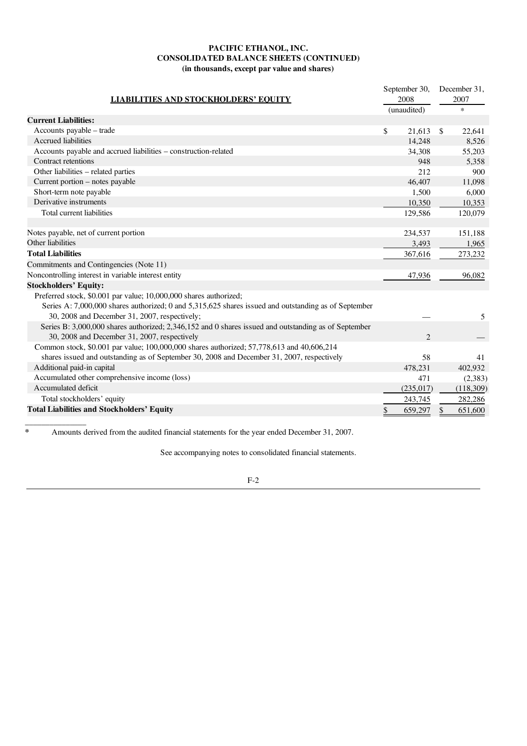**PACIFIC ETHANOL, INC.**
**CONSOLIDATED BALANCE SHEETS (CONTINUED)**
**(in thousands, except par value and shares)**

| LIABILITIES AND STOCKHOLDERS' EQUITY | September 30, 2008 (unaudited) | December 31, 2007 * |
|---|---|---|
| **Current Liabilities:** | | |
| Accounts payable – trade | $ 21,613 | $ 22,641 |
| Accrued liabilities | 14,248 | 8,526 |
| Accounts payable and accrued liabilities – construction-related | 34,308 | 55,203 |
| Contract retentions | 948 | 5,358 |
| Other liabilities – related parties | 212 | 900 |
| Current portion – notes payable | 46,407 | 11,098 |
| Short-term note payable | 1,500 | 6,000 |
| Derivative instruments | 10,350 | 10,353 |
| Total current liabilities | 129,586 | 120,079 |
| | | |
| Notes payable, net of current portion | 234,537 | 151,188 |
| Other liabilities | 3,493 | 1,965 |
| **Total Liabilities** | 367,616 | 273,232 |
| Commitments and Contingencies (Note 11) | | |
| Noncontrolling interest in variable interest entity | 47,936 | 96,082 |
| **Stockholders' Equity:** | | |
| Preferred stock, $0.001 par value; 10,000,000 shares authorized; | | |
| Series A: 7,000,000 shares authorized; 0 and 5,315,625 shares issued and outstanding as of September 30, 2008 and December 31, 2007, respectively; | — | 5 |
| Series B: 3,000,000 shares authorized; 2,346,152 and 0 shares issued and outstanding as of September 30, 2008 and December 31, 2007, respectively | 2 | — |
| Common stock, $0.001 par value; 100,000,000 shares authorized; 57,778,613 and 40,606,214 shares issued and outstanding as of September 30, 2008 and December 31, 2007, respectively | 58 | 41 |
| Additional paid-in capital | 478,231 | 402,932 |
| Accumulated other comprehensive income (loss) | 471 | (2,383) |
| Accumulated deficit | (235,017) | (118,309) |
| Total stockholders' equity | 243,745 | 282,286 |
| **Total Liabilities and Stockholders' Equity** | $ 659,297 | $ 651,600 |

\* Amounts derived from the audited financial statements for the year ended December 31, 2007.

See accompanying notes to consolidated financial statements.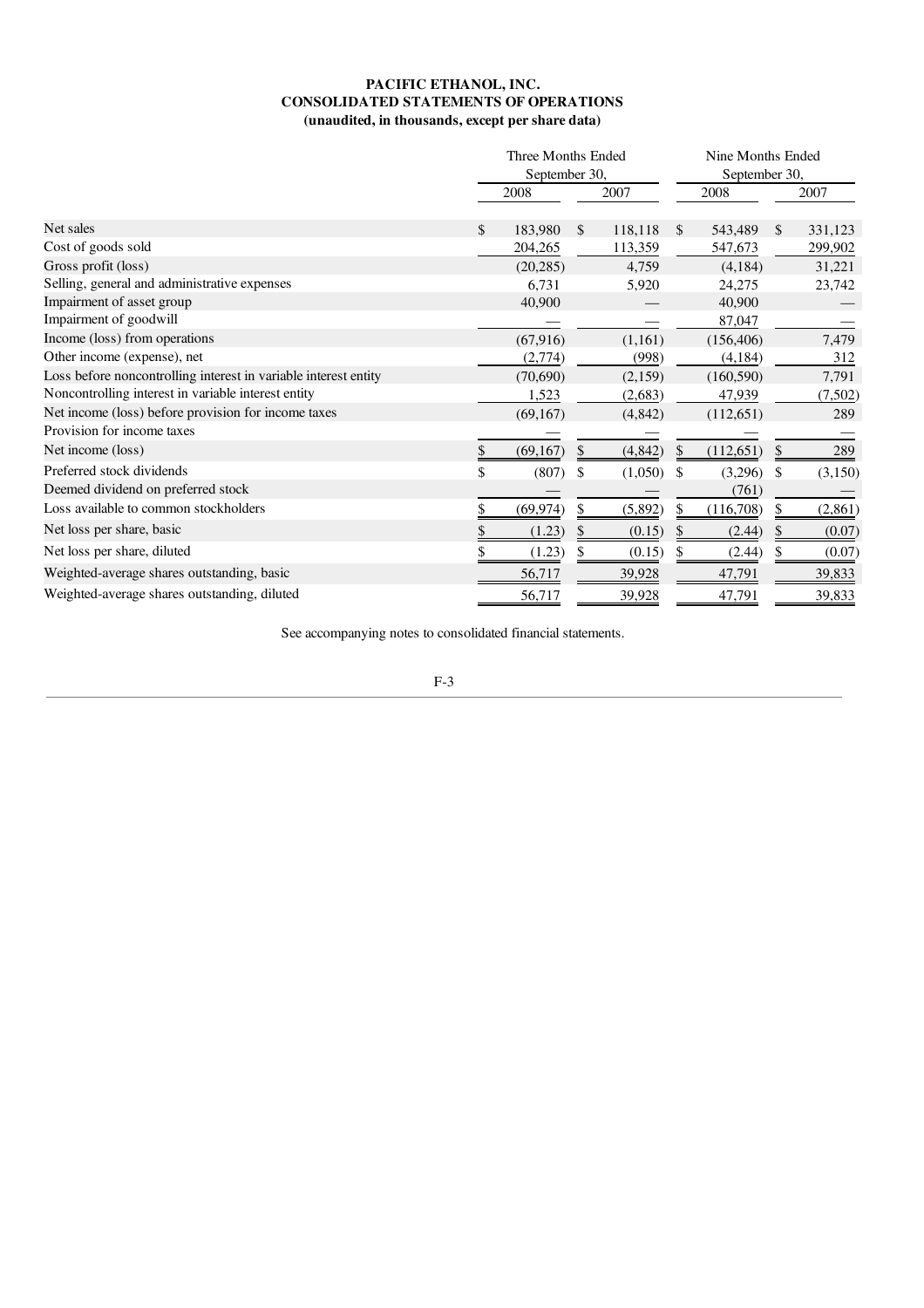**PACIFIC ETHANOL, INC.**
**CONSOLIDATED STATEMENTS OF OPERATIONS**
**(unaudited, in thousands, except per share data)**

| | Three Months Ended September 30, | | Nine Months Ended September 30, | |
|---|---|---|---|---|
| | 2008 | 2007 | 2008 | 2007 |
| Net sales | $ 183,980 | $ 118,118 | $ 543,489 | $ 331,123 |
| Cost of goods sold | 204,265 | 113,359 | 547,673 | 299,902 |
| Gross profit (loss) | (20,285) | 4,759 | (4,184) | 31,221 |
| Selling, general and administrative expenses | 6,731 | 5,920 | 24,275 | 23,742 |
| Impairment of asset group | 40,900 | — | 40,900 | — |
| Impairment of goodwill | — | — | 87,047 | — |
| Income (loss) from operations | (67,916) | (1,161) | (156,406) | 7,479 |
| Other income (expense), net | (2,774) | (998) | (4,184) | 312 |
| Loss before noncontrolling interest in variable interest entity | (70,690) | (2,159) | (160,590) | 7,791 |
| Noncontrolling interest in variable interest entity | 1,523 | (2,683) | 47,939 | (7,502) |
| Net income (loss) before provision for income taxes | (69,167) | (4,842) | (112,651) | 289 |
| Provision for income taxes | — | — | — | — |
| Net income (loss) | $ (69,167) | $ (4,842) | $ (112,651) | $ 289 |
| Preferred stock dividends | $ (807) | $ (1,050) | $ (3,296) | $ (3,150) |
| Deemed dividend on preferred stock | — | — | (761) | — |
| Loss available to common stockholders | $ (69,974) | $ (5,892) | $ (116,708) | $ (2,861) |
| Net loss per share, basic | $ (1.23) | $ (0.15) | $ (2.44) | $ (0.07) |
| Net loss per share, diluted | $ (1.23) | $ (0.15) | $ (2.44) | $ (0.07) |
| Weighted-average shares outstanding, basic | 56,717 | 39,928 | 47,791 | 39,833 |
| Weighted-average shares outstanding, diluted | 56,717 | 39,928 | 47,791 | 39,833 |

See accompanying notes to consolidated financial statements.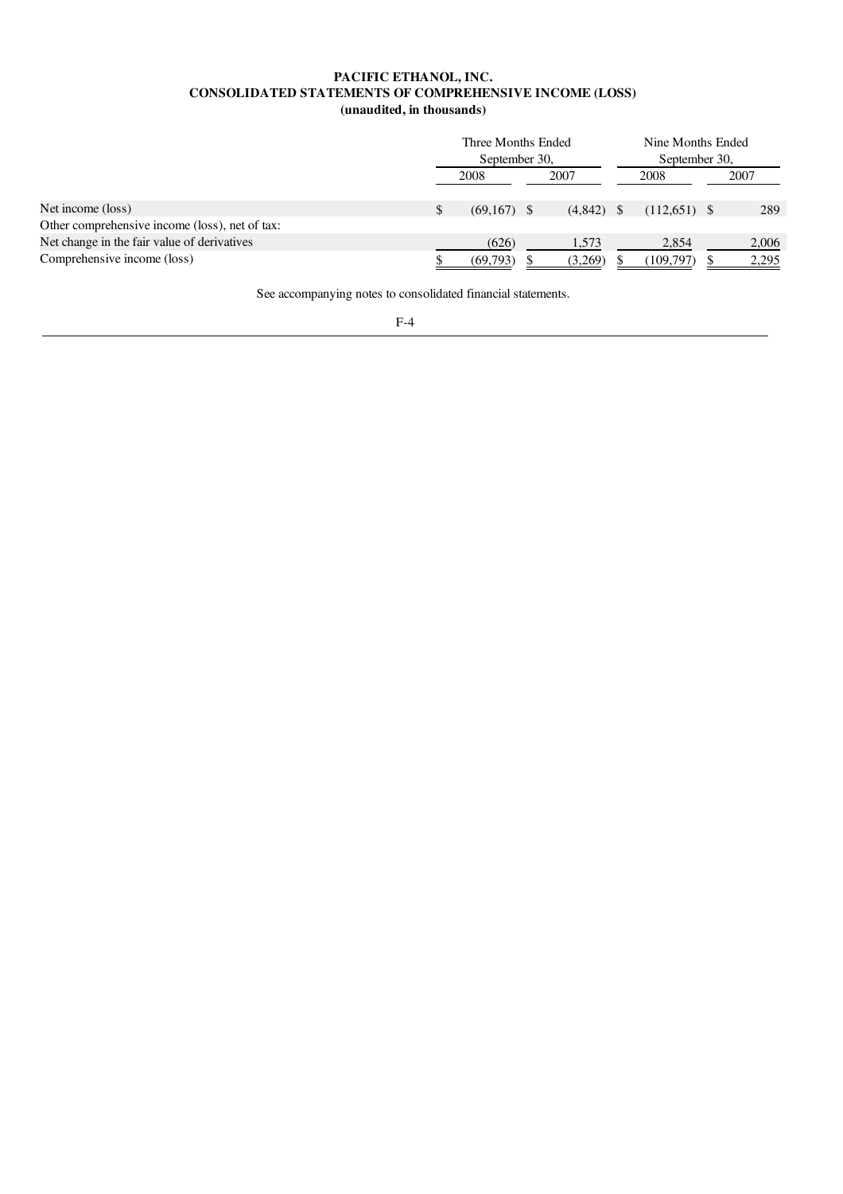**PACIFIC ETHANOL, INC.**
**CONSOLIDATED STATEMENTS OF COMPREHENSIVE INCOME (LOSS)**
**(unaudited, in thousands)**

| | Three Months Ended September 30, | | Nine Months Ended September 30, | |
|---|---|---|---|---|
| | 2008 | 2007 | 2008 | 2007 |
| Net income (loss) | $ (69,167) | $ (4,842) | $ (112,651) | $ 289 |
| Other comprehensive income (loss), net of tax: | | | | |
| Net change in the fair value of derivatives | (626) | 1,573 | 2,854 | 2,006 |
| Comprehensive income (loss) | $ (69,793) | $ (3,269) | $ (109,797) | $ 2,295 |

See accompanying notes to consolidated financial statements.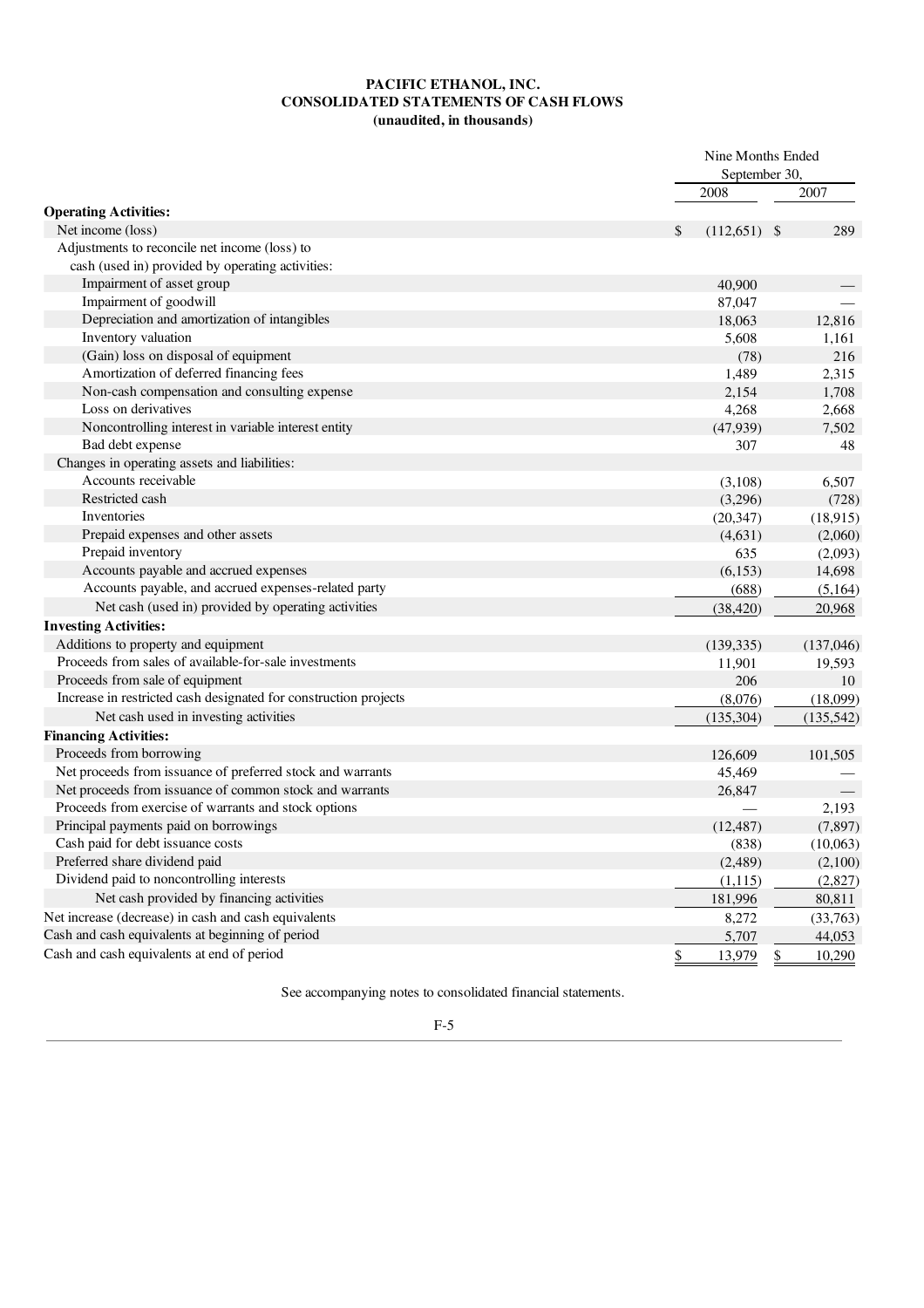**PACIFIC ETHANOL, INC.**
**CONSOLIDATED STATEMENTS OF CASH FLOWS**
**(unaudited, in thousands)**

| | Nine Months Ended September 30, | |
|---|---|---|
| | 2008 | 2007 |
| **Operating Activities:** | | |
| Net income (loss) | $ (112,651) | $ 289 |
| Adjustments to reconcile net income (loss) to cash (used in) provided by operating activities: | | |
| Impairment of asset group | 40,900 | — |
| Impairment of goodwill | 87,047 | — |
| Depreciation and amortization of intangibles | 18,063 | 12,816 |
| Inventory valuation | 5,608 | 1,161 |
| (Gain) loss on disposal of equipment | (78) | 216 |
| Amortization of deferred financing fees | 1,489 | 2,315 |
| Non-cash compensation and consulting expense | 2,154 | 1,708 |
| Loss on derivatives | 4,268 | 2,668 |
| Noncontrolling interest in variable interest entity | (47,939) | 7,502 |
| Bad debt expense | 307 | 48 |
| Changes in operating assets and liabilities: | | |
| Accounts receivable | (3,108) | 6,507 |
| Restricted cash | (3,296) | (728) |
| Inventories | (20,347) | (18,915) |
| Prepaid expenses and other assets | (4,631) | (2,060) |
| Prepaid inventory | 635 | (2,093) |
| Accounts payable and accrued expenses | (6,153) | 14,698 |
| Accounts payable, and accrued expenses-related party | (688) | (5,164) |
| Net cash (used in) provided by operating activities | (38,420) | 20,968 |
| **Investing Activities:** | | |
| Additions to property and equipment | (139,335) | (137,046) |
| Proceeds from sales of available-for-sale investments | 11,901 | 19,593 |
| Proceeds from sale of equipment | 206 | 10 |
| Increase in restricted cash designated for construction projects | (8,076) | (18,099) |
| Net cash used in investing activities | (135,304) | (135,542) |
| **Financing Activities:** | | |
| Proceeds from borrowing | 126,609 | 101,505 |
| Net proceeds from issuance of preferred stock and warrants | 45,469 | — |
| Net proceeds from issuance of common stock and warrants | 26,847 | — |
| Proceeds from exercise of warrants and stock options | — | 2,193 |
| Principal payments paid on borrowings | (12,487) | (7,897) |
| Cash paid for debt issuance costs | (838) | (10,063) |
| Preferred share dividend paid | (2,489) | (2,100) |
| Dividend paid to noncontrolling interests | (1,115) | (2,827) |
| Net cash provided by financing activities | 181,996 | 80,811 |
| Net increase (decrease) in cash and cash equivalents | 8,272 | (33,763) |
| Cash and cash equivalents at beginning of period | 5,707 | 44,053 |
| Cash and cash equivalents at end of period | $ 13,979 | $ 10,290 |

See accompanying notes to consolidated financial statements.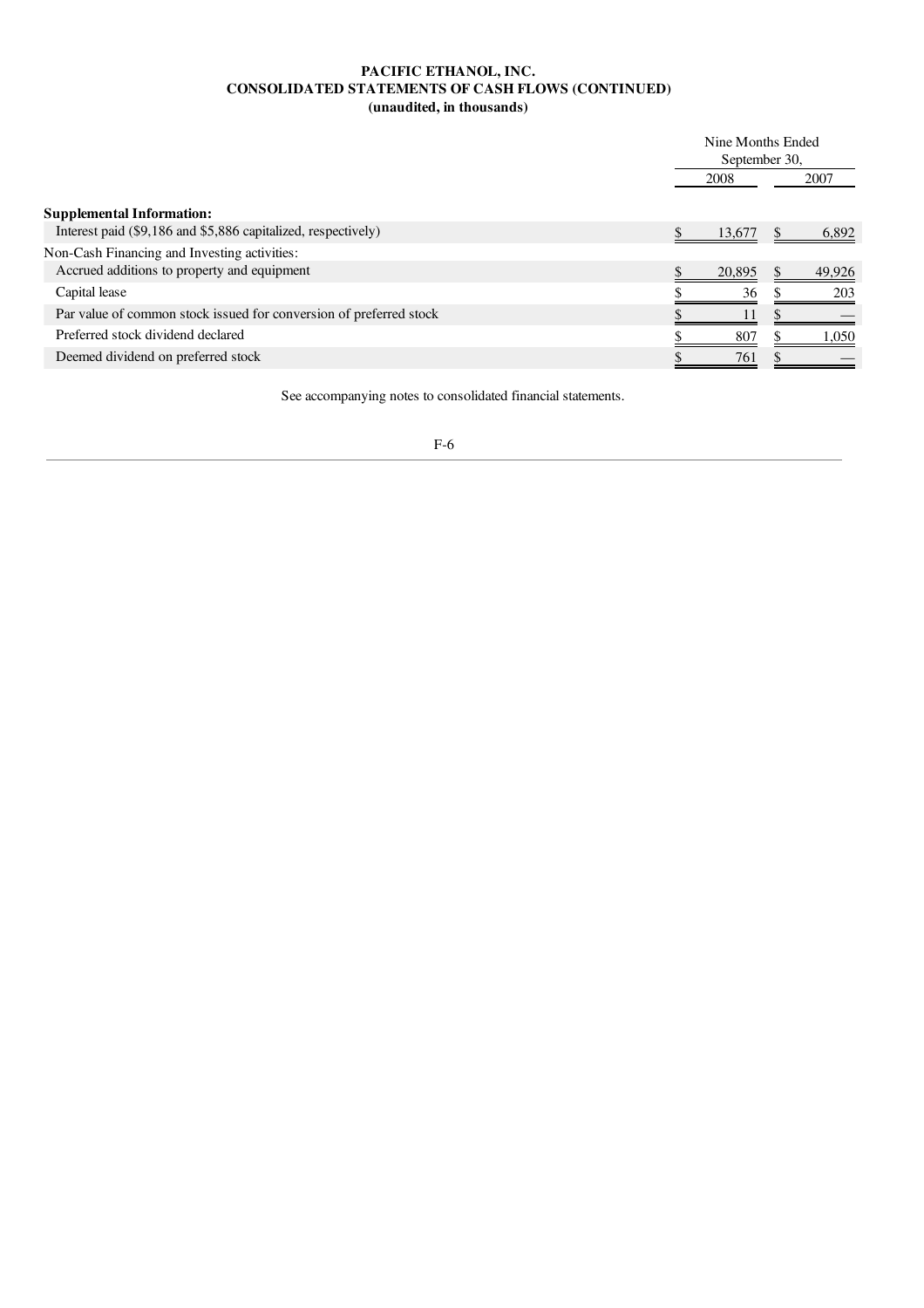# PACIFIC ETHANOL, INC.
## CONSOLIDATED STATEMENTS OF CASH FLOWS (CONTINUED)
### (unaudited, in thousands)

| | Nine Months Ended September 30, | |
|---|---|---|
| | 2008 | 2007 |
| **Supplemental Information:** | | |
| Interest paid ($9,186 and $5,886 capitalized, respectively) | $ 13,677 | $ 6,892 |
| Non-Cash Financing and Investing activities: | | |
| Accrued additions to property and equipment | $ 20,895 | $ 49,926 |
| Capital lease | $ 36 | $ 203 |
| Par value of common stock issued for conversion of preferred stock | $ 11 | $ — |
| Preferred stock dividend declared | $ 807 | $ 1,050 |
| Deemed dividend on preferred stock | $ 761 | $ — |

See accompanying notes to consolidated financial statements.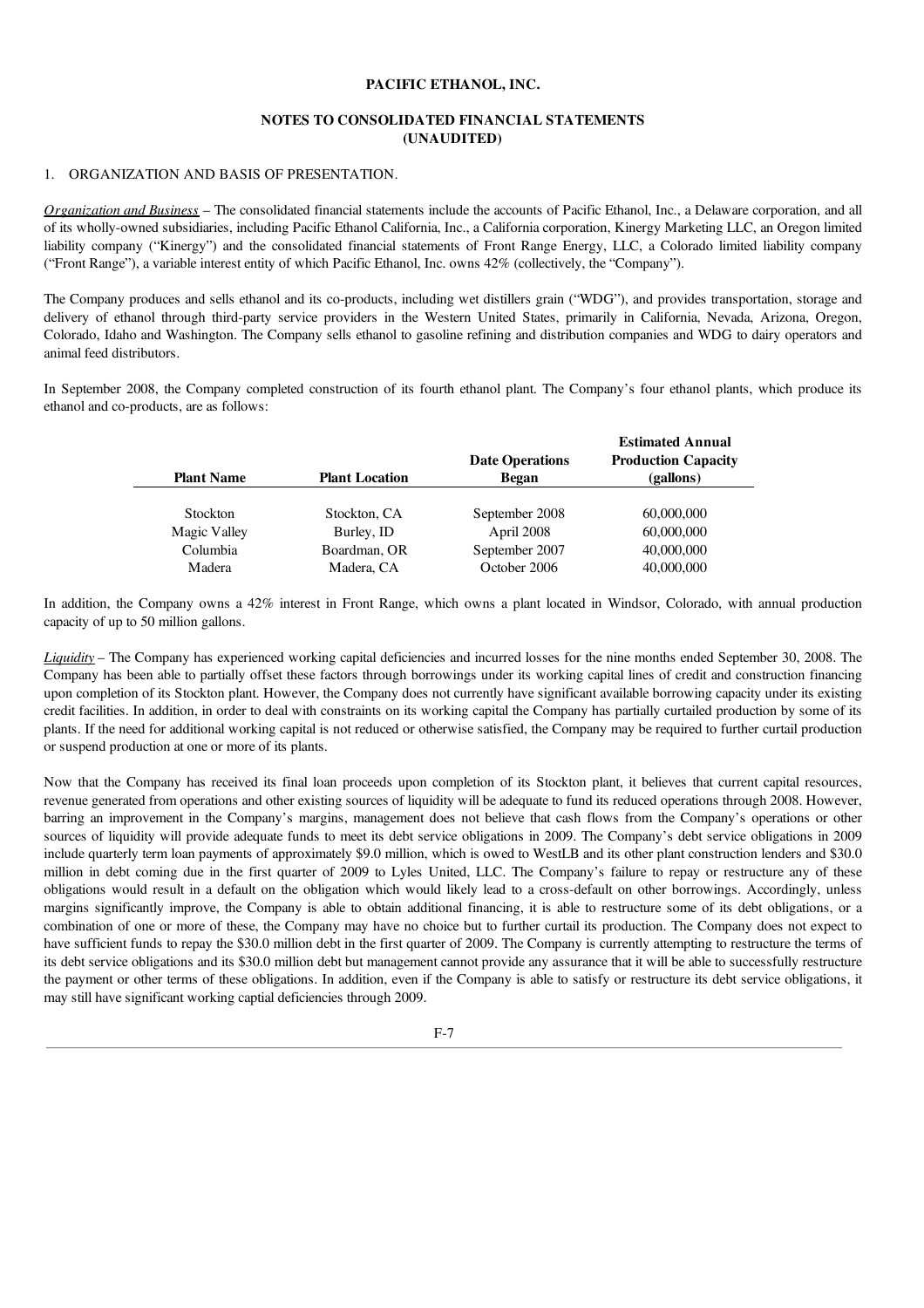**PACIFIC ETHANOL, INC.**

**NOTES TO CONSOLIDATED FINANCIAL STATEMENTS**
**(UNAUDITED)**

1. ORGANIZATION AND BASIS OF PRESENTATION.

*Organization and Business* – The consolidated financial statements include the accounts of Pacific Ethanol, Inc., a Delaware corporation, and all of its wholly-owned subsidiaries, including Pacific Ethanol California, Inc., a California corporation, Kinergy Marketing LLC, an Oregon limited liability company ("Kinergy") and the consolidated financial statements of Front Range Energy, LLC, a Colorado limited liability company ("Front Range"), a variable interest entity of which Pacific Ethanol, Inc. owns 42% (collectively, the "Company").

The Company produces and sells ethanol and its co-products, including wet distillers grain ("WDG"), and provides transportation, storage and delivery of ethanol through third-party service providers in the Western United States, primarily in California, Nevada, Arizona, Oregon, Colorado, Idaho and Washington. The Company sells ethanol to gasoline refining and distribution companies and WDG to dairy operators and animal feed distributors.

In September 2008, the Company completed construction of its fourth ethanol plant. The Company's four ethanol plants, which produce its ethanol and co-products, are as follows:

| Plant Name | Plant Location | Date Operations Began | Estimated Annual Production Capacity (gallons) |
|---|---|---|---|
| Stockton | Stockton, CA | September 2008 | 60,000,000 |
| Magic Valley | Burley, ID | April 2008 | 60,000,000 |
| Columbia | Boardman, OR | September 2007 | 40,000,000 |
| Madera | Madera, CA | October 2006 | 40,000,000 |

In addition, the Company owns a 42% interest in Front Range, which owns a plant located in Windsor, Colorado, with annual production capacity of up to 50 million gallons.

*Liquidity* – The Company has experienced working capital deficiencies and incurred losses for the nine months ended September 30, 2008. The Company has been able to partially offset these factors through borrowings under its working capital lines of credit and construction financing upon completion of its Stockton plant. However, the Company does not currently have significant available borrowing capacity under its existing credit facilities. In addition, in order to deal with constraints on its working capital the Company has partially curtailed production by some of its plants. If the need for additional working capital is not reduced or otherwise satisfied, the Company may be required to further curtail production or suspend production at one or more of its plants.

Now that the Company has received its final loan proceeds upon completion of its Stockton plant, it believes that current capital resources, revenue generated from operations and other existing sources of liquidity will be adequate to fund its reduced operations through 2008. However, barring an improvement in the Company's margins, management does not believe that cash flows from the Company's operations or other sources of liquidity will provide adequate funds to meet its debt service obligations in 2009. The Company's debt service obligations in 2009 include quarterly term loan payments of approximately $9.0 million, which is owed to WestLB and its other plant construction lenders and $30.0 million in debt coming due in the first quarter of 2009 to Lyles United, LLC. The Company's failure to repay or restructure any of these obligations would result in a default on the obligation which would likely lead to a cross-default on other borrowings. Accordingly, unless margins significantly improve, the Company is able to obtain additional financing, it is able to restructure some of its debt obligations, or a combination of one or more of these, the Company may have no choice but to further curtail its production. The Company does not expect to have sufficient funds to repay the $30.0 million debt in the first quarter of 2009. The Company is currently attempting to restructure the terms of its debt service obligations and its $30.0 million debt but management cannot provide any assurance that it will be able to successfully restructure the payment or other terms of these obligations. In addition, even if the Company is able to satisfy or restructure its debt service obligations, it may still have significant working captial deficiencies through 2009.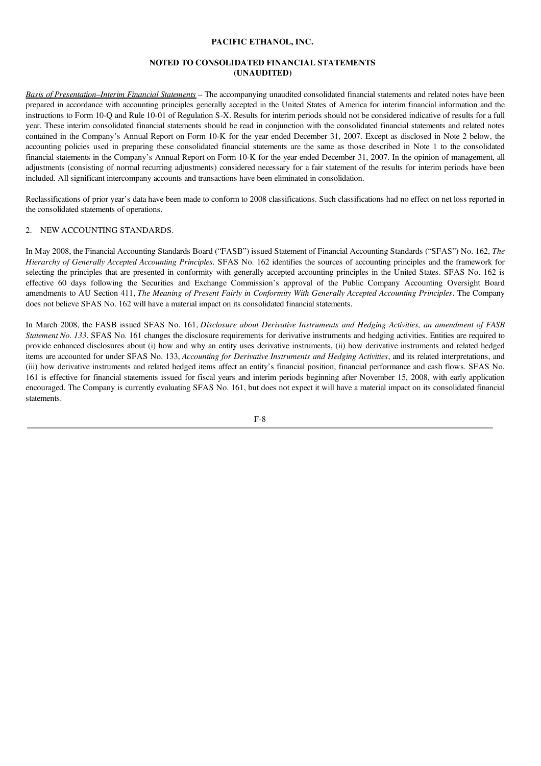**PACIFIC ETHANOL, INC.**

**NOTED TO CONSOLIDATED FINANCIAL STATEMENTS**
**(UNAUDITED)**

<u>*Basis of Presentation–Interim Financial Statements*</u> – The accompanying unaudited consolidated financial statements and related notes have been prepared in accordance with accounting principles generally accepted in the United States of America for interim financial information and the instructions to Form 10-Q and Rule 10-01 of Regulation S-X. Results for interim periods should not be considered indicative of results for a full year. These interim consolidated financial statements should be read in conjunction with the consolidated financial statements and related notes contained in the Company's Annual Report on Form 10-K for the year ended December 31, 2007. Except as disclosed in Note 2 below, the accounting policies used in preparing these consolidated financial statements are the same as those described in Note 1 to the consolidated financial statements in the Company's Annual Report on Form 10-K for the year ended December 31, 2007. In the opinion of management, all adjustments (consisting of normal recurring adjustments) considered necessary for a fair statement of the results for interim periods have been included. All significant intercompany accounts and transactions have been eliminated in consolidation.

Reclassifications of prior year's data have been made to conform to 2008 classifications. Such classifications had no effect on net loss reported in the consolidated statements of operations.

2. NEW ACCOUNTING STANDARDS.

In May 2008, the Financial Accounting Standards Board ("FASB") issued Statement of Financial Accounting Standards ("SFAS") No. 162, *The Hierarchy of Generally Accepted Accounting Principles.* SFAS No. 162 identifies the sources of accounting principles and the framework for selecting the principles that are presented in conformity with generally accepted accounting principles in the United States. SFAS No. 162 is effective 60 days following the Securities and Exchange Commission's approval of the Public Company Accounting Oversight Board amendments to AU Section 411, *The Meaning of Present Fairly in Conformity With Generally Accepted Accounting Principles*. The Company does not believe SFAS No. 162 will have a material impact on its consolidated financial statements.

In March 2008, the FASB issued SFAS No. 161, *Disclosure about Derivative Instruments and Hedging Activities, an amendment of FASB Statement No. 133*. SFAS No. 161 changes the disclosure requirements for derivative instruments and hedging activities. Entities are required to provide enhanced disclosures about (i) how and why an entity uses derivative instruments, (ii) how derivative instruments and related hedged items are accounted for under SFAS No. 133, *Accounting for Derivative Instruments and Hedging Activities*, and its related interpretations, and (iii) how derivative instruments and related hedged items affect an entity's financial position, financial performance and cash flows. SFAS No. 161 is effective for financial statements issued for fiscal years and interim periods beginning after November 15, 2008, with early application encouraged. The Company is currently evaluating SFAS No. 161, but does not expect it will have a material impact on its consolidated financial statements.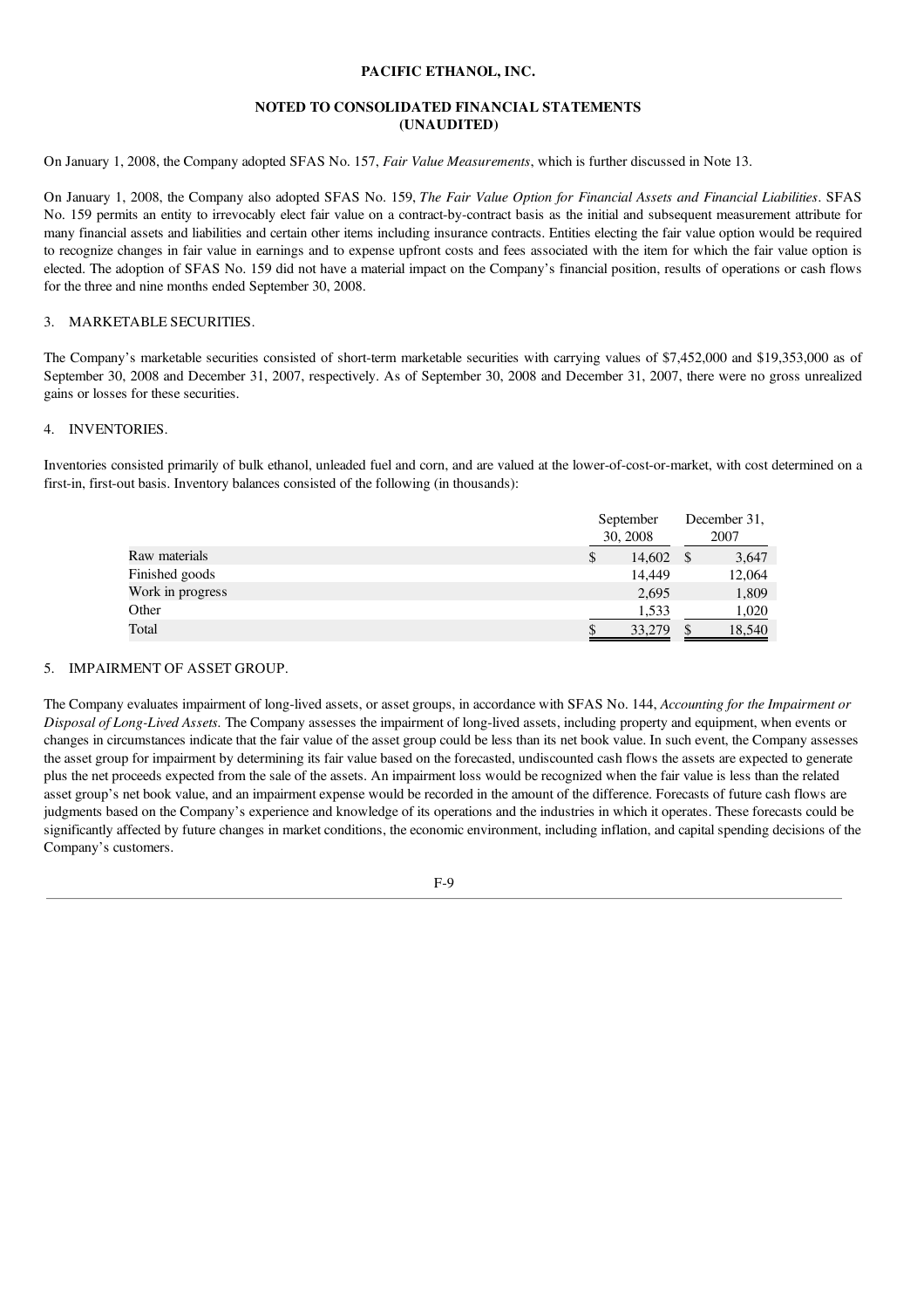PACIFIC ETHANOL, INC.

NOTED TO CONSOLIDATED FINANCIAL STATEMENTS
(UNAUDITED)

On January 1, 2008, the Company adopted SFAS No. 157, *Fair Value Measurements*, which is further discussed in Note 13.

On January 1, 2008, the Company also adopted SFAS No. 159, *The Fair Value Option for Financial Assets and Financial Liabilities*. SFAS No. 159 permits an entity to irrevocably elect fair value on a contract-by-contract basis as the initial and subsequent measurement attribute for many financial assets and liabilities and certain other items including insurance contracts. Entities electing the fair value option would be required to recognize changes in fair value in earnings and to expense upfront costs and fees associated with the item for which the fair value option is elected. The adoption of SFAS No. 159 did not have a material impact on the Company's financial position, results of operations or cash flows for the three and nine months ended September 30, 2008.

3. MARKETABLE SECURITIES.

The Company's marketable securities consisted of short-term marketable securities with carrying values of $7,452,000 and $19,353,000 as of September 30, 2008 and December 31, 2007, respectively. As of September 30, 2008 and December 31, 2007, there were no gross unrealized gains or losses for these securities.

4. INVENTORIES.

Inventories consisted primarily of bulk ethanol, unleaded fuel and corn, and are valued at the lower-of-cost-or-market, with cost determined on a first-in, first-out basis. Inventory balances consisted of the following (in thousands):

| | September 30, 2008 | December 31, 2007 |
|---|---|---|
| Raw materials | $ 14,602 | $ 3,647 |
| Finished goods | 14,449 | 12,064 |
| Work in progress | 2,695 | 1,809 |
| Other | 1,533 | 1,020 |
| Total | $ 33,279 | $ 18,540 |

5. IMPAIRMENT OF ASSET GROUP.

The Company evaluates impairment of long-lived assets, or asset groups, in accordance with SFAS No. 144, *Accounting for the Impairment or Disposal of Long-Lived Assets*. The Company assesses the impairment of long-lived assets, including property and equipment, when events or changes in circumstances indicate that the fair value of the asset group could be less than its net book value. In such event, the Company assesses the asset group for impairment by determining its fair value based on the forecasted, undiscounted cash flows the assets are expected to generate plus the net proceeds expected from the sale of the assets. An impairment loss would be recognized when the fair value is less than the related asset group's net book value, and an impairment expense would be recorded in the amount of the difference. Forecasts of future cash flows are judgments based on the Company's experience and knowledge of its operations and the industries in which it operates. These forecasts could be significantly affected by future changes in market conditions, the economic environment, including inflation, and capital spending decisions of the Company's customers.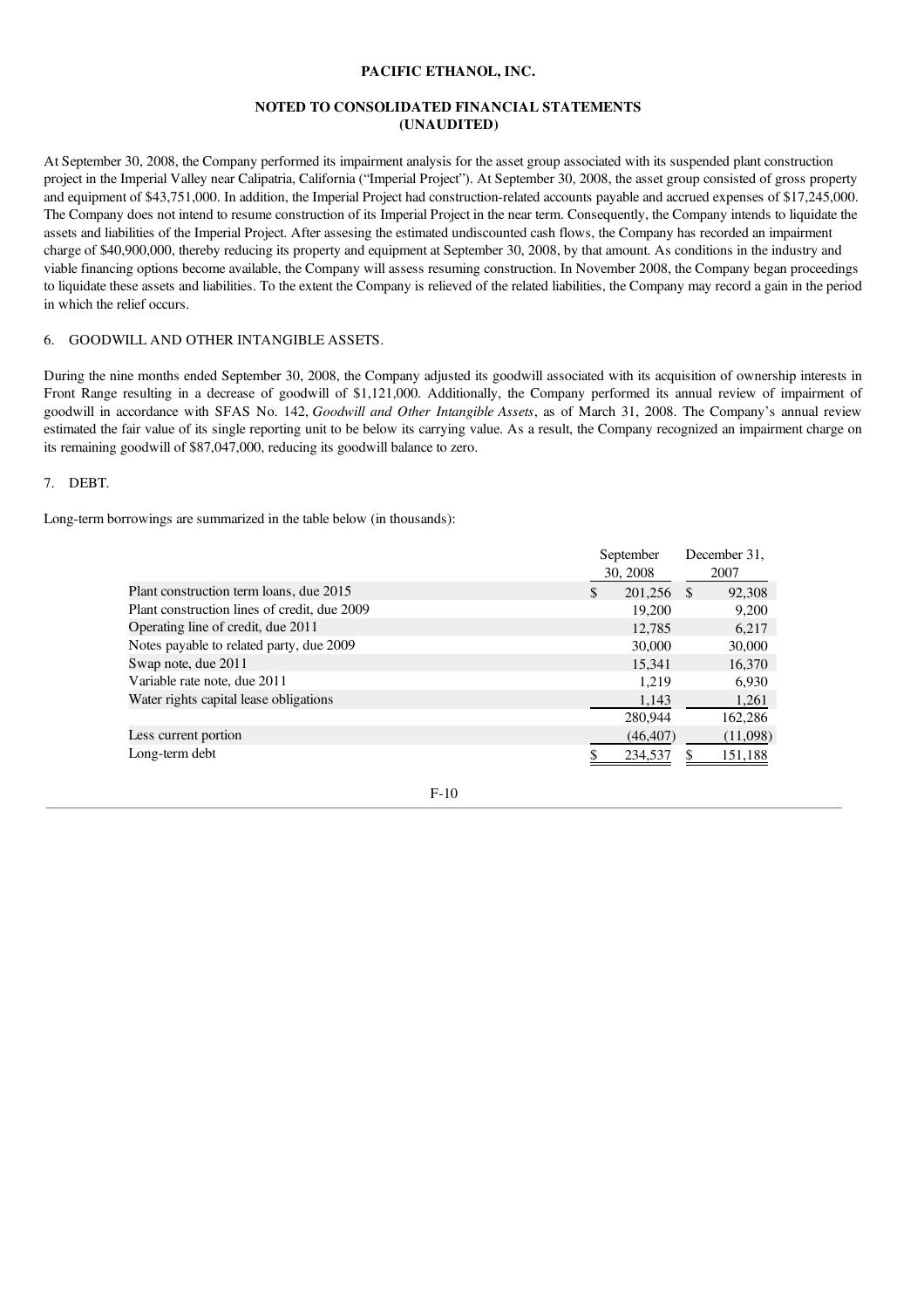**PACIFIC ETHANOL, INC.**

**NOTED TO CONSOLIDATED FINANCIAL STATEMENTS**
**(UNAUDITED)**

At September 30, 2008, the Company performed its impairment analysis for the asset group associated with its suspended plant construction project in the Imperial Valley near Calipatria, California ("Imperial Project"). At September 30, 2008, the asset group consisted of gross property and equipment of $43,751,000. In addition, the Imperial Project had construction-related accounts payable and accrued expenses of $17,245,000. The Company does not intend to resume construction of its Imperial Project in the near term. Consequently, the Company intends to liquidate the assets and liabilities of the Imperial Project. After assesing the estimated undiscounted cash flows, the Company has recorded an impairment charge of $40,900,000, thereby reducing its property and equipment at September 30, 2008, by that amount. As conditions in the industry and viable financing options become available, the Company will assess resuming construction. In November 2008, the Company began proceedings to liquidate these assets and liabilities. To the extent the Company is relieved of the related liabilities, the Company may record a gain in the period in which the relief occurs.

6. GOODWILL AND OTHER INTANGIBLE ASSETS.

During the nine months ended September 30, 2008, the Company adjusted its goodwill associated with its acquisition of ownership interests in Front Range resulting in a decrease of goodwill of $1,121,000. Additionally, the Company performed its annual review of impairment of goodwill in accordance with SFAS No. 142, *Goodwill and Other Intangible Assets*, as of March 31, 2008. The Company's annual review estimated the fair value of its single reporting unit to be below its carrying value. As a result, the Company recognized an impairment charge on its remaining goodwill of $87,047,000, reducing its goodwill balance to zero.

7. DEBT.

Long-term borrowings are summarized in the table below (in thousands):

| | September 30, 2008 | December 31, 2007 |
|---|---|---|
| Plant construction term loans, due 2015 | $ 201,256 | $ 92,308 |
| Plant construction lines of credit, due 2009 | 19,200 | 9,200 |
| Operating line of credit, due 2011 | 12,785 | 6,217 |
| Notes payable to related party, due 2009 | 30,000 | 30,000 |
| Swap note, due 2011 | 15,341 | 16,370 |
| Variable rate note, due 2011 | 1,219 | 6,930 |
| Water rights capital lease obligations | 1,143 | 1,261 |
| | 280,944 | 162,286 |
| Less current portion | (46,407) | (11,098) |
| Long-term debt | $ 234,537 | $ 151,188 |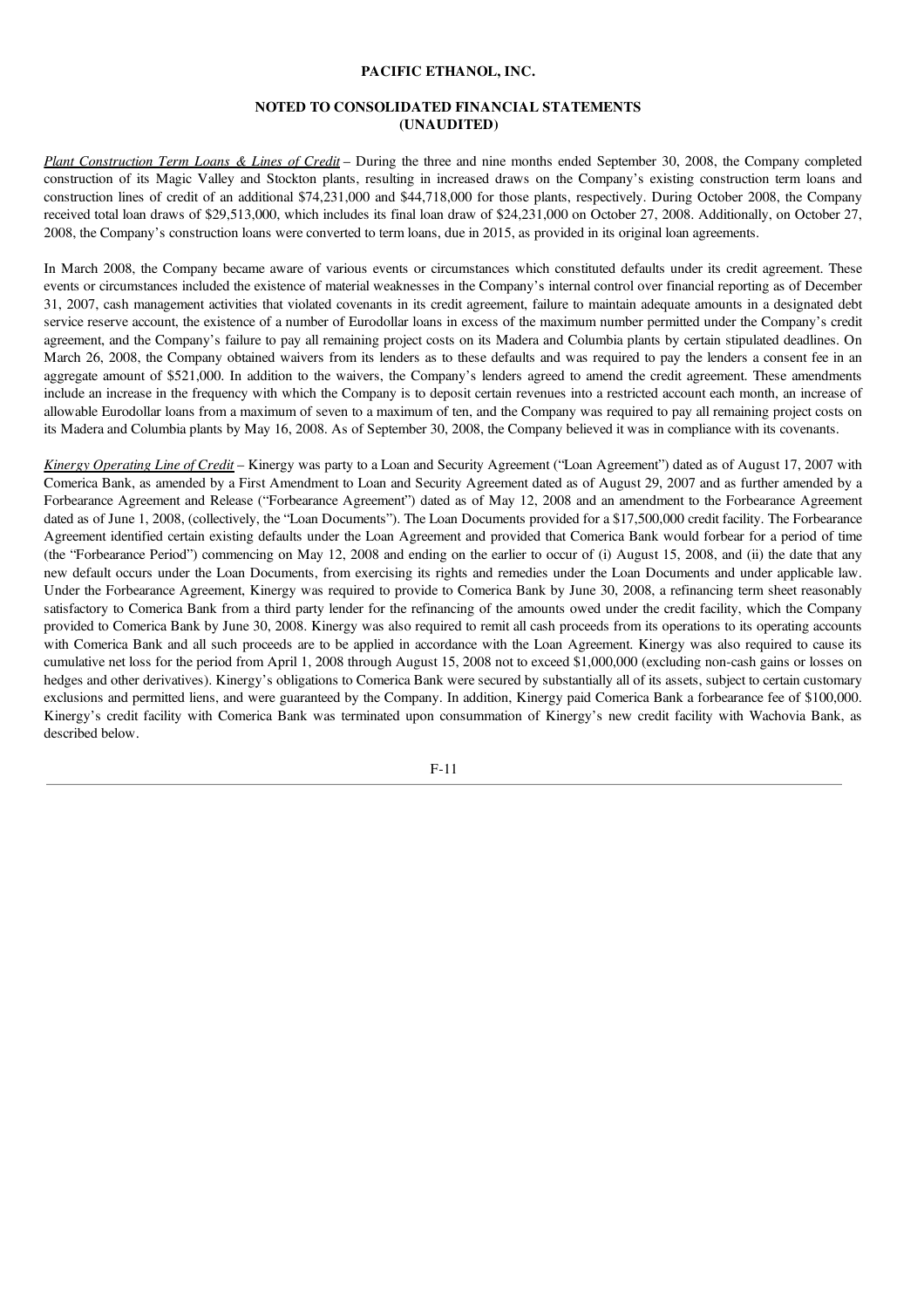**PACIFIC ETHANOL, INC.**

**NOTED TO CONSOLIDATED FINANCIAL STATEMENTS (UNAUDITED)**

*Plant Construction Term Loans & Lines of Credit* – During the three and nine months ended September 30, 2008, the Company completed construction of its Magic Valley and Stockton plants, resulting in increased draws on the Company's existing construction term loans and construction lines of credit of an additional $74,231,000 and $44,718,000 for those plants, respectively. During October 2008, the Company received total loan draws of $29,513,000, which includes its final loan draw of $24,231,000 on October 27, 2008. Additionally, on October 27, 2008, the Company's construction loans were converted to term loans, due in 2015, as provided in its original loan agreements.

In March 2008, the Company became aware of various events or circumstances which constituted defaults under its credit agreement. These events or circumstances included the existence of material weaknesses in the Company's internal control over financial reporting as of December 31, 2007, cash management activities that violated covenants in its credit agreement, failure to maintain adequate amounts in a designated debt service reserve account, the existence of a number of Eurodollar loans in excess of the maximum number permitted under the Company's credit agreement, and the Company's failure to pay all remaining project costs on its Madera and Columbia plants by certain stipulated deadlines. On March 26, 2008, the Company obtained waivers from its lenders as to these defaults and was required to pay the lenders a consent fee in an aggregate amount of $521,000. In addition to the waivers, the Company's lenders agreed to amend the credit agreement. These amendments include an increase in the frequency with which the Company is to deposit certain revenues into a restricted account each month, an increase of allowable Eurodollar loans from a maximum of seven to a maximum of ten, and the Company was required to pay all remaining project costs on its Madera and Columbia plants by May 16, 2008. As of September 30, 2008, the Company believed it was in compliance with its covenants.

*Kinergy Operating Line of Credit* – Kinergy was party to a Loan and Security Agreement ("Loan Agreement") dated as of August 17, 2007 with Comerica Bank, as amended by a First Amendment to Loan and Security Agreement dated as of August 29, 2007 and as further amended by a Forbearance Agreement and Release ("Forbearance Agreement") dated as of May 12, 2008 and an amendment to the Forbearance Agreement dated as of June 1, 2008, (collectively, the "Loan Documents"). The Loan Documents provided for a $17,500,000 credit facility. The Forbearance Agreement identified certain existing defaults under the Loan Agreement and provided that Comerica Bank would forbear for a period of time (the "Forbearance Period") commencing on May 12, 2008 and ending on the earlier to occur of (i) August 15, 2008, and (ii) the date that any new default occurs under the Loan Documents, from exercising its rights and remedies under the Loan Documents and under applicable law. Under the Forbearance Agreement, Kinergy was required to provide to Comerica Bank by June 30, 2008, a refinancing term sheet reasonably satisfactory to Comerica Bank from a third party lender for the refinancing of the amounts owed under the credit facility, which the Company provided to Comerica Bank by June 30, 2008. Kinergy was also required to remit all cash proceeds from its operations to its operating accounts with Comerica Bank and all such proceeds are to be applied in accordance with the Loan Agreement. Kinergy was also required to cause its cumulative net loss for the period from April 1, 2008 through August 15, 2008 not to exceed $1,000,000 (excluding non-cash gains or losses on hedges and other derivatives). Kinergy's obligations to Comerica Bank were secured by substantially all of its assets, subject to certain customary exclusions and permitted liens, and were guaranteed by the Company. In addition, Kinergy paid Comerica Bank a forbearance fee of $100,000. Kinergy's credit facility with Comerica Bank was terminated upon consummation of Kinergy's new credit facility with Wachovia Bank, as described below.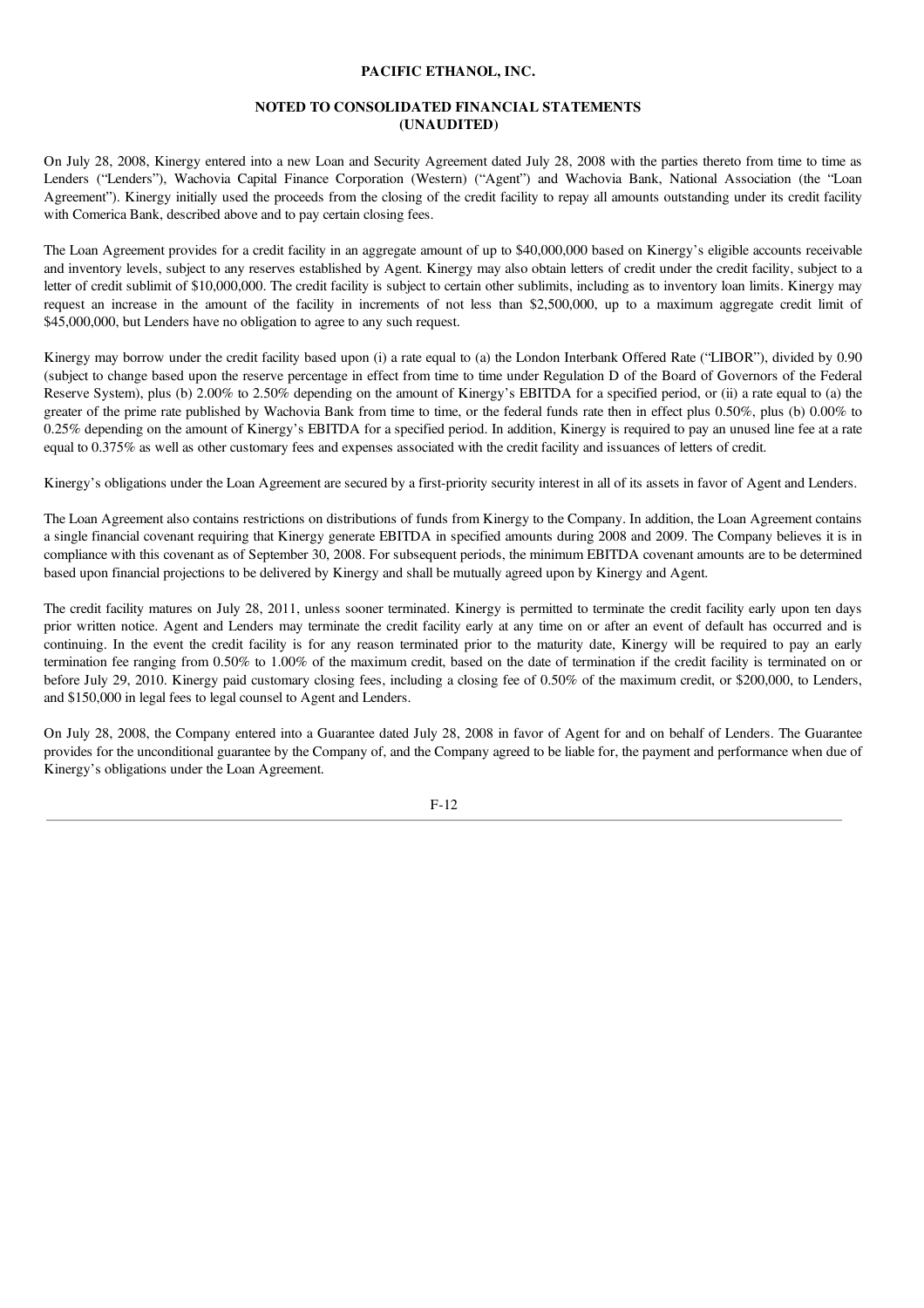**PACIFIC ETHANOL, INC.**

**NOTED TO CONSOLIDATED FINANCIAL STATEMENTS**
**(UNAUDITED)**

On July 28, 2008, Kinergy entered into a new Loan and Security Agreement dated July 28, 2008 with the parties thereto from time to time as Lenders ("Lenders"), Wachovia Capital Finance Corporation (Western) ("Agent") and Wachovia Bank, National Association (the "Loan Agreement"). Kinergy initially used the proceeds from the closing of the credit facility to repay all amounts outstanding under its credit facility with Comerica Bank, described above and to pay certain closing fees.

The Loan Agreement provides for a credit facility in an aggregate amount of up to $40,000,000 based on Kinergy's eligible accounts receivable and inventory levels, subject to any reserves established by Agent. Kinergy may also obtain letters of credit under the credit facility, subject to a letter of credit sublimit of $10,000,000. The credit facility is subject to certain other sublimits, including as to inventory loan limits. Kinergy may request an increase in the amount of the facility in increments of not less than $2,500,000, up to a maximum aggregate credit limit of $45,000,000, but Lenders have no obligation to agree to any such request.

Kinergy may borrow under the credit facility based upon (i) a rate equal to (a) the London Interbank Offered Rate ("LIBOR"), divided by 0.90 (subject to change based upon the reserve percentage in effect from time to time under Regulation D of the Board of Governors of the Federal Reserve System), plus (b) 2.00% to 2.50% depending on the amount of Kinergy's EBITDA for a specified period, or (ii) a rate equal to (a) the greater of the prime rate published by Wachovia Bank from time to time, or the federal funds rate then in effect plus 0.50%, plus (b) 0.00% to 0.25% depending on the amount of Kinergy's EBITDA for a specified period. In addition, Kinergy is required to pay an unused line fee at a rate equal to 0.375% as well as other customary fees and expenses associated with the credit facility and issuances of letters of credit.

Kinergy's obligations under the Loan Agreement are secured by a first-priority security interest in all of its assets in favor of Agent and Lenders.

The Loan Agreement also contains restrictions on distributions of funds from Kinergy to the Company. In addition, the Loan Agreement contains a single financial covenant requiring that Kinergy generate EBITDA in specified amounts during 2008 and 2009. The Company believes it is in compliance with this covenant as of September 30, 2008. For subsequent periods, the minimum EBITDA covenant amounts are to be determined based upon financial projections to be delivered by Kinergy and shall be mutually agreed upon by Kinergy and Agent.

The credit facility matures on July 28, 2011, unless sooner terminated. Kinergy is permitted to terminate the credit facility early upon ten days prior written notice. Agent and Lenders may terminate the credit facility early at any time on or after an event of default has occurred and is continuing. In the event the credit facility is for any reason terminated prior to the maturity date, Kinergy will be required to pay an early termination fee ranging from 0.50% to 1.00% of the maximum credit, based on the date of termination if the credit facility is terminated on or before July 29, 2010. Kinergy paid customary closing fees, including a closing fee of 0.50% of the maximum credit, or $200,000, to Lenders, and $150,000 in legal fees to legal counsel to Agent and Lenders.

On July 28, 2008, the Company entered into a Guarantee dated July 28, 2008 in favor of Agent for and on behalf of Lenders. The Guarantee provides for the unconditional guarantee by the Company of, and the Company agreed to be liable for, the payment and performance when due of Kinergy's obligations under the Loan Agreement.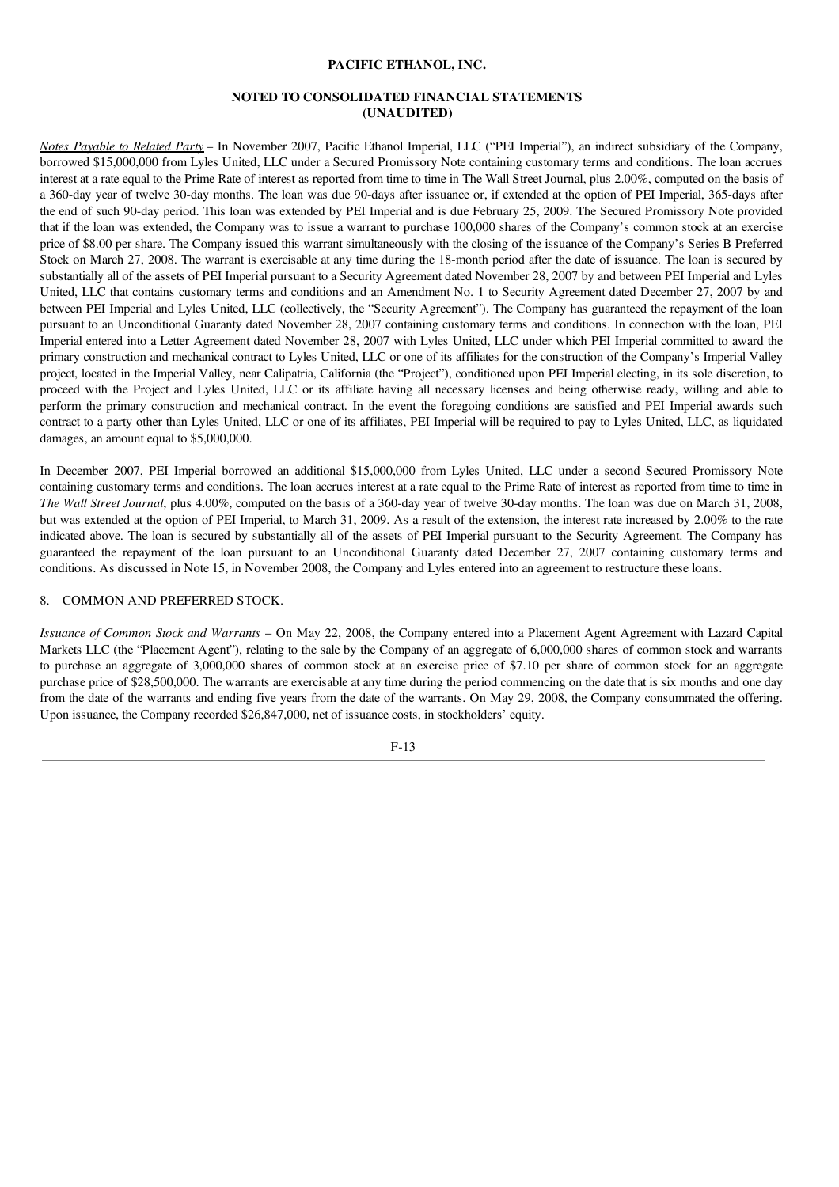**PACIFIC ETHANOL, INC.**

**NOTED TO CONSOLIDATED FINANCIAL STATEMENTS**
**(UNAUDITED)**

*Notes Payable to Related Party* – In November 2007, Pacific Ethanol Imperial, LLC ("PEI Imperial"), an indirect subsidiary of the Company, borrowed $15,000,000 from Lyles United, LLC under a Secured Promissory Note containing customary terms and conditions. The loan accrues interest at a rate equal to the Prime Rate of interest as reported from time to time in The Wall Street Journal, plus 2.00%, computed on the basis of a 360-day year of twelve 30-day months. The loan was due 90-days after issuance or, if extended at the option of PEI Imperial, 365-days after the end of such 90-day period. This loan was extended by PEI Imperial and is due February 25, 2009. The Secured Promissory Note provided that if the loan was extended, the Company was to issue a warrant to purchase 100,000 shares of the Company's common stock at an exercise price of $8.00 per share. The Company issued this warrant simultaneously with the closing of the issuance of the Company's Series B Preferred Stock on March 27, 2008. The warrant is exercisable at any time during the 18-month period after the date of issuance. The loan is secured by substantially all of the assets of PEI Imperial pursuant to a Security Agreement dated November 28, 2007 by and between PEI Imperial and Lyles United, LLC that contains customary terms and conditions and an Amendment No. 1 to Security Agreement dated December 27, 2007 by and between PEI Imperial and Lyles United, LLC (collectively, the "Security Agreement"). The Company has guaranteed the repayment of the loan pursuant to an Unconditional Guaranty dated November 28, 2007 containing customary terms and conditions. In connection with the loan, PEI Imperial entered into a Letter Agreement dated November 28, 2007 with Lyles United, LLC under which PEI Imperial committed to award the primary construction and mechanical contract to Lyles United, LLC or one of its affiliates for the construction of the Company's Imperial Valley project, located in the Imperial Valley, near Calipatria, California (the "Project"), conditioned upon PEI Imperial electing, in its sole discretion, to proceed with the Project and Lyles United, LLC or its affiliate having all necessary licenses and being otherwise ready, willing and able to perform the primary construction and mechanical contract. In the event the foregoing conditions are satisfied and PEI Imperial awards such contract to a party other than Lyles United, LLC or one of its affiliates, PEI Imperial will be required to pay to Lyles United, LLC, as liquidated damages, an amount equal to $5,000,000.

In December 2007, PEI Imperial borrowed an additional $15,000,000 from Lyles United, LLC under a second Secured Promissory Note containing customary terms and conditions. The loan accrues interest at a rate equal to the Prime Rate of interest as reported from time to time in *The Wall Street Journal*, plus 4.00%, computed on the basis of a 360-day year of twelve 30-day months. The loan was due on March 31, 2008, but was extended at the option of PEI Imperial, to March 31, 2009. As a result of the extension, the interest rate increased by 2.00% to the rate indicated above. The loan is secured by substantially all of the assets of PEI Imperial pursuant to the Security Agreement. The Company has guaranteed the repayment of the loan pursuant to an Unconditional Guaranty dated December 27, 2007 containing customary terms and conditions. As discussed in Note 15, in November 2008, the Company and Lyles entered into an agreement to restructure these loans.

8. COMMON AND PREFERRED STOCK.

*Issuance of Common Stock and Warrants* – On May 22, 2008, the Company entered into a Placement Agent Agreement with Lazard Capital Markets LLC (the "Placement Agent"), relating to the sale by the Company of an aggregate of 6,000,000 shares of common stock and warrants to purchase an aggregate of 3,000,000 shares of common stock at an exercise price of $7.10 per share of common stock for an aggregate purchase price of $28,500,000. The warrants are exercisable at any time during the period commencing on the date that is six months and one day from the date of the warrants and ending five years from the date of the warrants. On May 29, 2008, the Company consummated the offering. Upon issuance, the Company recorded $26,847,000, net of issuance costs, in stockholders' equity.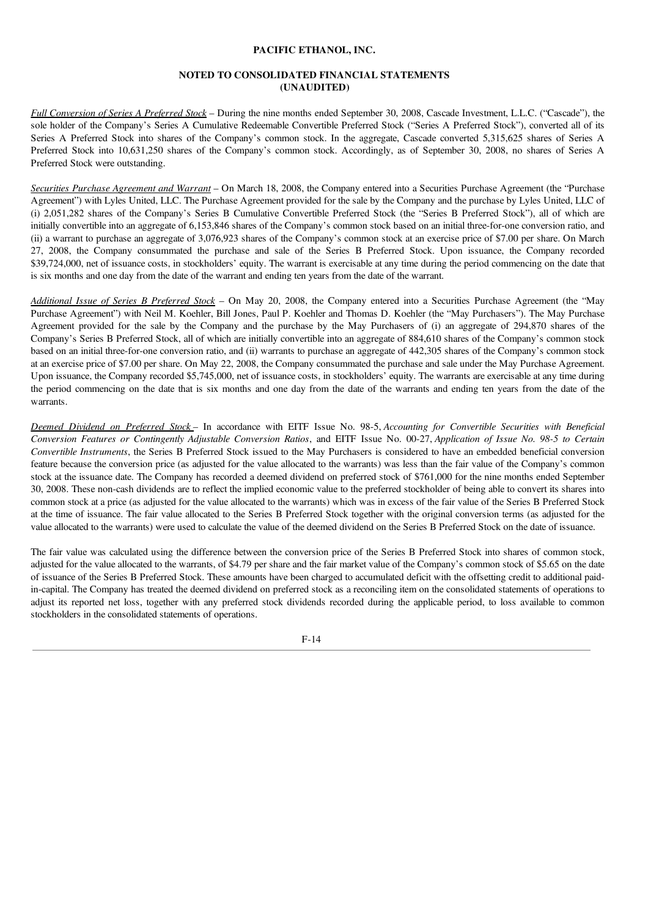**PACIFIC ETHANOL, INC.**

**NOTED TO CONSOLIDATED FINANCIAL STATEMENTS**
**(UNAUDITED)**

*Full Conversion of Series A Preferred Stock* – During the nine months ended September 30, 2008, Cascade Investment, L.L.C. ("Cascade"), the sole holder of the Company's Series A Cumulative Redeemable Convertible Preferred Stock ("Series A Preferred Stock"), converted all of its Series A Preferred Stock into shares of the Company's common stock. In the aggregate, Cascade converted 5,315,625 shares of Series A Preferred Stock into 10,631,250 shares of the Company's common stock. Accordingly, as of September 30, 2008, no shares of Series A Preferred Stock were outstanding.

*Securities Purchase Agreement and Warrant* – On March 18, 2008, the Company entered into a Securities Purchase Agreement (the "Purchase Agreement") with Lyles United, LLC. The Purchase Agreement provided for the sale by the Company and the purchase by Lyles United, LLC of (i) 2,051,282 shares of the Company's Series B Cumulative Convertible Preferred Stock (the "Series B Preferred Stock"), all of which are initially convertible into an aggregate of 6,153,846 shares of the Company's common stock based on an initial three-for-one conversion ratio, and (ii) a warrant to purchase an aggregate of 3,076,923 shares of the Company's common stock at an exercise price of $7.00 per share. On March 27, 2008, the Company consummated the purchase and sale of the Series B Preferred Stock. Upon issuance, the Company recorded $39,724,000, net of issuance costs, in stockholders' equity. The warrant is exercisable at any time during the period commencing on the date that is six months and one day from the date of the warrant and ending ten years from the date of the warrant.

*Additional Issue of Series B Preferred Stock* – On May 20, 2008, the Company entered into a Securities Purchase Agreement (the "May Purchase Agreement") with Neil M. Koehler, Bill Jones, Paul P. Koehler and Thomas D. Koehler (the "May Purchasers"). The May Purchase Agreement provided for the sale by the Company and the purchase by the May Purchasers of (i) an aggregate of 294,870 shares of the Company's Series B Preferred Stock, all of which are initially convertible into an aggregate of 884,610 shares of the Company's common stock based on an initial three-for-one conversion ratio, and (ii) warrants to purchase an aggregate of 442,305 shares of the Company's common stock at an exercise price of $7.00 per share. On May 22, 2008, the Company consummated the purchase and sale under the May Purchase Agreement. Upon issuance, the Company recorded $5,745,000, net of issuance costs, in stockholders' equity. The warrants are exercisable at any time during the period commencing on the date that is six months and one day from the date of the warrants and ending ten years from the date of the warrants.

*Deemed Dividend on Preferred Stock* – In accordance with EITF Issue No. 98-5, *Accounting for Convertible Securities with Beneficial Conversion Features or Contingently Adjustable Conversion Ratios*, and EITF Issue No. 00-27, *Application of Issue No. 98-5 to Certain Convertible Instruments*, the Series B Preferred Stock issued to the May Purchasers is considered to have an embedded beneficial conversion feature because the conversion price (as adjusted for the value allocated to the warrants) was less than the fair value of the Company's common stock at the issuance date. The Company has recorded a deemed dividend on preferred stock of $761,000 for the nine months ended September 30, 2008. These non-cash dividends are to reflect the implied economic value to the preferred stockholder of being able to convert its shares into common stock at a price (as adjusted for the value allocated to the warrants) which was in excess of the fair value of the Series B Preferred Stock at the time of issuance. The fair value allocated to the Series B Preferred Stock together with the original conversion terms (as adjusted for the value allocated to the warrants) were used to calculate the value of the deemed dividend on the Series B Preferred Stock on the date of issuance.

The fair value was calculated using the difference between the conversion price of the Series B Preferred Stock into shares of common stock, adjusted for the value allocated to the warrants, of $4.79 per share and the fair market value of the Company's common stock of $5.65 on the date of issuance of the Series B Preferred Stock. These amounts have been charged to accumulated deficit with the offsetting credit to additional paid-in-capital. The Company has treated the deemed dividend on preferred stock as a reconciling item on the consolidated statements of operations to adjust its reported net loss, together with any preferred stock dividends recorded during the applicable period, to loss available to common stockholders in the consolidated statements of operations.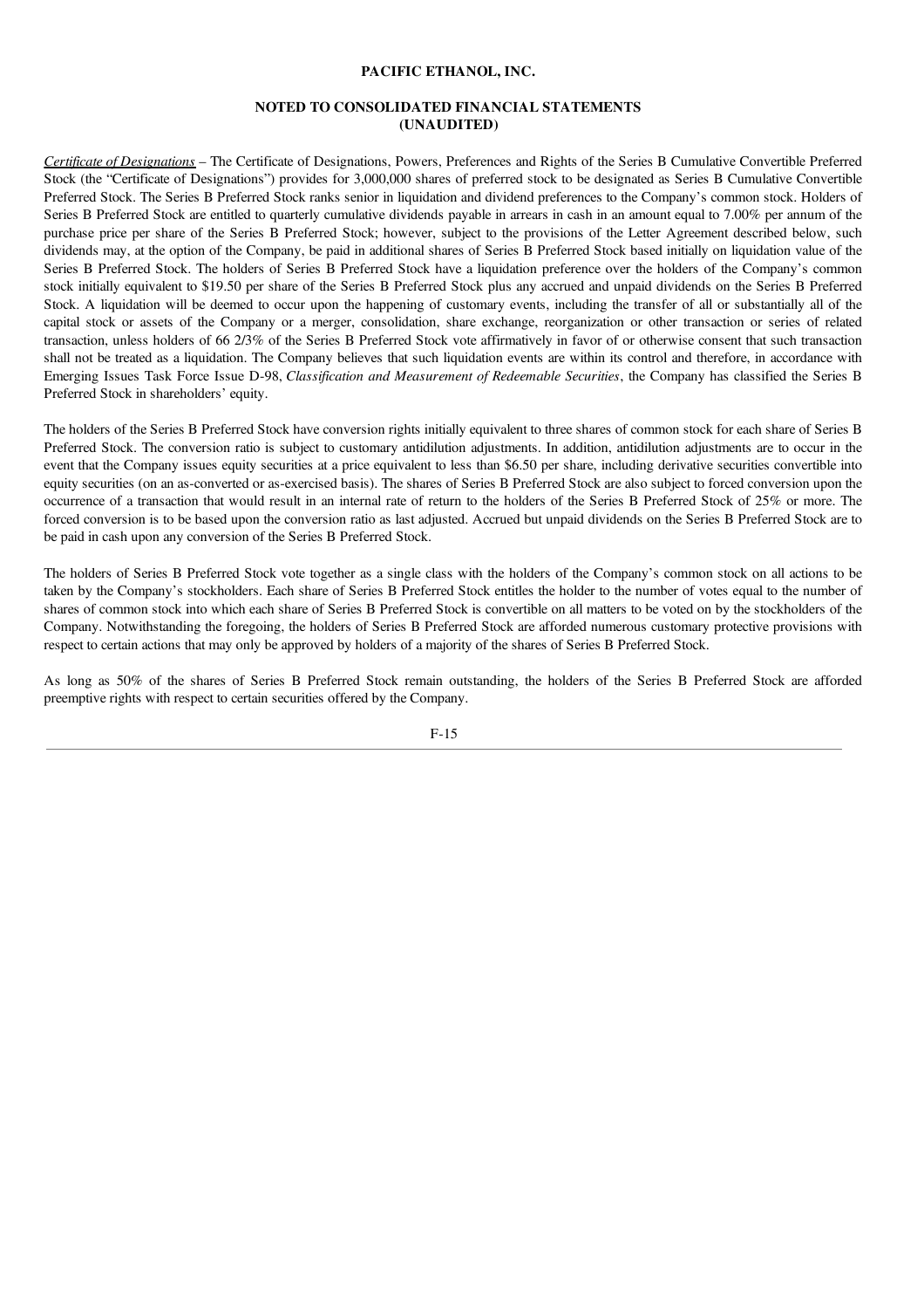**PACIFIC ETHANOL, INC.**

**NOTED TO CONSOLIDATED FINANCIAL STATEMENTS (UNAUDITED)**

*Certificate of Designations* – The Certificate of Designations, Powers, Preferences and Rights of the Series B Cumulative Convertible Preferred Stock (the "Certificate of Designations") provides for 3,000,000 shares of preferred stock to be designated as Series B Cumulative Convertible Preferred Stock. The Series B Preferred Stock ranks senior in liquidation and dividend preferences to the Company's common stock. Holders of Series B Preferred Stock are entitled to quarterly cumulative dividends payable in arrears in cash in an amount equal to 7.00% per annum of the purchase price per share of the Series B Preferred Stock; however, subject to the provisions of the Letter Agreement described below, such dividends may, at the option of the Company, be paid in additional shares of Series B Preferred Stock based initially on liquidation value of the Series B Preferred Stock. The holders of Series B Preferred Stock have a liquidation preference over the holders of the Company's common stock initially equivalent to $19.50 per share of the Series B Preferred Stock plus any accrued and unpaid dividends on the Series B Preferred Stock. A liquidation will be deemed to occur upon the happening of customary events, including the transfer of all or substantially all of the capital stock or assets of the Company or a merger, consolidation, share exchange, reorganization or other transaction or series of related transaction, unless holders of 66 2/3% of the Series B Preferred Stock vote affirmatively in favor of or otherwise consent that such transaction shall not be treated as a liquidation. The Company believes that such liquidation events are within its control and therefore, in accordance with Emerging Issues Task Force Issue D-98, *Classification and Measurement of Redeemable Securities*, the Company has classified the Series B Preferred Stock in shareholders' equity.

The holders of the Series B Preferred Stock have conversion rights initially equivalent to three shares of common stock for each share of Series B Preferred Stock. The conversion ratio is subject to customary antidilution adjustments. In addition, antidilution adjustments are to occur in the event that the Company issues equity securities at a price equivalent to less than $6.50 per share, including derivative securities convertible into equity securities (on an as-converted or as-exercised basis). The shares of Series B Preferred Stock are also subject to forced conversion upon the occurrence of a transaction that would result in an internal rate of return to the holders of the Series B Preferred Stock of 25% or more. The forced conversion is to be based upon the conversion ratio as last adjusted. Accrued but unpaid dividends on the Series B Preferred Stock are to be paid in cash upon any conversion of the Series B Preferred Stock.

The holders of Series B Preferred Stock vote together as a single class with the holders of the Company's common stock on all actions to be taken by the Company's stockholders. Each share of Series B Preferred Stock entitles the holder to the number of votes equal to the number of shares of common stock into which each share of Series B Preferred Stock is convertible on all matters to be voted on by the stockholders of the Company. Notwithstanding the foregoing, the holders of Series B Preferred Stock are afforded numerous customary protective provisions with respect to certain actions that may only be approved by holders of a majority of the shares of Series B Preferred Stock.

As long as 50% of the shares of Series B Preferred Stock remain outstanding, the holders of the Series B Preferred Stock are afforded preemptive rights with respect to certain securities offered by the Company.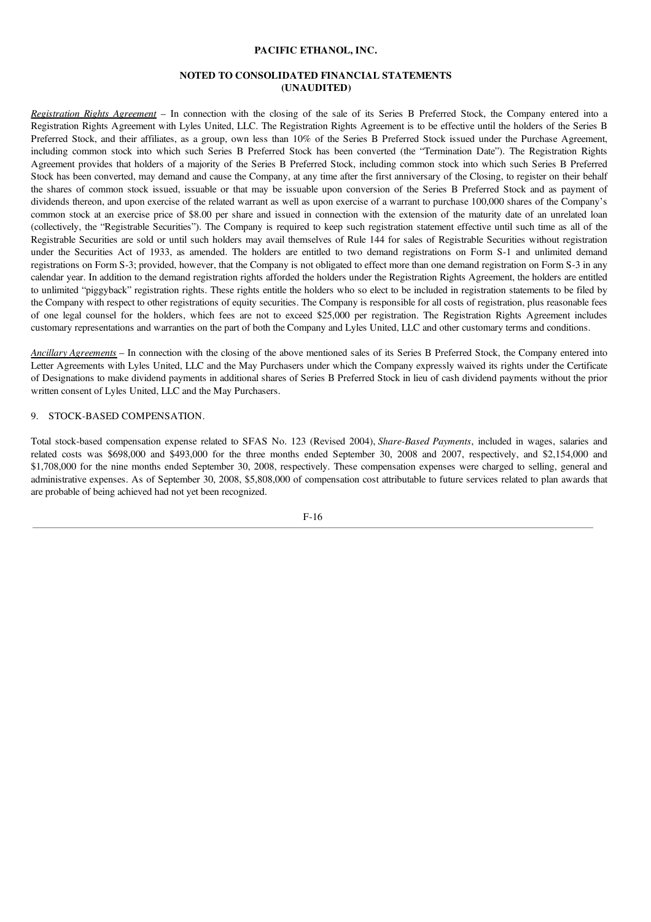**PACIFIC ETHANOL, INC.**

**NOTED TO CONSOLIDATED FINANCIAL STATEMENTS (UNAUDITED)**

*Registration Rights Agreement* – In connection with the closing of the sale of its Series B Preferred Stock, the Company entered into a Registration Rights Agreement with Lyles United, LLC. The Registration Rights Agreement is to be effective until the holders of the Series B Preferred Stock, and their affiliates, as a group, own less than 10% of the Series B Preferred Stock issued under the Purchase Agreement, including common stock into which such Series B Preferred Stock has been converted (the "Termination Date"). The Registration Rights Agreement provides that holders of a majority of the Series B Preferred Stock, including common stock into which such Series B Preferred Stock has been converted, may demand and cause the Company, at any time after the first anniversary of the Closing, to register on their behalf the shares of common stock issued, issuable or that may be issuable upon conversion of the Series B Preferred Stock and as payment of dividends thereon, and upon exercise of the related warrant as well as upon exercise of a warrant to purchase 100,000 shares of the Company's common stock at an exercise price of $8.00 per share and issued in connection with the extension of the maturity date of an unrelated loan (collectively, the "Registrable Securities"). The Company is required to keep such registration statement effective until such time as all of the Registrable Securities are sold or until such holders may avail themselves of Rule 144 for sales of Registrable Securities without registration under the Securities Act of 1933, as amended. The holders are entitled to two demand registrations on Form S-1 and unlimited demand registrations on Form S-3; provided, however, that the Company is not obligated to effect more than one demand registration on Form S-3 in any calendar year. In addition to the demand registration rights afforded the holders under the Registration Rights Agreement, the holders are entitled to unlimited "piggyback" registration rights. These rights entitle the holders who so elect to be included in registration statements to be filed by the Company with respect to other registrations of equity securities. The Company is responsible for all costs of registration, plus reasonable fees of one legal counsel for the holders, which fees are not to exceed $25,000 per registration. The Registration Rights Agreement includes customary representations and warranties on the part of both the Company and Lyles United, LLC and other customary terms and conditions.

*Ancillary Agreements* – In connection with the closing of the above mentioned sales of its Series B Preferred Stock, the Company entered into Letter Agreements with Lyles United, LLC and the May Purchasers under which the Company expressly waived its rights under the Certificate of Designations to make dividend payments in additional shares of Series B Preferred Stock in lieu of cash dividend payments without the prior written consent of Lyles United, LLC and the May Purchasers.

9. STOCK-BASED COMPENSATION.

Total stock-based compensation expense related to SFAS No. 123 (Revised 2004), *Share-Based Payments*, included in wages, salaries and related costs was $698,000 and $493,000 for the three months ended September 30, 2008 and 2007, respectively, and $2,154,000 and $1,708,000 for the nine months ended September 30, 2008, respectively. These compensation expenses were charged to selling, general and administrative expenses. As of September 30, 2008, $5,808,000 of compensation cost attributable to future services related to plan awards that are probable of being achieved had not yet been recognized.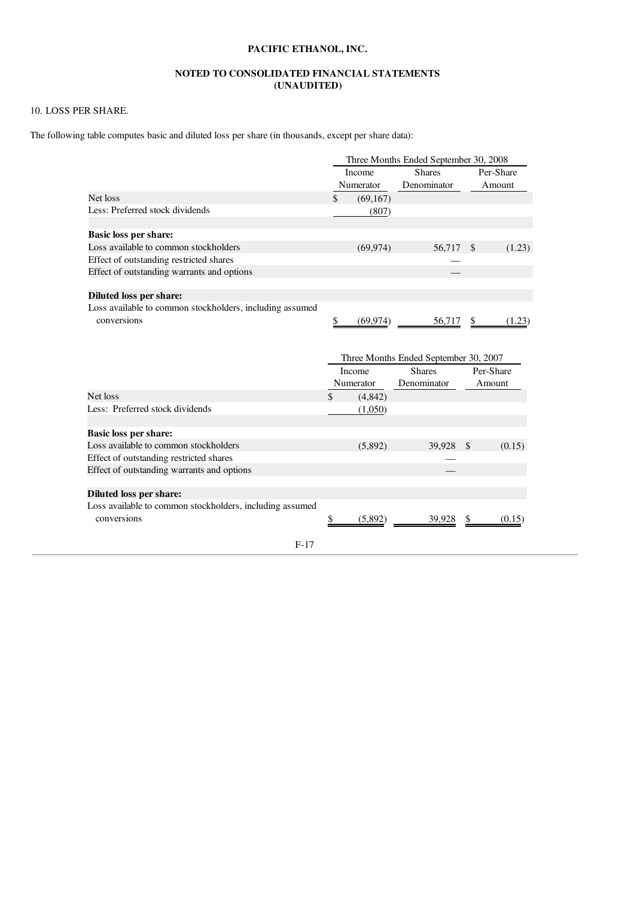**PACIFIC ETHANOL, INC.**

**NOTED TO CONSOLIDATED FINANCIAL STATEMENTS (UNAUDITED)**

10. LOSS PER SHARE.

The following table computes basic and diluted loss per share (in thousands, except per share data):

| | Three Months Ended September 30, 2008 | | |
|---|---|---|---|
| | Income Numerator | Shares Denominator | Per-Share Amount |
| Net loss | $ (69,167) | | |
| Less: Preferred stock dividends | (807) | | |
| **Basic loss per share:** | | | |
| Loss available to common stockholders | (69,974) | 56,717 | $ (1.23) |
| Effect of outstanding restricted shares | | — | |
| Effect of outstanding warrants and options | | — | |
| **Diluted loss per share:** | | | |
| Loss available to common stockholders, including assumed conversions | $ (69,974) | 56,717 | $ (1.23) |

| | Three Months Ended September 30, 2007 | | |
|---|---|---|---|
| | Income Numerator | Shares Denominator | Per-Share Amount |
| Net loss | $ (4,842) | | |
| Less: Preferred stock dividends | (1,050) | | |
| **Basic loss per share:** | | | |
| Loss available to common stockholders | (5,892) | 39,928 | $ (0.15) |
| Effect of outstanding restricted shares | | — | |
| Effect of outstanding warrants and options | | — | |
| **Diluted loss per share:** | | | |
| Loss available to common stockholders, including assumed conversions | $ (5,892) | 39,928 | $ (0.15) |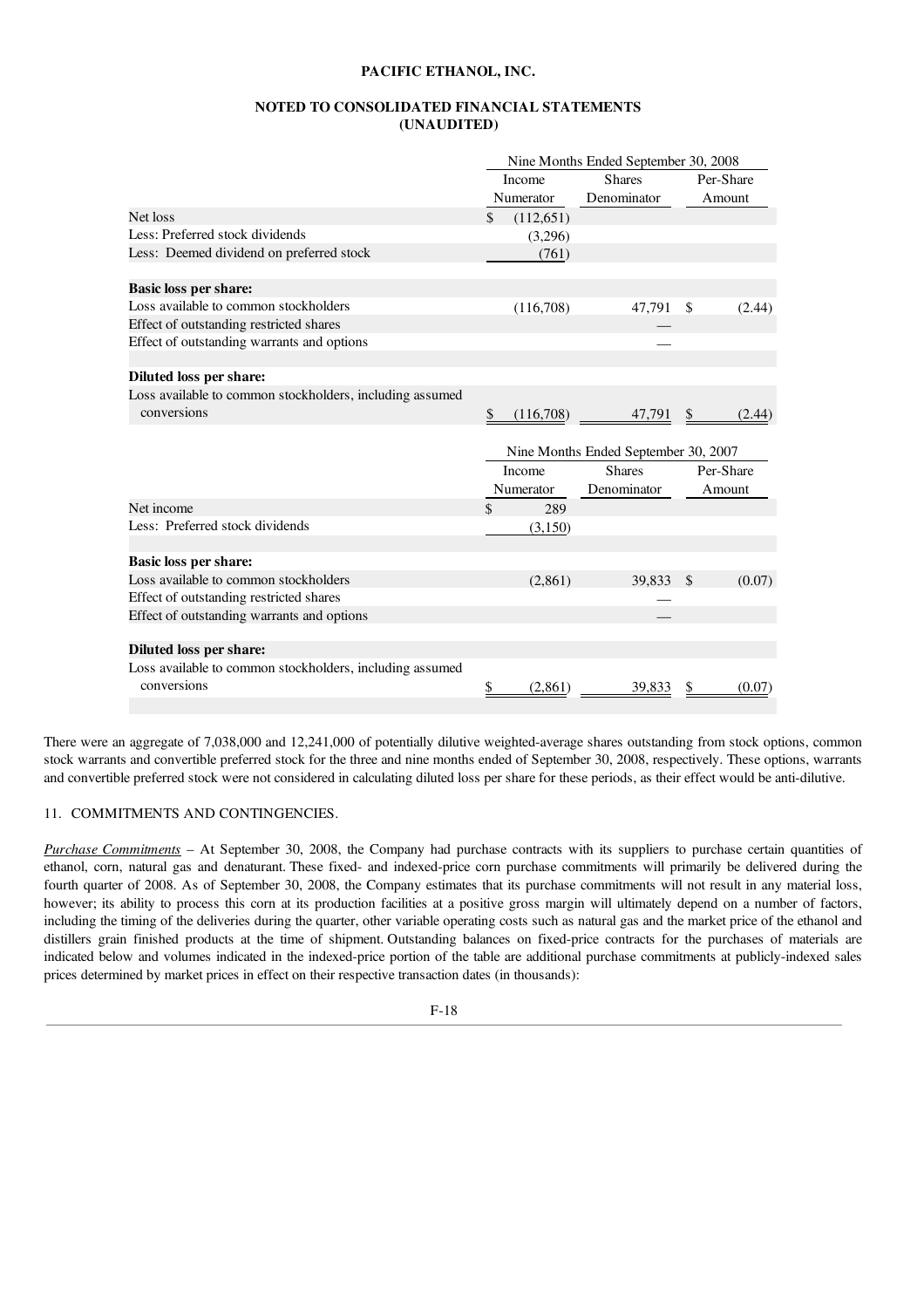**PACIFIC ETHANOL, INC.**

**NOTED TO CONSOLIDATED FINANCIAL STATEMENTS (UNAUDITED)**

| | Nine Months Ended September 30, 2008 | | |
|---|---|---|---|
| | Income Numerator | Shares Denominator | Per-Share Amount |
| Net loss | $ (112,651) | | |
| Less: Preferred stock dividends | (3,296) | | |
| Less: Deemed dividend on preferred stock | (761) | | |
| **Basic loss per share:** | | | |
| Loss available to common stockholders | (116,708) | 47,791 | $ (2.44) |
| Effect of outstanding restricted shares | | — | |
| Effect of outstanding warrants and options | | — | |
| **Diluted loss per share:** | | | |
| Loss available to common stockholders, including assumed conversions | $ (116,708) | 47,791 | $ (2.44) |

| | Nine Months Ended September 30, 2007 | | |
|---|---|---|---|
| | Income Numerator | Shares Denominator | Per-Share Amount |
| Net income | $ 289 | | |
| Less: Preferred stock dividends | (3,150) | | |
| **Basic loss per share:** | | | |
| Loss available to common stockholders | (2,861) | 39,833 | $ (0.07) |
| Effect of outstanding restricted shares | | — | |
| Effect of outstanding warrants and options | | — | |
| **Diluted loss per share:** | | | |
| Loss available to common stockholders, including assumed conversions | $ (2,861) | 39,833 | $ (0.07) |

There were an aggregate of 7,038,000 and 12,241,000 of potentially dilutive weighted-average shares outstanding from stock options, common stock warrants and convertible preferred stock for the three and nine months ended of September 30, 2008, respectively. These options, warrants and convertible preferred stock were not considered in calculating diluted loss per share for these periods, as their effect would be anti-dilutive.

11. COMMITMENTS AND CONTINGENCIES.

*Purchase Commitments* – At September 30, 2008, the Company had purchase contracts with its suppliers to purchase certain quantities of ethanol, corn, natural gas and denaturant. These fixed- and indexed-price corn purchase commitments will primarily be delivered during the fourth quarter of 2008. As of September 30, 2008, the Company estimates that its purchase commitments will not result in any material loss, however; its ability to process this corn at its production facilities at a positive gross margin will ultimately depend on a number of factors, including the timing of the deliveries during the quarter, other variable operating costs such as natural gas and the market price of the ethanol and distillers grain finished products at the time of shipment. Outstanding balances on fixed-price contracts for the purchases of materials are indicated below and volumes indicated in the indexed-price portion of the table are additional purchase commitments at publicly-indexed sales prices determined by market prices in effect on their respective transaction dates (in thousands):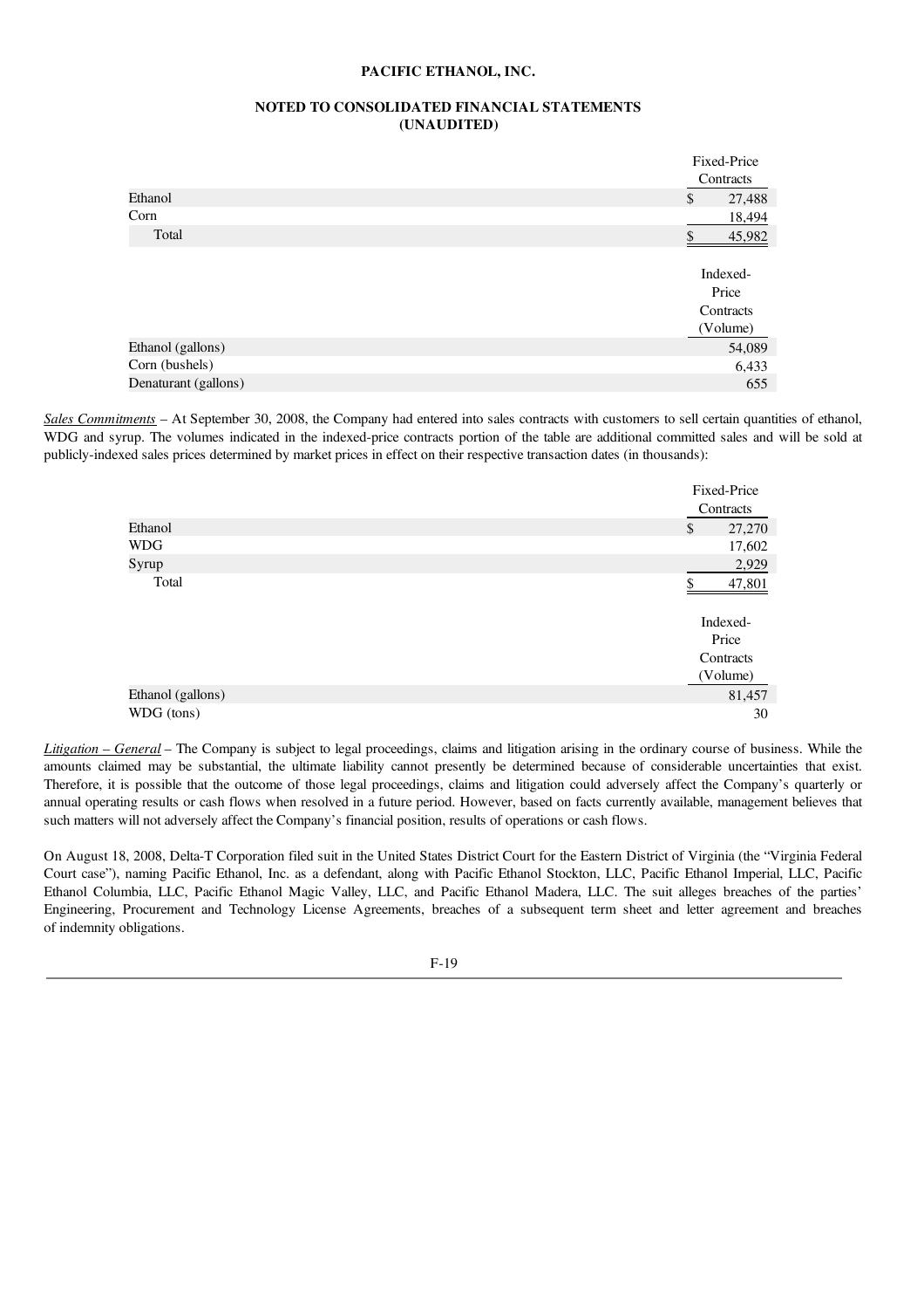**PACIFIC ETHANOL, INC.**

**NOTED TO CONSOLIDATED FINANCIAL STATEMENTS (UNAUDITED)**

| | Fixed-Price Contracts |
|---|---|
| Ethanol | $ 27,488 |
| Corn | 18,494 |
| Total | $ 45,982 |

| | Indexed-Price Contracts (Volume) |
|---|---|
| Ethanol (gallons) | 54,089 |
| Corn (bushels) | 6,433 |
| Denaturant (gallons) | 655 |

*Sales Commitments* – At September 30, 2008, the Company had entered into sales contracts with customers to sell certain quantities of ethanol, WDG and syrup. The volumes indicated in the indexed-price contracts portion of the table are additional committed sales and will be sold at publicly-indexed sales prices determined by market prices in effect on their respective transaction dates (in thousands):

| | Fixed-Price Contracts |
|---|---|
| Ethanol | $ 27,270 |
| WDG | 17,602 |
| Syrup | 2,929 |
| Total | $ 47,801 |

| | Indexed-Price Contracts (Volume) |
|---|---|
| Ethanol (gallons) | 81,457 |
| WDG (tons) | 30 |

*Litigation – General* – The Company is subject to legal proceedings, claims and litigation arising in the ordinary course of business. While the amounts claimed may be substantial, the ultimate liability cannot presently be determined because of considerable uncertainties that exist. Therefore, it is possible that the outcome of those legal proceedings, claims and litigation could adversely affect the Company's quarterly or annual operating results or cash flows when resolved in a future period. However, based on facts currently available, management believes that such matters will not adversely affect the Company's financial position, results of operations or cash flows.

On August 18, 2008, Delta-T Corporation filed suit in the United States District Court for the Eastern District of Virginia (the "Virginia Federal Court case"), naming Pacific Ethanol, Inc. as a defendant, along with Pacific Ethanol Stockton, LLC, Pacific Ethanol Imperial, LLC, Pacific Ethanol Columbia, LLC, Pacific Ethanol Magic Valley, LLC, and Pacific Ethanol Madera, LLC. The suit alleges breaches of the parties' Engineering, Procurement and Technology License Agreements, breaches of a subsequent term sheet and letter agreement and breaches of indemnity obligations.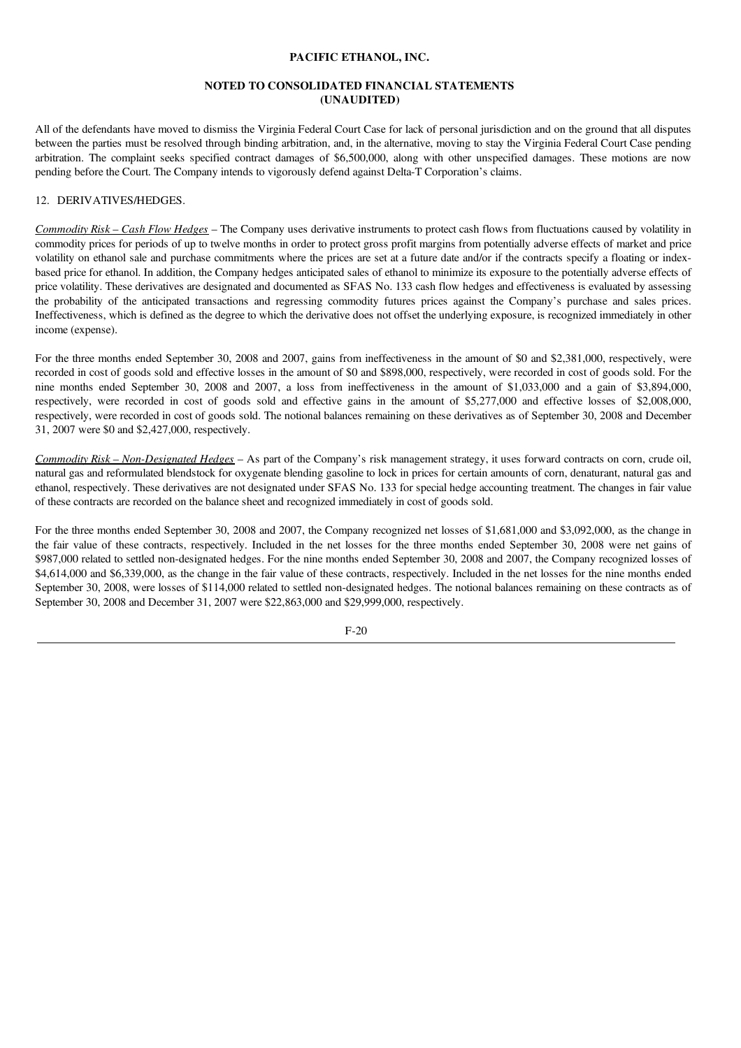PACIFIC ETHANOL, INC.

NOTED TO CONSOLIDATED FINANCIAL STATEMENTS
(UNAUDITED)

All of the defendants have moved to dismiss the Virginia Federal Court Case for lack of personal jurisdiction and on the ground that all disputes between the parties must be resolved through binding arbitration, and, in the alternative, moving to stay the Virginia Federal Court Case pending arbitration. The complaint seeks specified contract damages of $6,500,000, along with other unspecified damages. These motions are now pending before the Court. The Company intends to vigorously defend against Delta-T Corporation's claims.

12. DERIVATIVES/HEDGES.

*Commodity Risk – Cash Flow Hedges* – The Company uses derivative instruments to protect cash flows from fluctuations caused by volatility in commodity prices for periods of up to twelve months in order to protect gross profit margins from potentially adverse effects of market and price volatility on ethanol sale and purchase commitments where the prices are set at a future date and/or if the contracts specify a floating or index-based price for ethanol. In addition, the Company hedges anticipated sales of ethanol to minimize its exposure to the potentially adverse effects of price volatility. These derivatives are designated and documented as SFAS No. 133 cash flow hedges and effectiveness is evaluated by assessing the probability of the anticipated transactions and regressing commodity futures prices against the Company's purchase and sales prices. Ineffectiveness, which is defined as the degree to which the derivative does not offset the underlying exposure, is recognized immediately in other income (expense).

For the three months ended September 30, 2008 and 2007, gains from ineffectiveness in the amount of $0 and $2,381,000, respectively, were recorded in cost of goods sold and effective losses in the amount of $0 and $898,000, respectively, were recorded in cost of goods sold. For the nine months ended September 30, 2008 and 2007, a loss from ineffectiveness in the amount of $1,033,000 and a gain of $3,894,000, respectively, were recorded in cost of goods sold and effective gains in the amount of $5,277,000 and effective losses of $2,008,000, respectively, were recorded in cost of goods sold. The notional balances remaining on these derivatives as of September 30, 2008 and December 31, 2007 were $0 and $2,427,000, respectively.

*Commodity Risk – Non-Designated Hedges* – As part of the Company's risk management strategy, it uses forward contracts on corn, crude oil, natural gas and reformulated blendstock for oxygenate blending gasoline to lock in prices for certain amounts of corn, denaturant, natural gas and ethanol, respectively. These derivatives are not designated under SFAS No. 133 for special hedge accounting treatment. The changes in fair value of these contracts are recorded on the balance sheet and recognized immediately in cost of goods sold.

For the three months ended September 30, 2008 and 2007, the Company recognized net losses of $1,681,000 and $3,092,000, as the change in the fair value of these contracts, respectively. Included in the net losses for the three months ended September 30, 2008 were net gains of $987,000 related to settled non-designated hedges. For the nine months ended September 30, 2008 and 2007, the Company recognized losses of $4,614,000 and $6,339,000, as the change in the fair value of these contracts, respectively. Included in the net losses for the nine months ended September 30, 2008, were losses of $114,000 related to settled non-designated hedges. The notional balances remaining on these contracts as of September 30, 2008 and December 31, 2007 were $22,863,000 and $29,999,000, respectively.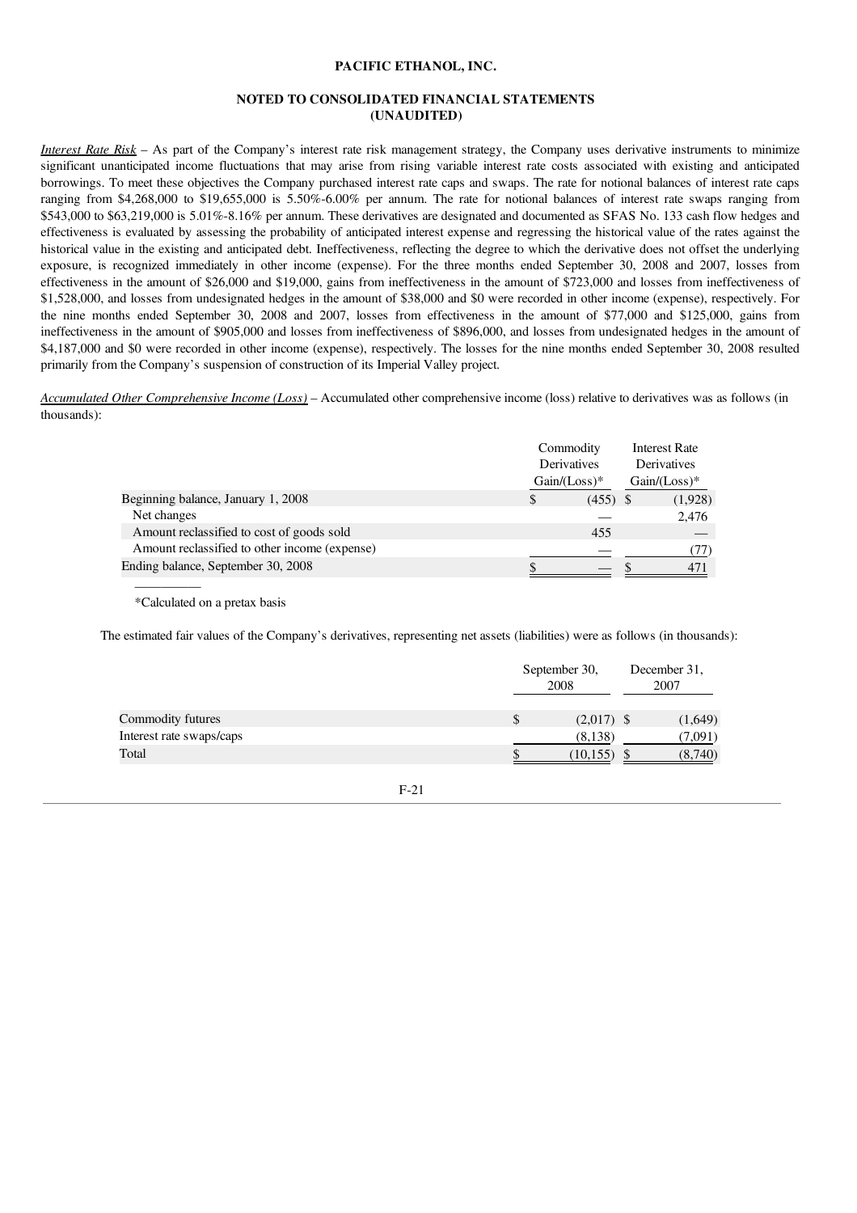**PACIFIC ETHANOL, INC.**

**NOTED TO CONSOLIDATED FINANCIAL STATEMENTS**
**(UNAUDITED)**

*Interest Rate Risk* – As part of the Company's interest rate risk management strategy, the Company uses derivative instruments to minimize significant unanticipated income fluctuations that may arise from rising variable interest rate costs associated with existing and anticipated borrowings. To meet these objectives the Company purchased interest rate caps and swaps. The rate for notional balances of interest rate caps ranging from $4,268,000 to $19,655,000 is 5.50%-6.00% per annum. The rate for notional balances of interest rate swaps ranging from $543,000 to $63,219,000 is 5.01%-8.16% per annum. These derivatives are designated and documented as SFAS No. 133 cash flow hedges and effectiveness is evaluated by assessing the probability of anticipated interest expense and regressing the historical value of the rates against the historical value in the existing and anticipated debt. Ineffectiveness, reflecting the degree to which the derivative does not offset the underlying exposure, is recognized immediately in other income (expense). For the three months ended September 30, 2008 and 2007, losses from effectiveness in the amount of $26,000 and $19,000, gains from ineffectiveness in the amount of $723,000 and losses from ineffectiveness of $1,528,000, and losses from undesignated hedges in the amount of $38,000 and $0 were recorded in other income (expense), respectively. For the nine months ended September 30, 2008 and 2007, losses from effectiveness in the amount of $77,000 and $125,000, gains from ineffectiveness in the amount of $905,000 and losses from ineffectiveness of $896,000, and losses from undesignated hedges in the amount of $4,187,000 and $0 were recorded in other income (expense), respectively. The losses for the nine months ended September 30, 2008 resulted primarily from the Company's suspension of construction of its Imperial Valley project.

*Accumulated Other Comprehensive Income (Loss)* – Accumulated other comprehensive income (loss) relative to derivatives was as follows (in thousands):

| | Commodity Derivatives Gain/(Loss)* | Interest Rate Derivatives Gain/(Loss)* |
|---|---|---|
| Beginning balance, January 1, 2008 | $ (455) | $ (1,928) |
| Net changes | — | 2,476 |
| Amount reclassified to cost of goods sold | 455 | — |
| Amount reclassified to other income (expense) | — | (77) |
| Ending balance, September 30, 2008 | $ — | $ 471 |

*Calculated on a pretax basis

The estimated fair values of the Company's derivatives, representing net assets (liabilities) were as follows (in thousands):

| | September 30, 2008 | December 31, 2007 |
|---|---|---|
| Commodity futures | $ (2,017) | $ (1,649) |
| Interest rate swaps/caps | (8,138) | (7,091) |
| Total | $ (10,155) | $ (8,740) |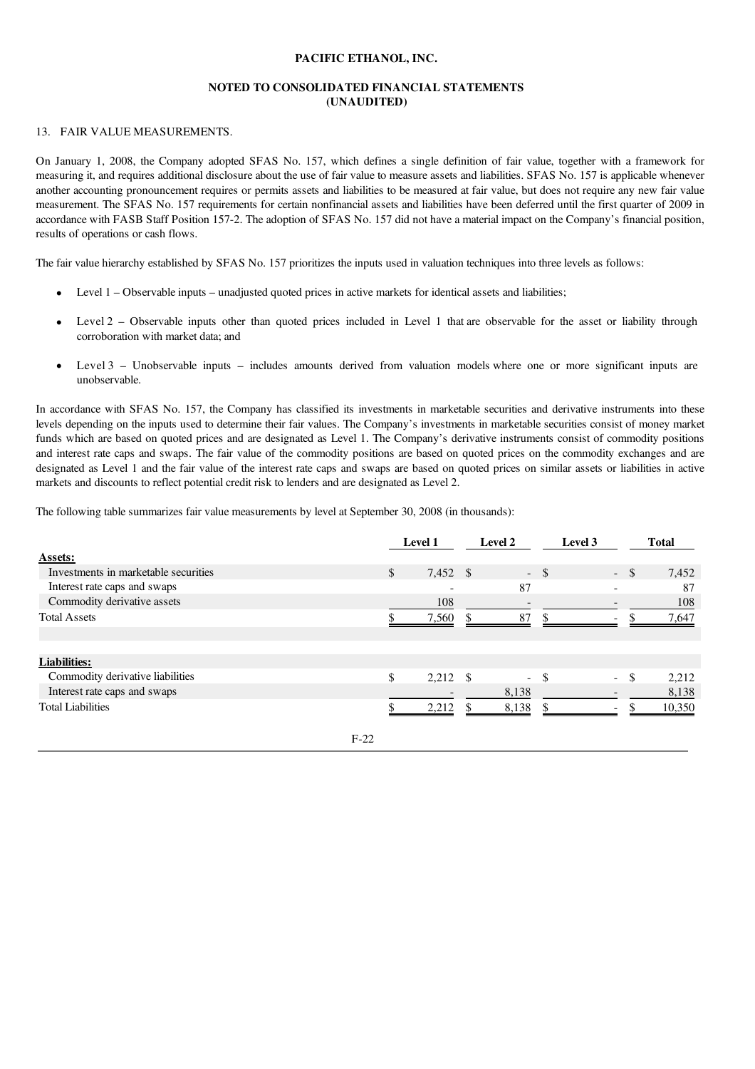PACIFIC ETHANOL, INC.

NOTED TO CONSOLIDATED FINANCIAL STATEMENTS
(UNAUDITED)

13. FAIR VALUE MEASUREMENTS.

On January 1, 2008, the Company adopted SFAS No. 157, which defines a single definition of fair value, together with a framework for measuring it, and requires additional disclosure about the use of fair value to measure assets and liabilities. SFAS No. 157 is applicable whenever another accounting pronouncement requires or permits assets and liabilities to be measured at fair value, but does not require any new fair value measurement. The SFAS No. 157 requirements for certain nonfinancial assets and liabilities have been deferred until the first quarter of 2009 in accordance with FASB Staff Position 157-2. The adoption of SFAS No. 157 did not have a material impact on the Company's financial position, results of operations or cash flows.

The fair value hierarchy established by SFAS No. 157 prioritizes the inputs used in valuation techniques into three levels as follows:

- Level 1 – Observable inputs – unadjusted quoted prices in active markets for identical assets and liabilities;
- Level 2 – Observable inputs other than quoted prices included in Level 1 that are observable for the asset or liability through corroboration with market data; and
- Level 3 – Unobservable inputs – includes amounts derived from valuation models where one or more significant inputs are unobservable.

In accordance with SFAS No. 157, the Company has classified its investments in marketable securities and derivative instruments into these levels depending on the inputs used to determine their fair values. The Company's investments in marketable securities consist of money market funds which are based on quoted prices and are designated as Level 1. The Company's derivative instruments consist of commodity positions and interest rate caps and swaps. The fair value of the commodity positions are based on quoted prices on the commodity exchanges and are designated as Level 1 and the fair value of the interest rate caps and swaps are based on quoted prices on similar assets or liabilities in active markets and discounts to reflect potential credit risk to lenders and are designated as Level 2.

The following table summarizes fair value measurements by level at September 30, 2008 (in thousands):

| | Level 1 | Level 2 | Level 3 | Total |
|---|---|---|---|---|
| **Assets:** | | | | |
| Investments in marketable securities | $ 7,452 | $ - | $ - | $ 7,452 |
| Interest rate caps and swaps | - | 87 | - | 87 |
| Commodity derivative assets | 108 | - | - | 108 |
| Total Assets | $ 7,560 | $ 87 | $ - | $ 7,647 |
| | | | | |
| **Liabilities:** | | | | |
| Commodity derivative liabilities | $ 2,212 | $ - | $ - | $ 2,212 |
| Interest rate caps and swaps | - | 8,138 | - | 8,138 |
| Total Liabilities | $ 2,212 | $ 8,138 | $ - | $ 10,350 |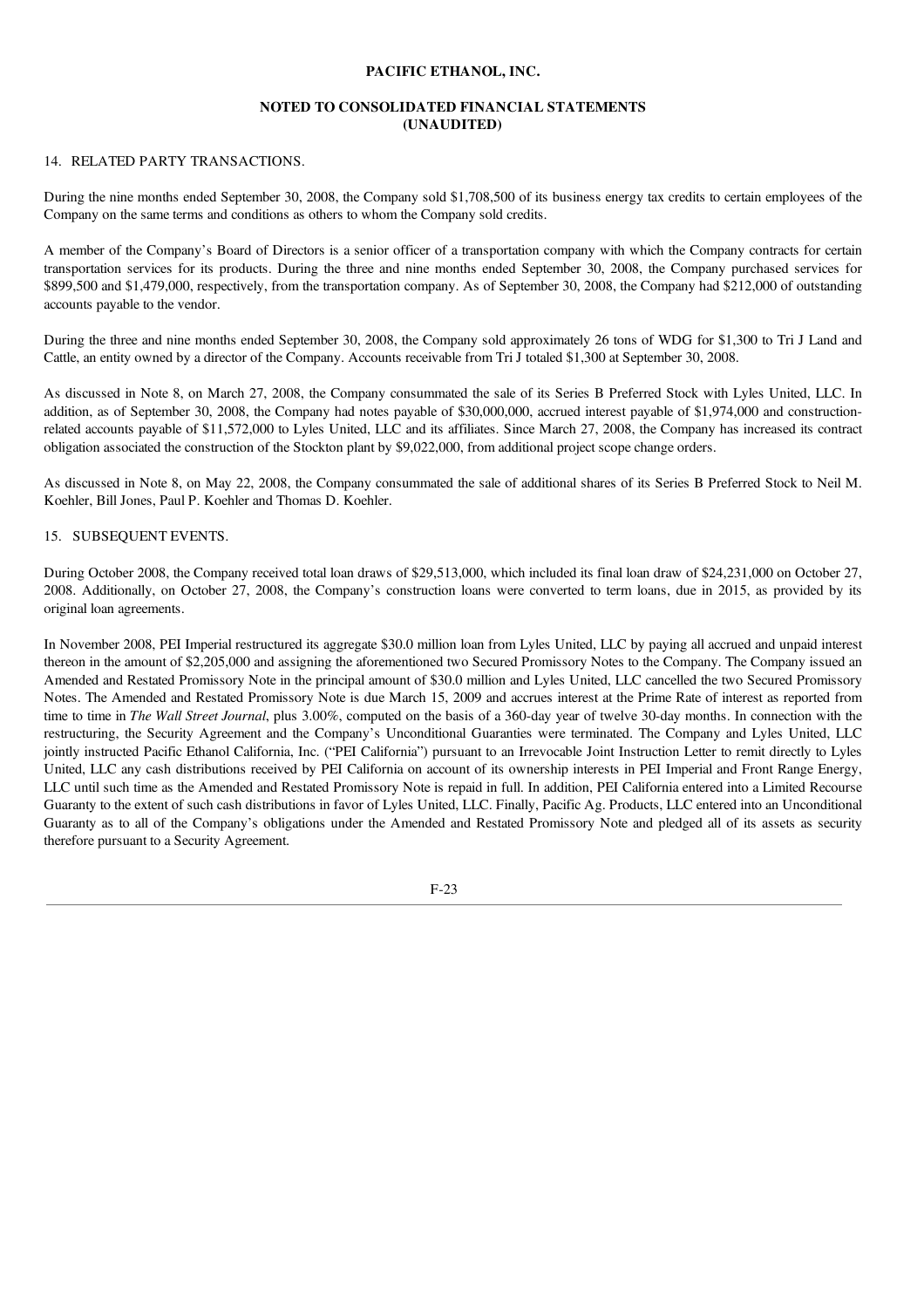**PACIFIC ETHANOL, INC.**

**NOTED TO CONSOLIDATED FINANCIAL STATEMENTS**
**(UNAUDITED)**

14. RELATED PARTY TRANSACTIONS.

During the nine months ended September 30, 2008, the Company sold $1,708,500 of its business energy tax credits to certain employees of the Company on the same terms and conditions as others to whom the Company sold credits.

A member of the Company's Board of Directors is a senior officer of a transportation company with which the Company contracts for certain transportation services for its products. During the three and nine months ended September 30, 2008, the Company purchased services for $899,500 and $1,479,000, respectively, from the transportation company. As of September 30, 2008, the Company had $212,000 of outstanding accounts payable to the vendor.

During the three and nine months ended September 30, 2008, the Company sold approximately 26 tons of WDG for $1,300 to Tri J Land and Cattle, an entity owned by a director of the Company. Accounts receivable from Tri J totaled $1,300 at September 30, 2008.

As discussed in Note 8, on March 27, 2008, the Company consummated the sale of its Series B Preferred Stock with Lyles United, LLC. In addition, as of September 30, 2008, the Company had notes payable of $30,000,000, accrued interest payable of $1,974,000 and construction-related accounts payable of $11,572,000 to Lyles United, LLC and its affiliates. Since March 27, 2008, the Company has increased its contract obligation associated the construction of the Stockton plant by $9,022,000, from additional project scope change orders.

As discussed in Note 8, on May 22, 2008, the Company consummated the sale of additional shares of its Series B Preferred Stock to Neil M. Koehler, Bill Jones, Paul P. Koehler and Thomas D. Koehler.

15. SUBSEQUENT EVENTS.

During October 2008, the Company received total loan draws of $29,513,000, which included its final loan draw of $24,231,000 on October 27, 2008. Additionally, on October 27, 2008, the Company's construction loans were converted to term loans, due in 2015, as provided by its original loan agreements.

In November 2008, PEI Imperial restructured its aggregate $30.0 million loan from Lyles United, LLC by paying all accrued and unpaid interest thereon in the amount of $2,205,000 and assigning the aforementioned two Secured Promissory Notes to the Company. The Company issued an Amended and Restated Promissory Note in the principal amount of $30.0 million and Lyles United, LLC cancelled the two Secured Promissory Notes. The Amended and Restated Promissory Note is due March 15, 2009 and accrues interest at the Prime Rate of interest as reported from time to time in *The Wall Street Journal*, plus 3.00%, computed on the basis of a 360-day year of twelve 30-day months. In connection with the restructuring, the Security Agreement and the Company's Unconditional Guaranties were terminated. The Company and Lyles United, LLC jointly instructed Pacific Ethanol California, Inc. ("PEI California") pursuant to an Irrevocable Joint Instruction Letter to remit directly to Lyles United, LLC any cash distributions received by PEI California on account of its ownership interests in PEI Imperial and Front Range Energy, LLC until such time as the Amended and Restated Promissory Note is repaid in full. In addition, PEI California entered into a Limited Recourse Guaranty to the extent of such cash distributions in favor of Lyles United, LLC. Finally, Pacific Ag. Products, LLC entered into an Unconditional Guaranty as to all of the Company's obligations under the Amended and Restated Promissory Note and pledged all of its assets as security therefore pursuant to a Security Agreement.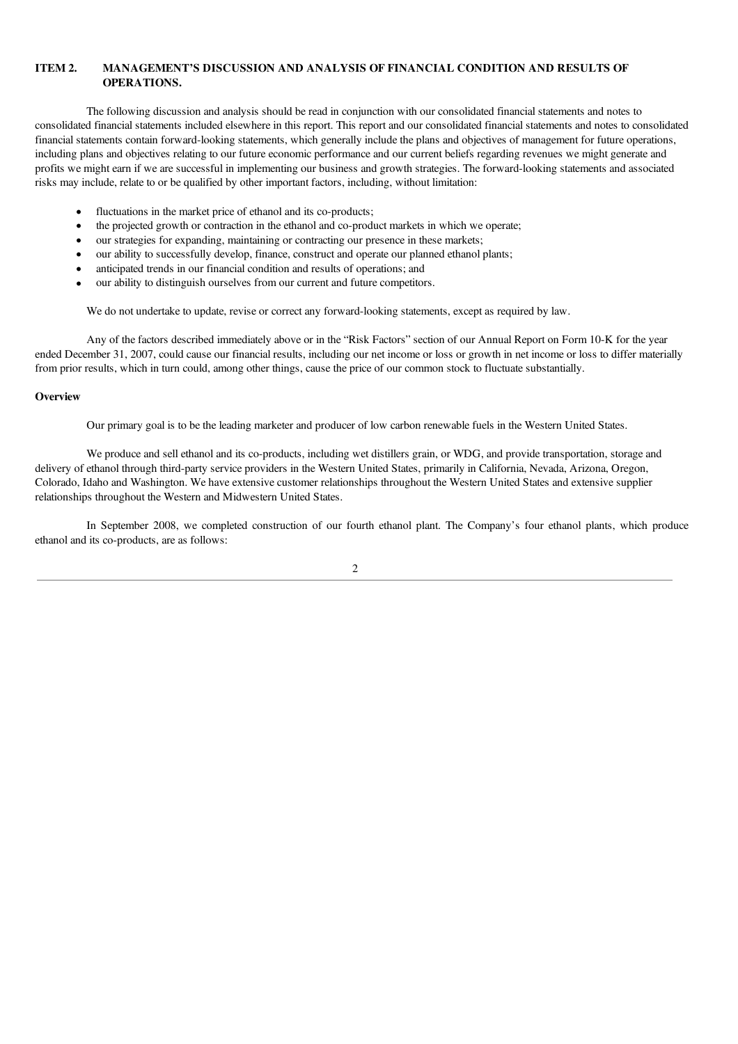## ITEM 2. MANAGEMENT'S DISCUSSION AND ANALYSIS OF FINANCIAL CONDITION AND RESULTS OF OPERATIONS.

The following discussion and analysis should be read in conjunction with our consolidated financial statements and notes to consolidated financial statements included elsewhere in this report. This report and our consolidated financial statements and notes to consolidated financial statements contain forward-looking statements, which generally include the plans and objectives of management for future operations, including plans and objectives relating to our future economic performance and our current beliefs regarding revenues we might generate and profits we might earn if we are successful in implementing our business and growth strategies. The forward-looking statements and associated risks may include, relate to or be qualified by other important factors, including, without limitation:

- fluctuations in the market price of ethanol and its co-products;
- the projected growth or contraction in the ethanol and co-product markets in which we operate;
- our strategies for expanding, maintaining or contracting our presence in these markets;
- our ability to successfully develop, finance, construct and operate our planned ethanol plants;
- anticipated trends in our financial condition and results of operations; and
- our ability to distinguish ourselves from our current and future competitors.

We do not undertake to update, revise or correct any forward-looking statements, except as required by law.

Any of the factors described immediately above or in the "Risk Factors" section of our Annual Report on Form 10-K for the year ended December 31, 2007, could cause our financial results, including our net income or loss or growth in net income or loss to differ materially from prior results, which in turn could, among other things, cause the price of our common stock to fluctuate substantially.

**Overview**

Our primary goal is to be the leading marketer and producer of low carbon renewable fuels in the Western United States.

We produce and sell ethanol and its co-products, including wet distillers grain, or WDG, and provide transportation, storage and delivery of ethanol through third-party service providers in the Western United States, primarily in California, Nevada, Arizona, Oregon, Colorado, Idaho and Washington. We have extensive customer relationships throughout the Western United States and extensive supplier relationships throughout the Western and Midwestern United States.

In September 2008, we completed construction of our fourth ethanol plant. The Company's four ethanol plants, which produce ethanol and its co-products, are as follows: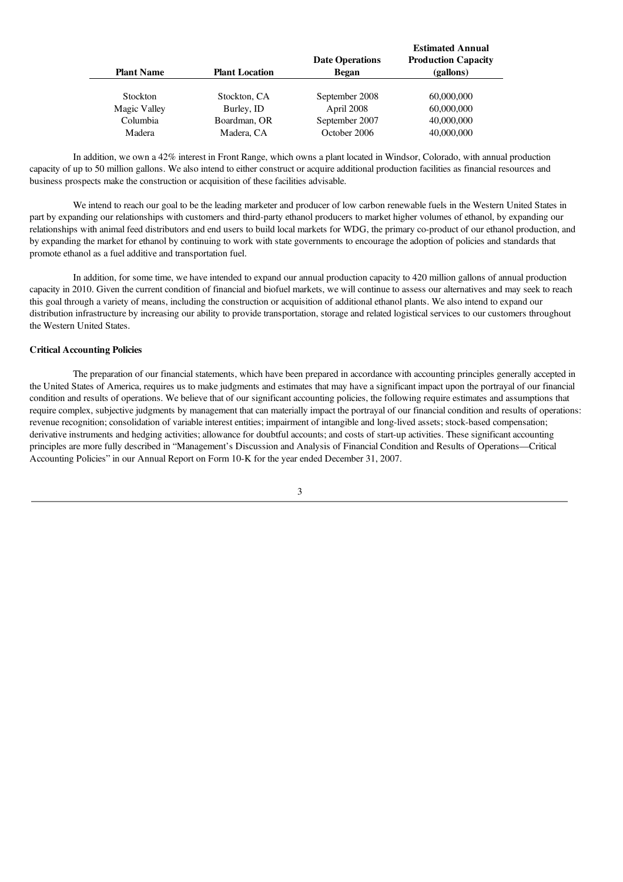| Plant Name | Plant Location | Date Operations Began | Estimated Annual Production Capacity (gallons) |
| --- | --- | --- | --- |
| Stockton | Stockton, CA | September 2008 | 60,000,000 |
| Magic Valley | Burley, ID | April 2008 | 60,000,000 |
| Columbia | Boardman, OR | September 2007 | 40,000,000 |
| Madera | Madera, CA | October 2006 | 40,000,000 |

In addition, we own a 42% interest in Front Range, which owns a plant located in Windsor, Colorado, with annual production capacity of up to 50 million gallons. We also intend to either construct or acquire additional production facilities as financial resources and business prospects make the construction or acquisition of these facilities advisable.

We intend to reach our goal to be the leading marketer and producer of low carbon renewable fuels in the Western United States in part by expanding our relationships with customers and third-party ethanol producers to market higher volumes of ethanol, by expanding our relationships with animal feed distributors and end users to build local markets for WDG, the primary co-product of our ethanol production, and by expanding the market for ethanol by continuing to work with state governments to encourage the adoption of policies and standards that promote ethanol as a fuel additive and transportation fuel.

In addition, for some time, we have intended to expand our annual production capacity to 420 million gallons of annual production capacity in 2010. Given the current condition of financial and biofuel markets, we will continue to assess our alternatives and may seek to reach this goal through a variety of means, including the construction or acquisition of additional ethanol plants. We also intend to expand our distribution infrastructure by increasing our ability to provide transportation, storage and related logistical services to our customers throughout the Western United States.

**Critical Accounting Policies**

The preparation of our financial statements, which have been prepared in accordance with accounting principles generally accepted in the United States of America, requires us to make judgments and estimates that may have a significant impact upon the portrayal of our financial condition and results of operations. We believe that of our significant accounting policies, the following require estimates and assumptions that require complex, subjective judgments by management that can materially impact the portrayal of our financial condition and results of operations: revenue recognition; consolidation of variable interest entities; impairment of intangible and long-lived assets; stock-based compensation; derivative instruments and hedging activities; allowance for doubtful accounts; and costs of start-up activities. These significant accounting principles are more fully described in "Management's Discussion and Analysis of Financial Condition and Results of Operations—Critical Accounting Policies" in our Annual Report on Form 10-K for the year ended December 31, 2007.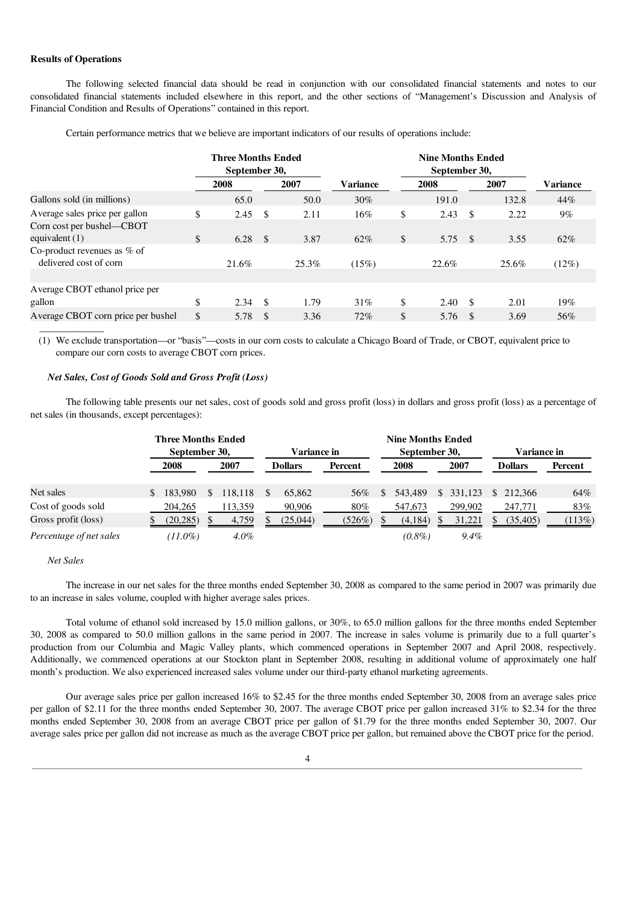**Results of Operations**

The following selected financial data should be read in conjunction with our consolidated financial statements and notes to our consolidated financial statements included elsewhere in this report, and the other sections of "Management's Discussion and Analysis of Financial Condition and Results of Operations" contained in this report.

Certain performance metrics that we believe are important indicators of our results of operations include:

| | Three Months Ended September 30, | | | Nine Months Ended September 30, | | |
|---|---|---|---|---|---|---|
| | 2008 | 2007 | Variance | 2008 | 2007 | Variance |
| Gallons sold (in millions) | 65.0 | 50.0 | 30% | 191.0 | 132.8 | 44% |
| Average sales price per gallon | $ 2.45 | $ 2.11 | 16% | $ 2.43 | $ 2.22 | 9% |
| Corn cost per bushel—CBOT equivalent (1) | $ 6.28 | $ 3.87 | 62% | $ 5.75 | $ 3.55 | 62% |
| Co-product revenues as % of delivered cost of corn | 21.6% | 25.3% | (15%) | 22.6% | 25.6% | (12%) |
| | | | | | | |
| Average CBOT ethanol price per gallon | $ 2.34 | $ 1.79 | 31% | $ 2.40 | $ 2.01 | 19% |
| Average CBOT corn price per bushel | $ 5.78 | $ 3.36 | 72% | $ 5.76 | $ 3.69 | 56% |

(1) We exclude transportation—or "basis"—costs in our corn costs to calculate a Chicago Board of Trade, or CBOT, equivalent price to compare our corn costs to average CBOT corn prices.

***Net Sales, Cost of Goods Sold and Gross Profit (Loss)***

The following table presents our net sales, cost of goods sold and gross profit (loss) in dollars and gross profit (loss) as a percentage of net sales (in thousands, except percentages):

| | Three Months Ended September 30, | | Variance in | | Nine Months Ended September 30, | | Variance in | |
|---|---|---|---|---|---|---|---|---|
| | 2008 | 2007 | Dollars | Percent | 2008 | 2007 | Dollars | Percent |
| Net sales | $ 183,980 | $ 118,118 | $ 65,862 | 56% | $ 543,489 | $ 331,123 | $ 212,366 | 64% |
| Cost of goods sold | 204,265 | 113,359 | 90,906 | 80% | 547,673 | 299,902 | 247,771 | 83% |
| Gross profit (loss) | $ (20,285) | $ 4,759 | $ (25,044) | (526%) | $ (4,184) | $ 31,221 | $ (35,405) | (113%) |
| *Percentage of net sales* | *(11.0%)* | *4.0%* | | | *(0.8%)* | *9.4%* | | |

*Net Sales*

The increase in our net sales for the three months ended September 30, 2008 as compared to the same period in 2007 was primarily due to an increase in sales volume, coupled with higher average sales prices.

Total volume of ethanol sold increased by 15.0 million gallons, or 30%, to 65.0 million gallons for the three months ended September 30, 2008 as compared to 50.0 million gallons in the same period in 2007. The increase in sales volume is primarily due to a full quarter's production from our Columbia and Magic Valley plants, which commenced operations in September 2007 and April 2008, respectively. Additionally, we commenced operations at our Stockton plant in September 2008, resulting in additional volume of approximately one half month's production. We also experienced increased sales volume under our third-party ethanol marketing agreements.

Our average sales price per gallon increased 16% to $2.45 for the three months ended September 30, 2008 from an average sales price per gallon of $2.11 for the three months ended September 30, 2007. The average CBOT price per gallon increased 31% to $2.34 for the three months ended September 30, 2008 from an average CBOT price per gallon of $1.79 for the three months ended September 30, 2007. Our average sales price per gallon did not increase as much as the average CBOT price per gallon, but remained above the CBOT price for the period.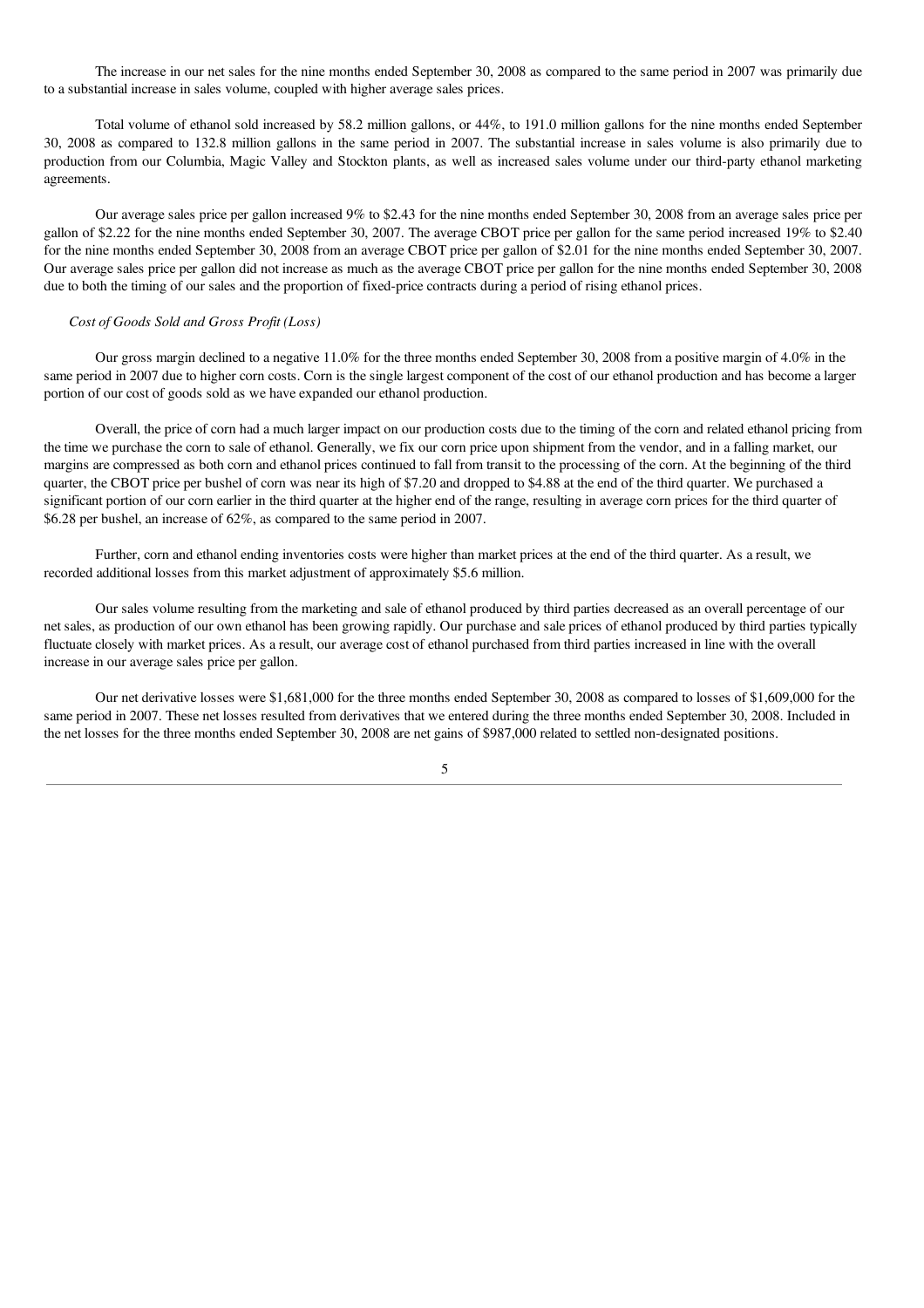The increase in our net sales for the nine months ended September 30, 2008 as compared to the same period in 2007 was primarily due to a substantial increase in sales volume, coupled with higher average sales prices.

Total volume of ethanol sold increased by 58.2 million gallons, or 44%, to 191.0 million gallons for the nine months ended September 30, 2008 as compared to 132.8 million gallons in the same period in 2007. The substantial increase in sales volume is also primarily due to production from our Columbia, Magic Valley and Stockton plants, as well as increased sales volume under our third-party ethanol marketing agreements.

Our average sales price per gallon increased 9% to $2.43 for the nine months ended September 30, 2008 from an average sales price per gallon of $2.22 for the nine months ended September 30, 2007. The average CBOT price per gallon for the same period increased 19% to $2.40 for the nine months ended September 30, 2008 from an average CBOT price per gallon of $2.01 for the nine months ended September 30, 2007. Our average sales price per gallon did not increase as much as the average CBOT price per gallon for the nine months ended September 30, 2008 due to both the timing of our sales and the proportion of fixed-price contracts during a period of rising ethanol prices.

*Cost of Goods Sold and Gross Profit (Loss)*

Our gross margin declined to a negative 11.0% for the three months ended September 30, 2008 from a positive margin of 4.0% in the same period in 2007 due to higher corn costs. Corn is the single largest component of the cost of our ethanol production and has become a larger portion of our cost of goods sold as we have expanded our ethanol production.

Overall, the price of corn had a much larger impact on our production costs due to the timing of the corn and related ethanol pricing from the time we purchase the corn to sale of ethanol. Generally, we fix our corn price upon shipment from the vendor, and in a falling market, our margins are compressed as both corn and ethanol prices continued to fall from transit to the processing of the corn. At the beginning of the third quarter, the CBOT price per bushel of corn was near its high of $7.20 and dropped to $4.88 at the end of the third quarter. We purchased a significant portion of our corn earlier in the third quarter at the higher end of the range, resulting in average corn prices for the third quarter of $6.28 per bushel, an increase of 62%, as compared to the same period in 2007.

Further, corn and ethanol ending inventories costs were higher than market prices at the end of the third quarter. As a result, we recorded additional losses from this market adjustment of approximately $5.6 million.

Our sales volume resulting from the marketing and sale of ethanol produced by third parties decreased as an overall percentage of our net sales, as production of our own ethanol has been growing rapidly. Our purchase and sale prices of ethanol produced by third parties typically fluctuate closely with market prices. As a result, our average cost of ethanol purchased from third parties increased in line with the overall increase in our average sales price per gallon.

Our net derivative losses were $1,681,000 for the three months ended September 30, 2008 as compared to losses of $1,609,000 for the same period in 2007. These net losses resulted from derivatives that we entered during the three months ended September 30, 2008. Included in the net losses for the three months ended September 30, 2008 are net gains of $987,000 related to settled non-designated positions.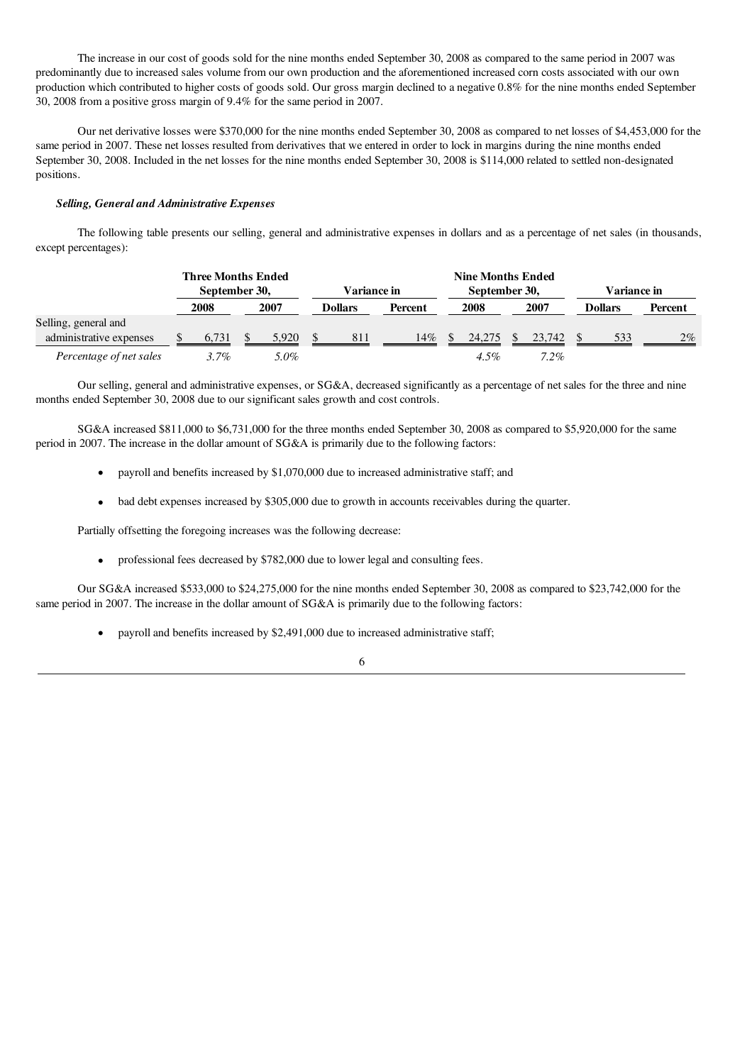The increase in our cost of goods sold for the nine months ended September 30, 2008 as compared to the same period in 2007 was predominantly due to increased sales volume from our own production and the aforementioned increased corn costs associated with our own production which contributed to higher costs of goods sold. Our gross margin declined to a negative 0.8% for the nine months ended September 30, 2008 from a positive gross margin of 9.4% for the same period in 2007.

Our net derivative losses were $370,000 for the nine months ended September 30, 2008 as compared to net losses of $4,453,000 for the same period in 2007. These net losses resulted from derivatives that we entered in order to lock in margins during the nine months ended September 30, 2008. Included in the net losses for the nine months ended September 30, 2008 is $114,000 related to settled non-designated positions.

***Selling, General and Administrative Expenses***

The following table presents our selling, general and administrative expenses in dollars and as a percentage of net sales (in thousands, except percentages):

| | Three Months Ended September 30, | | Variance in | | Nine Months Ended September 30, | | Variance in | |
|---|---|---|---|---|---|---|---|---|
| | 2008 | 2007 | Dollars | Percent | 2008 | 2007 | Dollars | Percent |
| Selling, general and administrative expenses | $ 6,731 | $ 5,920 | $ 811 | 14% | $ 24,275 | $ 23,742 | $ 533 | 2% |
| *Percentage of net sales* | *3.7%* | *5.0%* | | | *4.5%* | *7.2%* | | |

Our selling, general and administrative expenses, or SG&A, decreased significantly as a percentage of net sales for the three and nine months ended September 30, 2008 due to our significant sales growth and cost controls.

SG&A increased $811,000 to $6,731,000 for the three months ended September 30, 2008 as compared to $5,920,000 for the same period in 2007. The increase in the dollar amount of SG&A is primarily due to the following factors:

- payroll and benefits increased by $1,070,000 due to increased administrative staff; and
- bad debt expenses increased by $305,000 due to growth in accounts receivables during the quarter.

Partially offsetting the foregoing increases was the following decrease:

- professional fees decreased by $782,000 due to lower legal and consulting fees.

Our SG&A increased $533,000 to $24,275,000 for the nine months ended September 30, 2008 as compared to $23,742,000 for the same period in 2007. The increase in the dollar amount of SG&A is primarily due to the following factors:

- payroll and benefits increased by $2,491,000 due to increased administrative staff;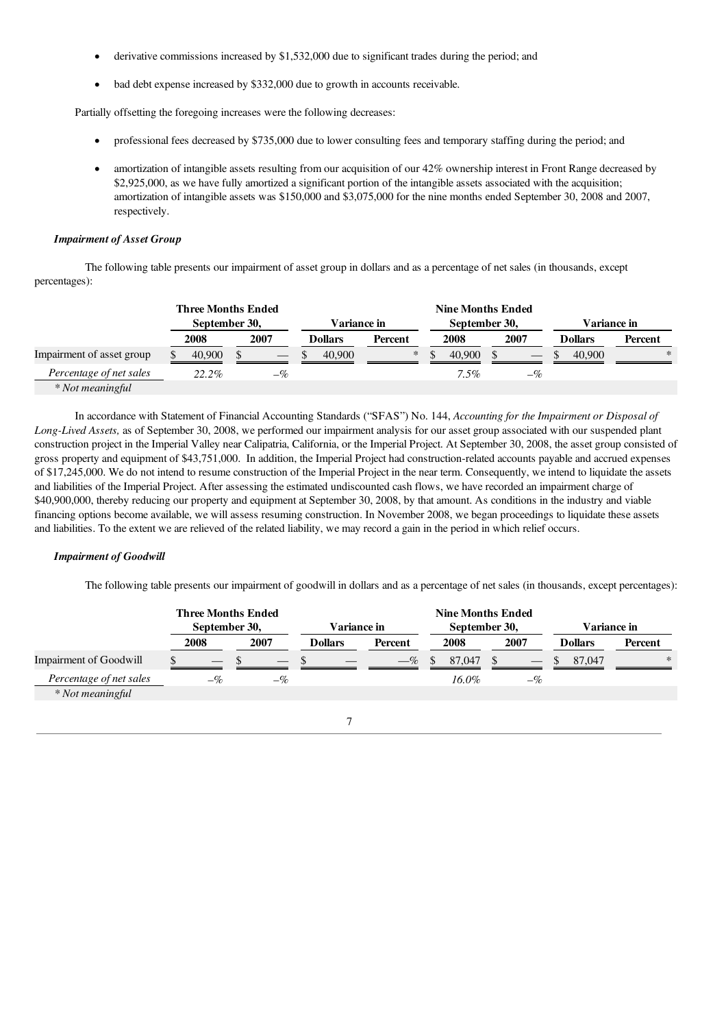- derivative commissions increased by $1,532,000 due to significant trades during the period; and
- bad debt expense increased by $332,000 due to growth in accounts receivable.

Partially offsetting the foregoing increases were the following decreases:

- professional fees decreased by $735,000 due to lower consulting fees and temporary staffing during the period; and
- amortization of intangible assets resulting from our acquisition of our 42% ownership interest in Front Range decreased by $2,925,000, as we have fully amortized a significant portion of the intangible assets associated with the acquisition; amortization of intangible assets was $150,000 and $3,075,000 for the nine months ended September 30, 2008 and 2007, respectively.

***Impairment of Asset Group***

The following table presents our impairment of asset group in dollars and as a percentage of net sales (in thousands, except percentages):

| | Three Months Ended September 30, | | Variance in | | Nine Months Ended September 30, | | Variance in | |
|---|---|---|---|---|---|---|---|---|
| | 2008 | 2007 | Dollars | Percent | 2008 | 2007 | Dollars | Percent |
| Impairment of asset group | $ 40,900 | $ — | $ 40,900 | * | $ 40,900 | $ — | $ 40,900 | * |
| *Percentage of net sales* | *22.2%* | *–%* | | | *7.5%* | *–%* | | |

\* *Not meaningful*

In accordance with Statement of Financial Accounting Standards ("SFAS") No. 144, *Accounting for the Impairment or Disposal of Long-Lived Assets,* as of September 30, 2008, we performed our impairment analysis for our asset group associated with our suspended plant construction project in the Imperial Valley near Calipatria, California, or the Imperial Project. At September 30, 2008, the asset group consisted of gross property and equipment of $43,751,000. In addition, the Imperial Project had construction-related accounts payable and accrued expenses of $17,245,000. We do not intend to resume construction of the Imperial Project in the near term. Consequently, we intend to liquidate the assets and liabilities of the Imperial Project. After assessing the estimated undiscounted cash flows, we have recorded an impairment charge of $40,900,000, thereby reducing our property and equipment at September 30, 2008, by that amount. As conditions in the industry and viable financing options become available, we will assess resuming construction. In November 2008, we began proceedings to liquidate these assets and liabilities. To the extent we are relieved of the related liability, we may record a gain in the period in which relief occurs.

***Impairment of Goodwill***

The following table presents our impairment of goodwill in dollars and as a percentage of net sales (in thousands, except percentages):

| | Three Months Ended September 30, | | Variance in | | Nine Months Ended September 30, | | Variance in | |
|---|---|---|---|---|---|---|---|---|
| | 2008 | 2007 | Dollars | Percent | 2008 | 2007 | Dollars | Percent |
| Impairment of Goodwill | $ — | $ — | $ — | —% | $ 87,047 | $ — | $ 87,047 | * |
| *Percentage of net sales* | *–%* | *–%* | | | *16.0%* | *–%* | | |

\* *Not meaningful*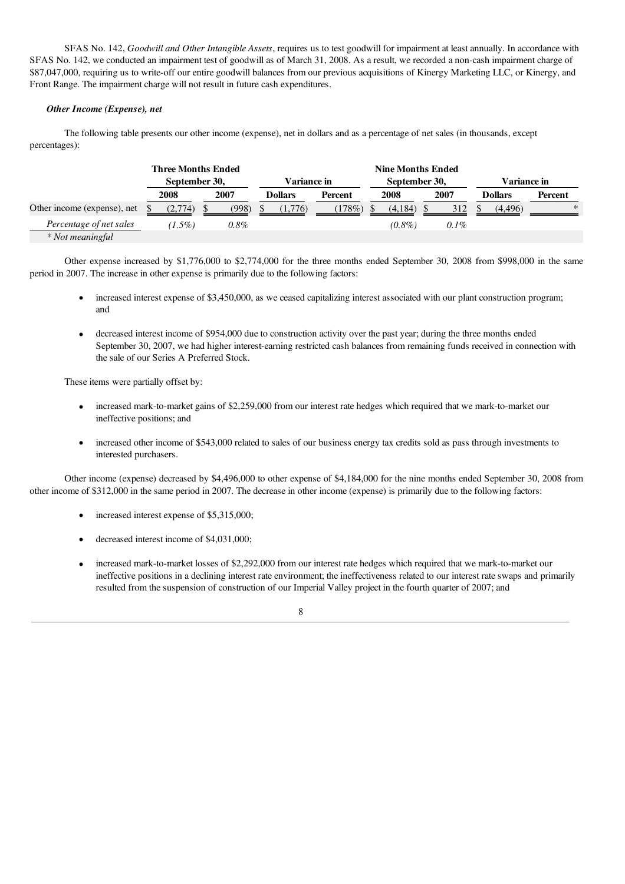SFAS No. 142, *Goodwill and Other Intangible Assets*, requires us to test goodwill for impairment at least annually. In accordance with SFAS No. 142, we conducted an impairment test of goodwill as of March 31, 2008. As a result, we recorded a non-cash impairment charge of $87,047,000, requiring us to write-off our entire goodwill balances from our previous acquisitions of Kinergy Marketing LLC, or Kinergy, and Front Range. The impairment charge will not result in future cash expenditures.

***Other Income (Expense), net***

The following table presents our other income (expense), net in dollars and as a percentage of net sales (in thousands, except percentages):

| | Three Months Ended September 30, | | Variance in | | Nine Months Ended September 30, | | Variance in | |
|---|---|---|---|---|---|---|---|---|
| | 2008 | 2007 | Dollars | Percent | 2008 | 2007 | Dollars | Percent |
| Other income (expense), net | $ (2,774) | $ (998) | $ (1,776) | (178%) | $ (4,184) | $ 312 | $ (4,496) | * |
| *Percentage of net sales* | *(1.5%)* | *0.8%* | | | *(0.8%)* | *0.1%* | | |

\* *Not meaningful*

Other expense increased by $1,776,000 to $2,774,000 for the three months ended September 30, 2008 from $998,000 in the same period in 2007. The increase in other expense is primarily due to the following factors:

- increased interest expense of $3,450,000, as we ceased capitalizing interest associated with our plant construction program; and
- decreased interest income of $954,000 due to construction activity over the past year; during the three months ended September 30, 2007, we had higher interest-earning restricted cash balances from remaining funds received in connection with the sale of our Series A Preferred Stock.

These items were partially offset by:

- increased mark-to-market gains of $2,259,000 from our interest rate hedges which required that we mark-to-market our ineffective positions; and
- increased other income of $543,000 related to sales of our business energy tax credits sold as pass through investments to interested purchasers.

Other income (expense) decreased by $4,496,000 to other expense of $4,184,000 for the nine months ended September 30, 2008 from other income of $312,000 in the same period in 2007. The decrease in other income (expense) is primarily due to the following factors:

- increased interest expense of $5,315,000;
- decreased interest income of $4,031,000;
- increased mark-to-market losses of $2,292,000 from our interest rate hedges which required that we mark-to-market our ineffective positions in a declining interest rate environment; the ineffectiveness related to our interest rate swaps and primarily resulted from the suspension of construction of our Imperial Valley project in the fourth quarter of 2007; and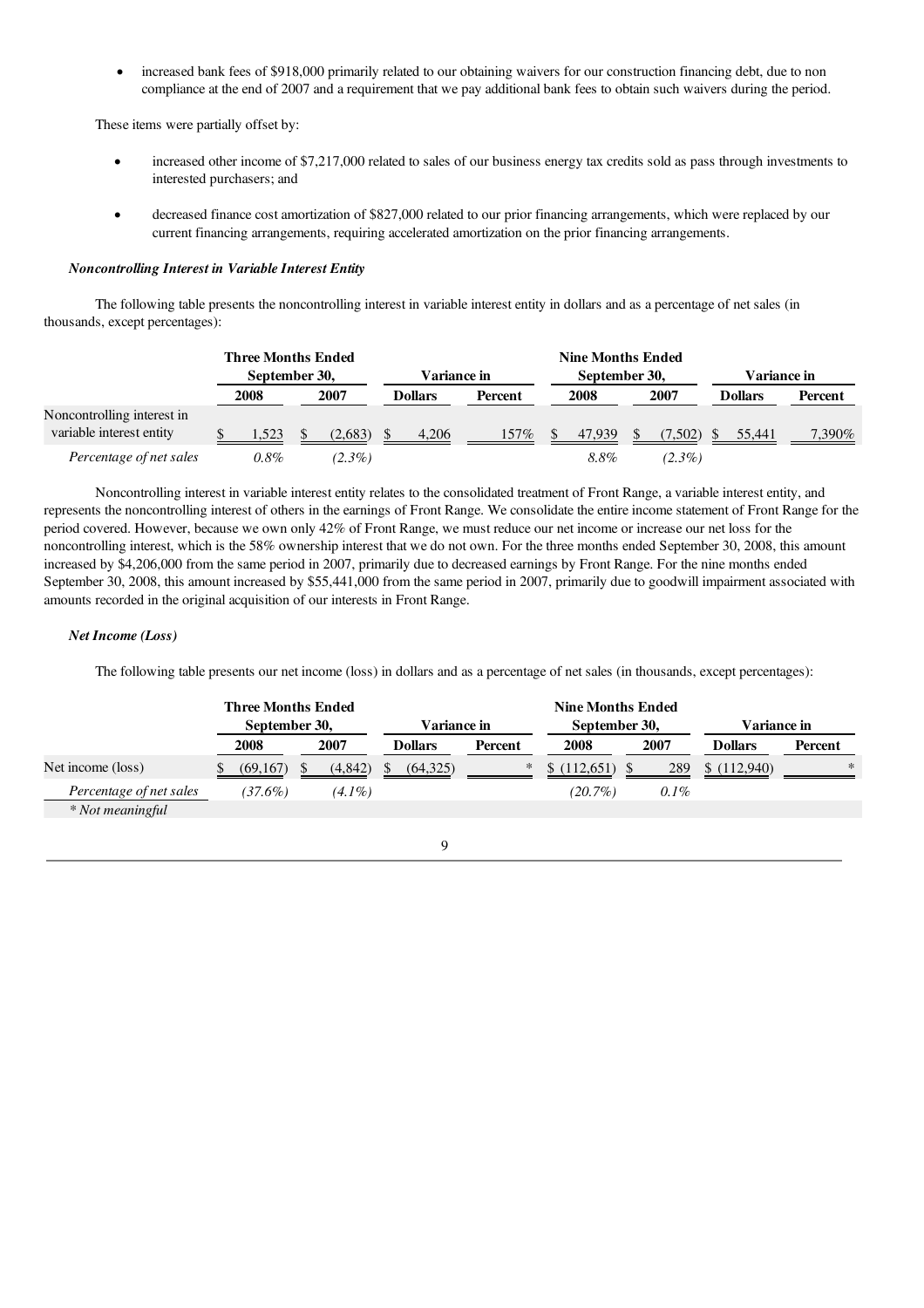- increased bank fees of $918,000 primarily related to our obtaining waivers for our construction financing debt, due to non compliance at the end of 2007 and a requirement that we pay additional bank fees to obtain such waivers during the period.

These items were partially offset by:

- increased other income of $7,217,000 related to sales of our business energy tax credits sold as pass through investments to interested purchasers; and
- decreased finance cost amortization of $827,000 related to our prior financing arrangements, which were replaced by our current financing arrangements, requiring accelerated amortization on the prior financing arrangements.

***Noncontrolling Interest in Variable Interest Entity***

The following table presents the noncontrolling interest in variable interest entity in dollars and as a percentage of net sales (in thousands, except percentages):

| | Three Months Ended September 30, | | Variance in | | Nine Months Ended September 30, | | Variance in | |
|---|---|---|---|---|---|---|---|---|
| | 2008 | 2007 | Dollars | Percent | 2008 | 2007 | Dollars | Percent |
| Noncontrolling interest in variable interest entity | $ 1,523 | $ (2,683) | $ 4,206 | 157% | $ 47,939 | $ (7,502) | $ 55,441 | 7,390% |
| *Percentage of net sales* | *0.8%* | *(2.3%)* | | | *8.8%* | *(2.3%)* | | |

Noncontrolling interest in variable interest entity relates to the consolidated treatment of Front Range, a variable interest entity, and represents the noncontrolling interest of others in the earnings of Front Range. We consolidate the entire income statement of Front Range for the period covered. However, because we own only 42% of Front Range, we must reduce our net income or increase our net loss for the noncontrolling interest, which is the 58% ownership interest that we do not own. For the three months ended September 30, 2008, this amount increased by $4,206,000 from the same period in 2007, primarily due to decreased earnings by Front Range. For the nine months ended September 30, 2008, this amount increased by $55,441,000 from the same period in 2007, primarily due to goodwill impairment associated with amounts recorded in the original acquisition of our interests in Front Range.

***Net Income (Loss)***

The following table presents our net income (loss) in dollars and as a percentage of net sales (in thousands, except percentages):

| | Three Months Ended September 30, | | Variance in | | Nine Months Ended September 30, | | Variance in | |
|---|---|---|---|---|---|---|---|---|
| | 2008 | 2007 | Dollars | Percent | 2008 | 2007 | Dollars | Percent |
| Net income (loss) | $ (69,167) | $ (4,842) | $ (64,325) | * | $ (112,651) | $ 289 | $ (112,940) | * |
| *Percentage of net sales* | *(37.6%)* | *(4.1%)* | | | *(20.7%)* | *0.1%* | | |

*\* Not meaningful*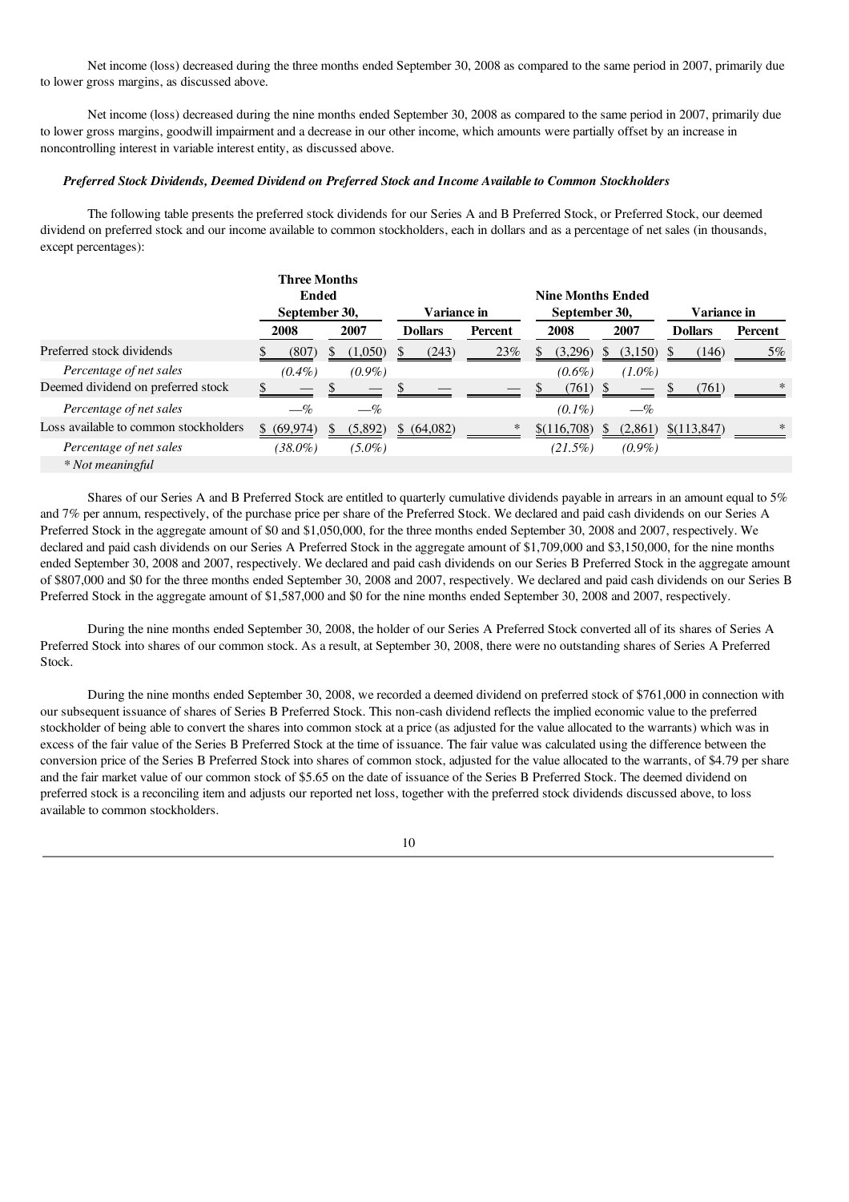Net income (loss) decreased during the three months ended September 30, 2008 as compared to the same period in 2007, primarily due to lower gross margins, as discussed above.

Net income (loss) decreased during the nine months ended September 30, 2008 as compared to the same period in 2007, primarily due to lower gross margins, goodwill impairment and a decrease in our other income, which amounts were partially offset by an increase in noncontrolling interest in variable interest entity, as discussed above.

### *Preferred Stock Dividends, Deemed Dividend on Preferred Stock and Income Available to Common Stockholders*

The following table presents the preferred stock dividends for our Series A and B Preferred Stock, or Preferred Stock, our deemed dividend on preferred stock and our income available to common stockholders, each in dollars and as a percentage of net sales (in thousands, except percentages):

| | Three Months Ended September 30, | | Variance in | | Nine Months Ended September 30, | | Variance in | |
|---|---|---|---|---|---|---|---|---|
| | 2008 | 2007 | Dollars | Percent | 2008 | 2007 | Dollars | Percent |
| Preferred stock dividends | $ (807) | $ (1,050) | $ (243) | 23% | $ (3,296) | $ (3,150) | $ (146) | 5% |
| *Percentage of net sales* | *(0.4%)* | *(0.9%)* | | | *(0.6%)* | *(1.0%)* | | |
| Deemed dividend on preferred stock | $ — | $ — | $ — | — | $ (761) | $ — | $ (761) | * |
| *Percentage of net sales* | *—%* | *—%* | | | *(0.1%)* | *—%* | | |
| Loss available to common stockholders | $ (69,974) | $ (5,892) | $ (64,082) | * | $(116,708) | $ (2,861) | $(113,847) | * |
| *Percentage of net sales* | *(38.0%)* | *(5.0%)* | | | *(21.5%)* | *(0.9%)* | | |

*\* Not meaningful*

Shares of our Series A and B Preferred Stock are entitled to quarterly cumulative dividends payable in arrears in an amount equal to 5% and 7% per annum, respectively, of the purchase price per share of the Preferred Stock. We declared and paid cash dividends on our Series A Preferred Stock in the aggregate amount of $0 and $1,050,000, for the three months ended September 30, 2008 and 2007, respectively. We declared and paid cash dividends on our Series A Preferred Stock in the aggregate amount of $1,709,000 and $3,150,000, for the nine months ended September 30, 2008 and 2007, respectively. We declared and paid cash dividends on our Series B Preferred Stock in the aggregate amount of $807,000 and $0 for the three months ended September 30, 2008 and 2007, respectively. We declared and paid cash dividends on our Series B Preferred Stock in the aggregate amount of $1,587,000 and $0 for the nine months ended September 30, 2008 and 2007, respectively.

During the nine months ended September 30, 2008, the holder of our Series A Preferred Stock converted all of its shares of Series A Preferred Stock into shares of our common stock. As a result, at September 30, 2008, there were no outstanding shares of Series A Preferred Stock.

During the nine months ended September 30, 2008, we recorded a deemed dividend on preferred stock of $761,000 in connection with our subsequent issuance of shares of Series B Preferred Stock. This non-cash dividend reflects the implied economic value to the preferred stockholder of being able to convert the shares into common stock at a price (as adjusted for the value allocated to the warrants) which was in excess of the fair value of the Series B Preferred Stock at the time of issuance. The fair value was calculated using the difference between the conversion price of the Series B Preferred Stock into shares of common stock, adjusted for the value allocated to the warrants, of $4.79 per share and the fair market value of our common stock of $5.65 on the date of issuance of the Series B Preferred Stock. The deemed dividend on preferred stock is a reconciling item and adjusts our reported net loss, together with the preferred stock dividends discussed above, to loss available to common stockholders.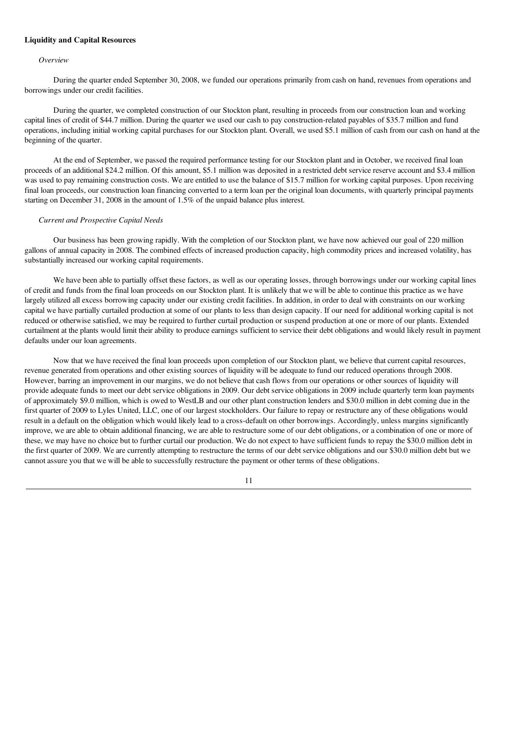**Liquidity and Capital Resources**

*Overview*

During the quarter ended September 30, 2008, we funded our operations primarily from cash on hand, revenues from operations and borrowings under our credit facilities.

During the quarter, we completed construction of our Stockton plant, resulting in proceeds from our construction loan and working capital lines of credit of $44.7 million. During the quarter we used our cash to pay construction-related payables of $35.7 million and fund operations, including initial working capital purchases for our Stockton plant. Overall, we used $5.1 million of cash from our cash on hand at the beginning of the quarter.

At the end of September, we passed the required performance testing for our Stockton plant and in October, we received final loan proceeds of an additional $24.2 million. Of this amount, $5.1 million was deposited in a restricted debt service reserve account and $3.4 million was used to pay remaining construction costs. We are entitled to use the balance of $15.7 million for working capital purposes. Upon receiving final loan proceeds, our construction loan financing converted to a term loan per the original loan documents, with quarterly principal payments starting on December 31, 2008 in the amount of 1.5% of the unpaid balance plus interest.

*Current and Prospective Capital Needs*

Our business has been growing rapidly. With the completion of our Stockton plant, we have now achieved our goal of 220 million gallons of annual capacity in 2008. The combined effects of increased production capacity, high commodity prices and increased volatility, has substantially increased our working capital requirements.

We have been able to partially offset these factors, as well as our operating losses, through borrowings under our working capital lines of credit and funds from the final loan proceeds on our Stockton plant. It is unlikely that we will be able to continue this practice as we have largely utilized all excess borrowing capacity under our existing credit facilities. In addition, in order to deal with constraints on our working capital we have partially curtailed production at some of our plants to less than design capacity. If our need for additional working capital is not reduced or otherwise satisfied, we may be required to further curtail production or suspend production at one or more of our plants. Extended curtailment at the plants would limit their ability to produce earnings sufficient to service their debt obligations and would likely result in payment defaults under our loan agreements.

Now that we have received the final loan proceeds upon completion of our Stockton plant, we believe that current capital resources, revenue generated from operations and other existing sources of liquidity will be adequate to fund our reduced operations through 2008. However, barring an improvement in our margins, we do not believe that cash flows from our operations or other sources of liquidity will provide adequate funds to meet our debt service obligations in 2009. Our debt service obligations in 2009 include quarterly term loan payments of approximately $9.0 million, which is owed to WestLB and our other plant construction lenders and $30.0 million in debt coming due in the first quarter of 2009 to Lyles United, LLC, one of our largest stockholders. Our failure to repay or restructure any of these obligations would result in a default on the obligation which would likely lead to a cross-default on other borrowings. Accordingly, unless margins significantly improve, we are able to obtain additional financing, we are able to restructure some of our debt obligations, or a combination of one or more of these, we may have no choice but to further curtail our production. We do not expect to have sufficient funds to repay the $30.0 million debt in the first quarter of 2009. We are currently attempting to restructure the terms of our debt service obligations and our $30.0 million debt but we cannot assure you that we will be able to successfully restructure the payment or other terms of these obligations.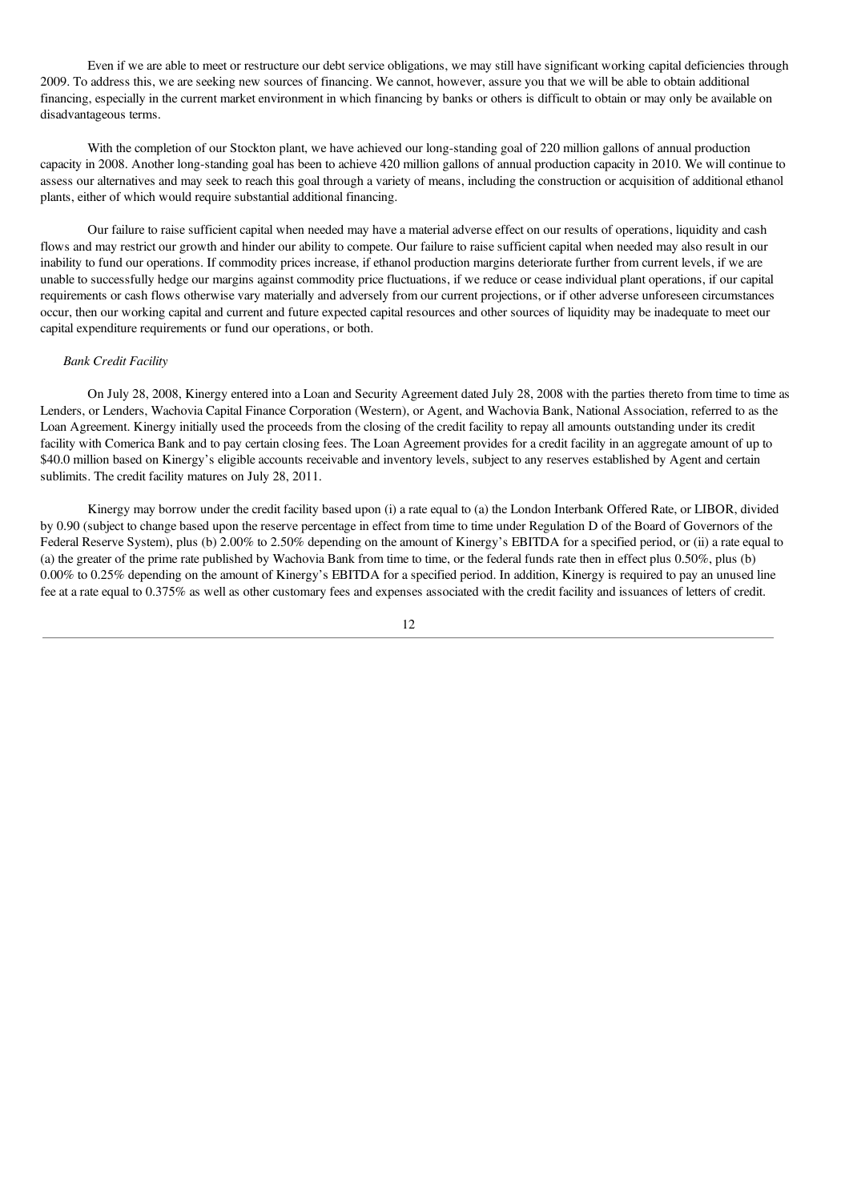Even if we are able to meet or restructure our debt service obligations, we may still have significant working capital deficiencies through 2009. To address this, we are seeking new sources of financing. We cannot, however, assure you that we will be able to obtain additional financing, especially in the current market environment in which financing by banks or others is difficult to obtain or may only be available on disadvantageous terms.

With the completion of our Stockton plant, we have achieved our long-standing goal of 220 million gallons of annual production capacity in 2008. Another long-standing goal has been to achieve 420 million gallons of annual production capacity in 2010. We will continue to assess our alternatives and may seek to reach this goal through a variety of means, including the construction or acquisition of additional ethanol plants, either of which would require substantial additional financing.

Our failure to raise sufficient capital when needed may have a material adverse effect on our results of operations, liquidity and cash flows and may restrict our growth and hinder our ability to compete. Our failure to raise sufficient capital when needed may also result in our inability to fund our operations. If commodity prices increase, if ethanol production margins deteriorate further from current levels, if we are unable to successfully hedge our margins against commodity price fluctuations, if we reduce or cease individual plant operations, if our capital requirements or cash flows otherwise vary materially and adversely from our current projections, or if other adverse unforeseen circumstances occur, then our working capital and current and future expected capital resources and other sources of liquidity may be inadequate to meet our capital expenditure requirements or fund our operations, or both.

*Bank Credit Facility*

On July 28, 2008, Kinergy entered into a Loan and Security Agreement dated July 28, 2008 with the parties thereto from time to time as Lenders, or Lenders, Wachovia Capital Finance Corporation (Western), or Agent, and Wachovia Bank, National Association, referred to as the Loan Agreement. Kinergy initially used the proceeds from the closing of the credit facility to repay all amounts outstanding under its credit facility with Comerica Bank and to pay certain closing fees. The Loan Agreement provides for a credit facility in an aggregate amount of up to $40.0 million based on Kinergy's eligible accounts receivable and inventory levels, subject to any reserves established by Agent and certain sublimits. The credit facility matures on July 28, 2011.

Kinergy may borrow under the credit facility based upon (i) a rate equal to (a) the London Interbank Offered Rate, or LIBOR, divided by 0.90 (subject to change based upon the reserve percentage in effect from time to time under Regulation D of the Board of Governors of the Federal Reserve System), plus (b) 2.00% to 2.50% depending on the amount of Kinergy's EBITDA for a specified period, or (ii) a rate equal to (a) the greater of the prime rate published by Wachovia Bank from time to time, or the federal funds rate then in effect plus 0.50%, plus (b) 0.00% to 0.25% depending on the amount of Kinergy's EBITDA for a specified period. In addition, Kinergy is required to pay an unused line fee at a rate equal to 0.375% as well as other customary fees and expenses associated with the credit facility and issuances of letters of credit.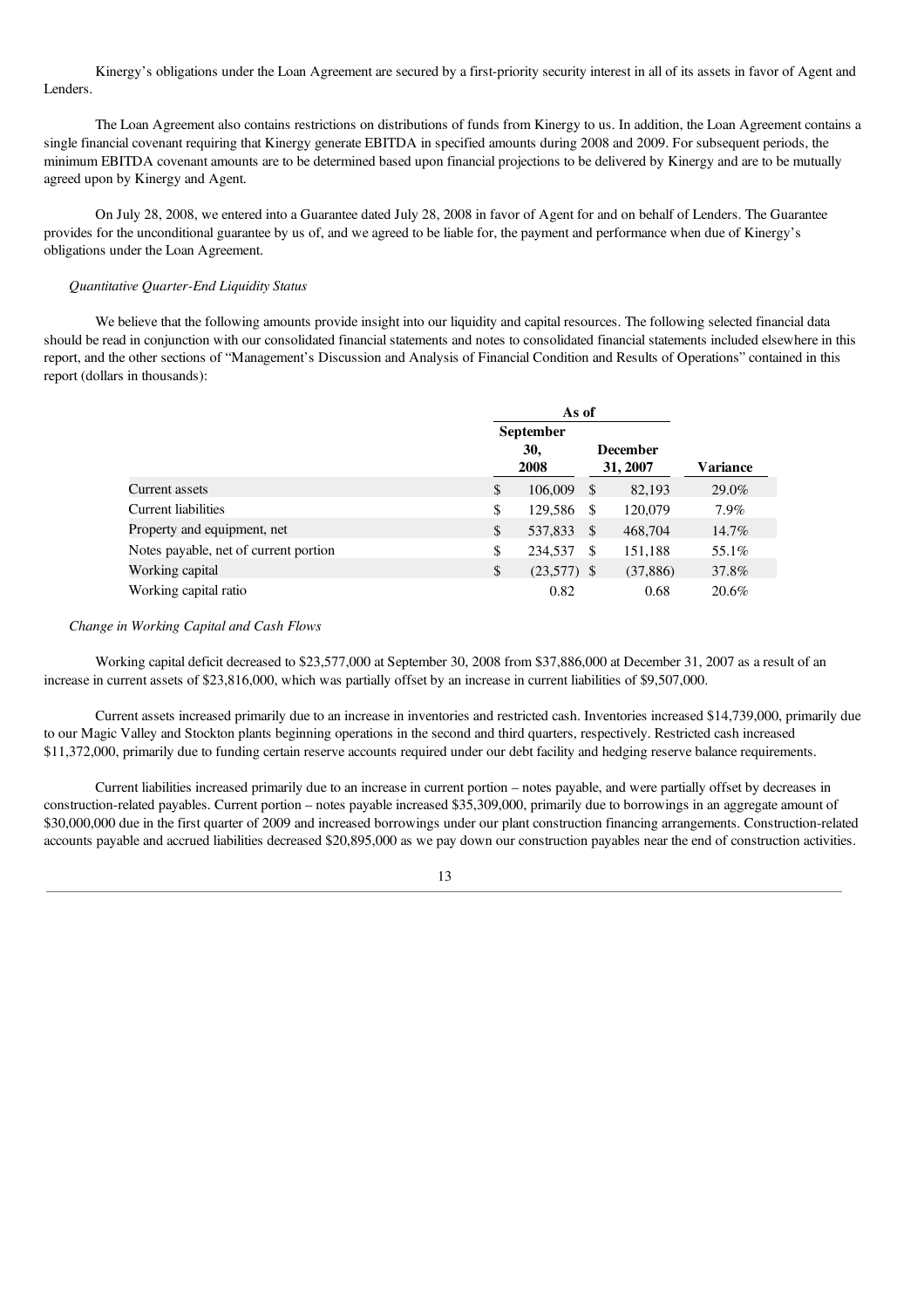Kinergy's obligations under the Loan Agreement are secured by a first-priority security interest in all of its assets in favor of Agent and Lenders.

The Loan Agreement also contains restrictions on distributions of funds from Kinergy to us. In addition, the Loan Agreement contains a single financial covenant requiring that Kinergy generate EBITDA in specified amounts during 2008 and 2009. For subsequent periods, the minimum EBITDA covenant amounts are to be determined based upon financial projections to be delivered by Kinergy and are to be mutually agreed upon by Kinergy and Agent.

On July 28, 2008, we entered into a Guarantee dated July 28, 2008 in favor of Agent for and on behalf of Lenders. The Guarantee provides for the unconditional guarantee by us of, and we agreed to be liable for, the payment and performance when due of Kinergy's obligations under the Loan Agreement.

*Quantitative Quarter-End Liquidity Status*

We believe that the following amounts provide insight into our liquidity and capital resources. The following selected financial data should be read in conjunction with our consolidated financial statements and notes to consolidated financial statements included elsewhere in this report, and the other sections of "Management's Discussion and Analysis of Financial Condition and Results of Operations" contained in this report (dollars in thousands):

| | As of | | |
|---|---|---|---|
| | **September 30, 2008** | **December 31, 2007** | **Variance** |
| Current assets | $ 106,009 | $ 82,193 | 29.0% |
| Current liabilities | $ 129,586 | $ 120,079 | 7.9% |
| Property and equipment, net | $ 537,833 | $ 468,704 | 14.7% |
| Notes payable, net of current portion | $ 234,537 | $ 151,188 | 55.1% |
| Working capital | $ (23,577) | $ (37,886) | 37.8% |
| Working capital ratio | 0.82 | 0.68 | 20.6% |

*Change in Working Capital and Cash Flows*

Working capital deficit decreased to $23,577,000 at September 30, 2008 from $37,886,000 at December 31, 2007 as a result of an increase in current assets of $23,816,000, which was partially offset by an increase in current liabilities of $9,507,000.

Current assets increased primarily due to an increase in inventories and restricted cash. Inventories increased $14,739,000, primarily due to our Magic Valley and Stockton plants beginning operations in the second and third quarters, respectively. Restricted cash increased $11,372,000, primarily due to funding certain reserve accounts required under our debt facility and hedging reserve balance requirements.

Current liabilities increased primarily due to an increase in current portion – notes payable, and were partially offset by decreases in construction-related payables. Current portion – notes payable increased $35,309,000, primarily due to borrowings in an aggregate amount of $30,000,000 due in the first quarter of 2009 and increased borrowings under our plant construction financing arrangements. Construction-related accounts payable and accrued liabilities decreased $20,895,000 as we pay down our construction payables near the end of construction activities.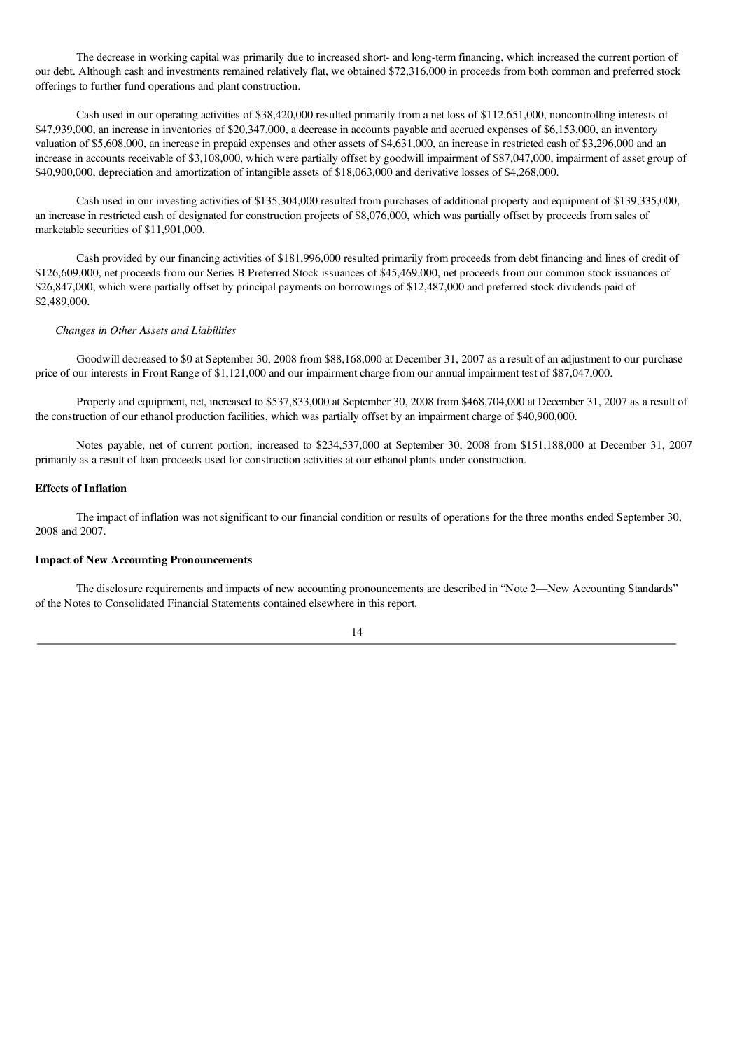The decrease in working capital was primarily due to increased short- and long-term financing, which increased the current portion of our debt. Although cash and investments remained relatively flat, we obtained $72,316,000 in proceeds from both common and preferred stock offerings to further fund operations and plant construction.

Cash used in our operating activities of $38,420,000 resulted primarily from a net loss of $112,651,000, noncontrolling interests of $47,939,000, an increase in inventories of $20,347,000, a decrease in accounts payable and accrued expenses of $6,153,000, an inventory valuation of $5,608,000, an increase in prepaid expenses and other assets of $4,631,000, an increase in restricted cash of $3,296,000 and an increase in accounts receivable of $3,108,000, which were partially offset by goodwill impairment of $87,047,000, impairment of asset group of $40,900,000, depreciation and amortization of intangible assets of $18,063,000 and derivative losses of $4,268,000.

Cash used in our investing activities of $135,304,000 resulted from purchases of additional property and equipment of $139,335,000, an increase in restricted cash of designated for construction projects of $8,076,000, which was partially offset by proceeds from sales of marketable securities of $11,901,000.

Cash provided by our financing activities of $181,996,000 resulted primarily from proceeds from debt financing and lines of credit of $126,609,000, net proceeds from our Series B Preferred Stock issuances of $45,469,000, net proceeds from our common stock issuances of $26,847,000, which were partially offset by principal payments on borrowings of $12,487,000 and preferred stock dividends paid of $2,489,000.

*Changes in Other Assets and Liabilities*

Goodwill decreased to $0 at September 30, 2008 from $88,168,000 at December 31, 2007 as a result of an adjustment to our purchase price of our interests in Front Range of $1,121,000 and our impairment charge from our annual impairment test of $87,047,000.

Property and equipment, net, increased to $537,833,000 at September 30, 2008 from $468,704,000 at December 31, 2007 as a result of the construction of our ethanol production facilities, which was partially offset by an impairment charge of $40,900,000.

Notes payable, net of current portion, increased to $234,537,000 at September 30, 2008 from $151,188,000 at December 31, 2007 primarily as a result of loan proceeds used for construction activities at our ethanol plants under construction.

**Effects of Inflation**

The impact of inflation was not significant to our financial condition or results of operations for the three months ended September 30, 2008 and 2007.

**Impact of New Accounting Pronouncements**

The disclosure requirements and impacts of new accounting pronouncements are described in "Note 2—New Accounting Standards" of the Notes to Consolidated Financial Statements contained elsewhere in this report.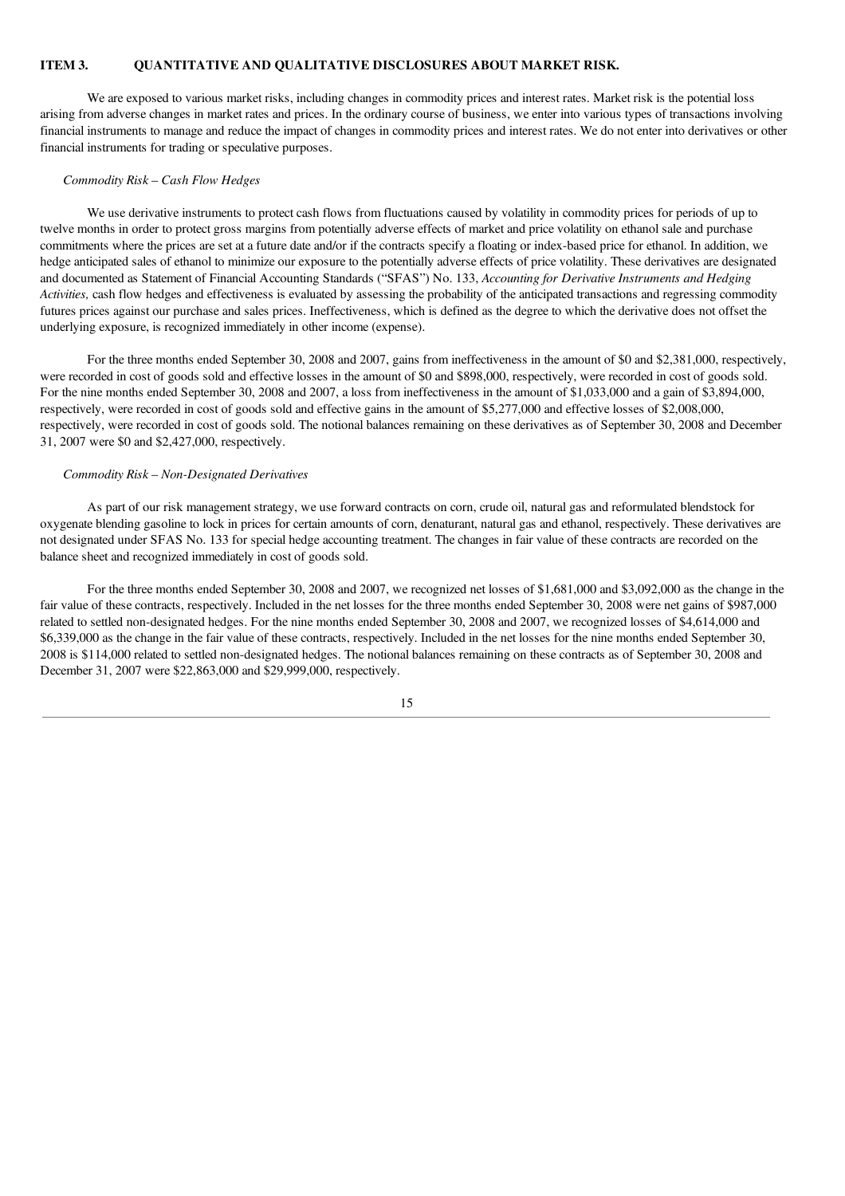## ITEM 3. QUANTITATIVE AND QUALITATIVE DISCLOSURES ABOUT MARKET RISK.

We are exposed to various market risks, including changes in commodity prices and interest rates. Market risk is the potential loss arising from adverse changes in market rates and prices. In the ordinary course of business, we enter into various types of transactions involving financial instruments to manage and reduce the impact of changes in commodity prices and interest rates. We do not enter into derivatives or other financial instruments for trading or speculative purposes.

*Commodity Risk – Cash Flow Hedges*

We use derivative instruments to protect cash flows from fluctuations caused by volatility in commodity prices for periods of up to twelve months in order to protect gross margins from potentially adverse effects of market and price volatility on ethanol sale and purchase commitments where the prices are set at a future date and/or if the contracts specify a floating or index-based price for ethanol. In addition, we hedge anticipated sales of ethanol to minimize our exposure to the potentially adverse effects of price volatility. These derivatives are designated and documented as Statement of Financial Accounting Standards ("SFAS") No. 133, *Accounting for Derivative Instruments and Hedging Activities,* cash flow hedges and effectiveness is evaluated by assessing the probability of the anticipated transactions and regressing commodity futures prices against our purchase and sales prices. Ineffectiveness, which is defined as the degree to which the derivative does not offset the underlying exposure, is recognized immediately in other income (expense).

For the three months ended September 30, 2008 and 2007, gains from ineffectiveness in the amount of $0 and $2,381,000, respectively, were recorded in cost of goods sold and effective losses in the amount of $0 and $898,000, respectively, were recorded in cost of goods sold. For the nine months ended September 30, 2008 and 2007, a loss from ineffectiveness in the amount of $1,033,000 and a gain of $3,894,000, respectively, were recorded in cost of goods sold and effective gains in the amount of $5,277,000 and effective losses of $2,008,000, respectively, were recorded in cost of goods sold. The notional balances remaining on these derivatives as of September 30, 2008 and December 31, 2007 were $0 and $2,427,000, respectively.

*Commodity Risk – Non-Designated Derivatives*

As part of our risk management strategy, we use forward contracts on corn, crude oil, natural gas and reformulated blendstock for oxygenate blending gasoline to lock in prices for certain amounts of corn, denaturant, natural gas and ethanol, respectively. These derivatives are not designated under SFAS No. 133 for special hedge accounting treatment. The changes in fair value of these contracts are recorded on the balance sheet and recognized immediately in cost of goods sold.

For the three months ended September 30, 2008 and 2007, we recognized net losses of $1,681,000 and $3,092,000 as the change in the fair value of these contracts, respectively. Included in the net losses for the three months ended September 30, 2008 were net gains of $987,000 related to settled non-designated hedges. For the nine months ended September 30, 2008 and 2007, we recognized losses of $4,614,000 and $6,339,000 as the change in the fair value of these contracts, respectively. Included in the net losses for the nine months ended September 30, 2008 is $114,000 related to settled non-designated hedges. The notional balances remaining on these contracts as of September 30, 2008 and December 31, 2007 were $22,863,000 and $29,999,000, respectively.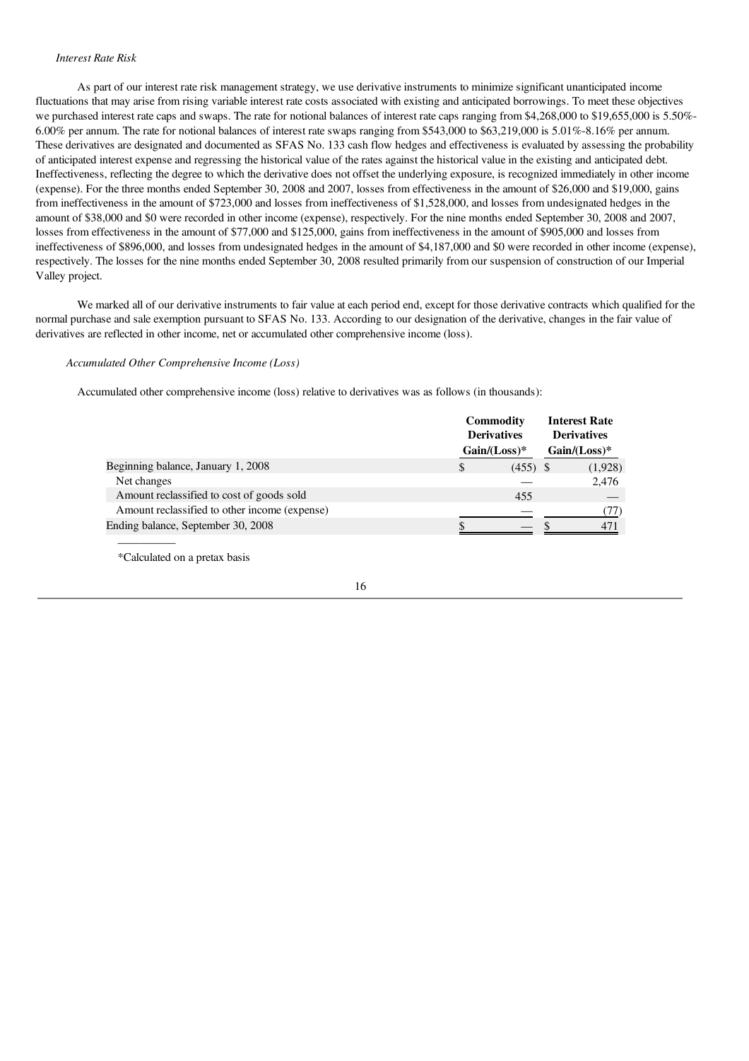*Interest Rate Risk*

As part of our interest rate risk management strategy, we use derivative instruments to minimize significant unanticipated income fluctuations that may arise from rising variable interest rate costs associated with existing and anticipated borrowings. To meet these objectives we purchased interest rate caps and swaps. The rate for notional balances of interest rate caps ranging from $4,268,000 to $19,655,000 is 5.50%-6.00% per annum. The rate for notional balances of interest rate swaps ranging from $543,000 to $63,219,000 is 5.01%-8.16% per annum. These derivatives are designated and documented as SFAS No. 133 cash flow hedges and effectiveness is evaluated by assessing the probability of anticipated interest expense and regressing the historical value of the rates against the historical value in the existing and anticipated debt. Ineffectiveness, reflecting the degree to which the derivative does not offset the underlying exposure, is recognized immediately in other income (expense). For the three months ended September 30, 2008 and 2007, losses from effectiveness in the amount of $26,000 and $19,000, gains from ineffectiveness in the amount of $723,000 and losses from ineffectiveness of $1,528,000, and losses from undesignated hedges in the amount of $38,000 and $0 were recorded in other income (expense), respectively. For the nine months ended September 30, 2008 and 2007, losses from effectiveness in the amount of $77,000 and $125,000, gains from ineffectiveness in the amount of $905,000 and losses from ineffectiveness of $896,000, and losses from undesignated hedges in the amount of $4,187,000 and $0 were recorded in other income (expense), respectively. The losses for the nine months ended September 30, 2008 resulted primarily from our suspension of construction of our Imperial Valley project.

We marked all of our derivative instruments to fair value at each period end, except for those derivative contracts which qualified for the normal purchase and sale exemption pursuant to SFAS No. 133. According to our designation of the derivative, changes in the fair value of derivatives are reflected in other income, net or accumulated other comprehensive income (loss).

*Accumulated Other Comprehensive Income (Loss)*

Accumulated other comprehensive income (loss) relative to derivatives was as follows (in thousands):

| | Commodity Derivatives Gain/(Loss)* | Interest Rate Derivatives Gain/(Loss)* |
|---|---|---|
| Beginning balance, January 1, 2008 | $ (455) | $ (1,928) |
| Net changes | — | 2,476 |
| Amount reclassified to cost of goods sold | 455 | — |
| Amount reclassified to other income (expense) | — | (77) |
| Ending balance, September 30, 2008 | $ — | $ 471 |

*Calculated on a pretax basis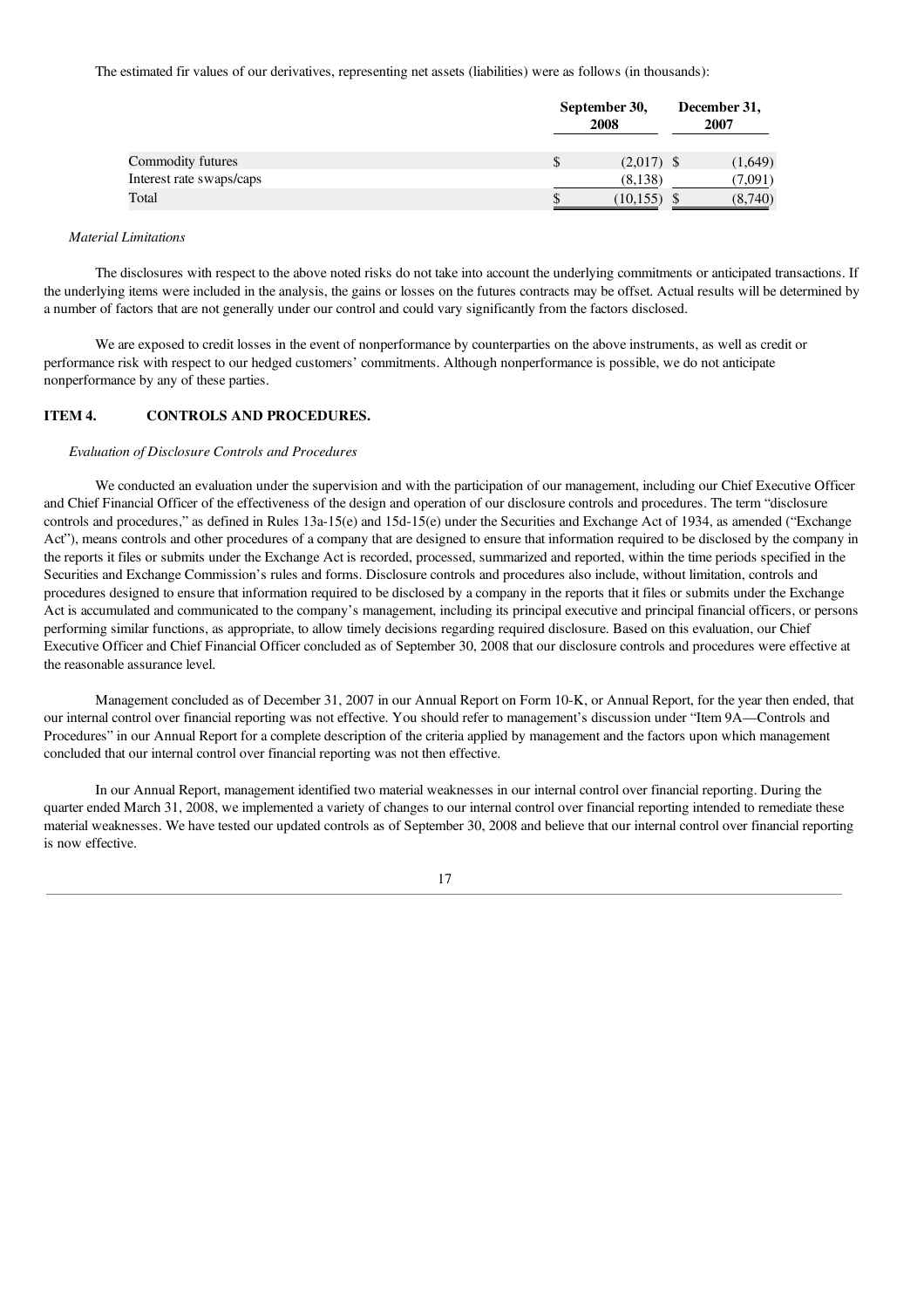The estimated fir values of our derivatives, representing net assets (liabilities) were as follows (in thousands):

| | September 30, 2008 | December 31, 2007 |
|---|---|---|
| Commodity futures | $ (2,017) | $ (1,649) |
| Interest rate swaps/caps | (8,138) | (7,091) |
| Total | $ (10,155) | $ (8,740) |

*Material Limitations*

The disclosures with respect to the above noted risks do not take into account the underlying commitments or anticipated transactions. If the underlying items were included in the analysis, the gains or losses on the futures contracts may be offset. Actual results will be determined by a number of factors that are not generally under our control and could vary significantly from the factors disclosed.

We are exposed to credit losses in the event of nonperformance by counterparties on the above instruments, as well as credit or performance risk with respect to our hedged customers' commitments. Although nonperformance is possible, we do not anticipate nonperformance by any of these parties.

## ITEM 4. CONTROLS AND PROCEDURES.

*Evaluation of Disclosure Controls and Procedures*

We conducted an evaluation under the supervision and with the participation of our management, including our Chief Executive Officer and Chief Financial Officer of the effectiveness of the design and operation of our disclosure controls and procedures. The term "disclosure controls and procedures," as defined in Rules 13a-15(e) and 15d-15(e) under the Securities and Exchange Act of 1934, as amended ("Exchange Act"), means controls and other procedures of a company that are designed to ensure that information required to be disclosed by the company in the reports it files or submits under the Exchange Act is recorded, processed, summarized and reported, within the time periods specified in the Securities and Exchange Commission's rules and forms. Disclosure controls and procedures also include, without limitation, controls and procedures designed to ensure that information required to be disclosed by a company in the reports that it files or submits under the Exchange Act is accumulated and communicated to the company's management, including its principal executive and principal financial officers, or persons performing similar functions, as appropriate, to allow timely decisions regarding required disclosure. Based on this evaluation, our Chief Executive Officer and Chief Financial Officer concluded as of September 30, 2008 that our disclosure controls and procedures were effective at the reasonable assurance level.

Management concluded as of December 31, 2007 in our Annual Report on Form 10-K, or Annual Report, for the year then ended, that our internal control over financial reporting was not effective. You should refer to management's discussion under "Item 9A—Controls and Procedures" in our Annual Report for a complete description of the criteria applied by management and the factors upon which management concluded that our internal control over financial reporting was not then effective.

In our Annual Report, management identified two material weaknesses in our internal control over financial reporting. During the quarter ended March 31, 2008, we implemented a variety of changes to our internal control over financial reporting intended to remediate these material weaknesses. We have tested our updated controls as of September 30, 2008 and believe that our internal control over financial reporting is now effective.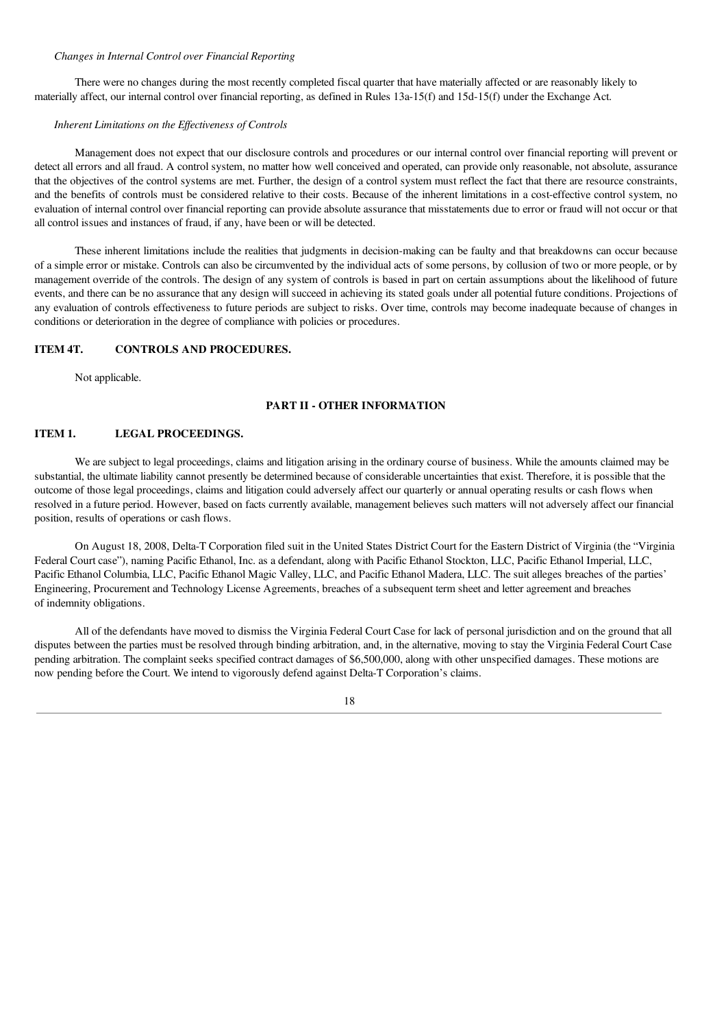*Changes in Internal Control over Financial Reporting*

There were no changes during the most recently completed fiscal quarter that have materially affected or are reasonably likely to materially affect, our internal control over financial reporting, as defined in Rules 13a-15(f) and 15d-15(f) under the Exchange Act.

*Inherent Limitations on the Effectiveness of Controls*

Management does not expect that our disclosure controls and procedures or our internal control over financial reporting will prevent or detect all errors and all fraud. A control system, no matter how well conceived and operated, can provide only reasonable, not absolute, assurance that the objectives of the control systems are met. Further, the design of a control system must reflect the fact that there are resource constraints, and the benefits of controls must be considered relative to their costs. Because of the inherent limitations in a cost-effective control system, no evaluation of internal control over financial reporting can provide absolute assurance that misstatements due to error or fraud will not occur or that all control issues and instances of fraud, if any, have been or will be detected.

These inherent limitations include the realities that judgments in decision-making can be faulty and that breakdowns can occur because of a simple error or mistake. Controls can also be circumvented by the individual acts of some persons, by collusion of two or more people, or by management override of the controls. The design of any system of controls is based in part on certain assumptions about the likelihood of future events, and there can be no assurance that any design will succeed in achieving its stated goals under all potential future conditions. Projections of any evaluation of controls effectiveness to future periods are subject to risks. Over time, controls may become inadequate because of changes in conditions or deterioration in the degree of compliance with policies or procedures.

## ITEM 4T. CONTROLS AND PROCEDURES.

Not applicable.

# PART II - OTHER INFORMATION

## ITEM 1. LEGAL PROCEEDINGS.

We are subject to legal proceedings, claims and litigation arising in the ordinary course of business. While the amounts claimed may be substantial, the ultimate liability cannot presently be determined because of considerable uncertainties that exist. Therefore, it is possible that the outcome of those legal proceedings, claims and litigation could adversely affect our quarterly or annual operating results or cash flows when resolved in a future period. However, based on facts currently available, management believes such matters will not adversely affect our financial position, results of operations or cash flows.

On August 18, 2008, Delta-T Corporation filed suit in the United States District Court for the Eastern District of Virginia (the "Virginia Federal Court case"), naming Pacific Ethanol, Inc. as a defendant, along with Pacific Ethanol Stockton, LLC, Pacific Ethanol Imperial, LLC, Pacific Ethanol Columbia, LLC, Pacific Ethanol Magic Valley, LLC, and Pacific Ethanol Madera, LLC. The suit alleges breaches of the parties' Engineering, Procurement and Technology License Agreements, breaches of a subsequent term sheet and letter agreement and breaches of indemnity obligations.

All of the defendants have moved to dismiss the Virginia Federal Court Case for lack of personal jurisdiction and on the ground that all disputes between the parties must be resolved through binding arbitration, and, in the alternative, moving to stay the Virginia Federal Court Case pending arbitration. The complaint seeks specified contract damages of $6,500,000, along with other unspecified damages. These motions are now pending before the Court. We intend to vigorously defend against Delta-T Corporation's claims.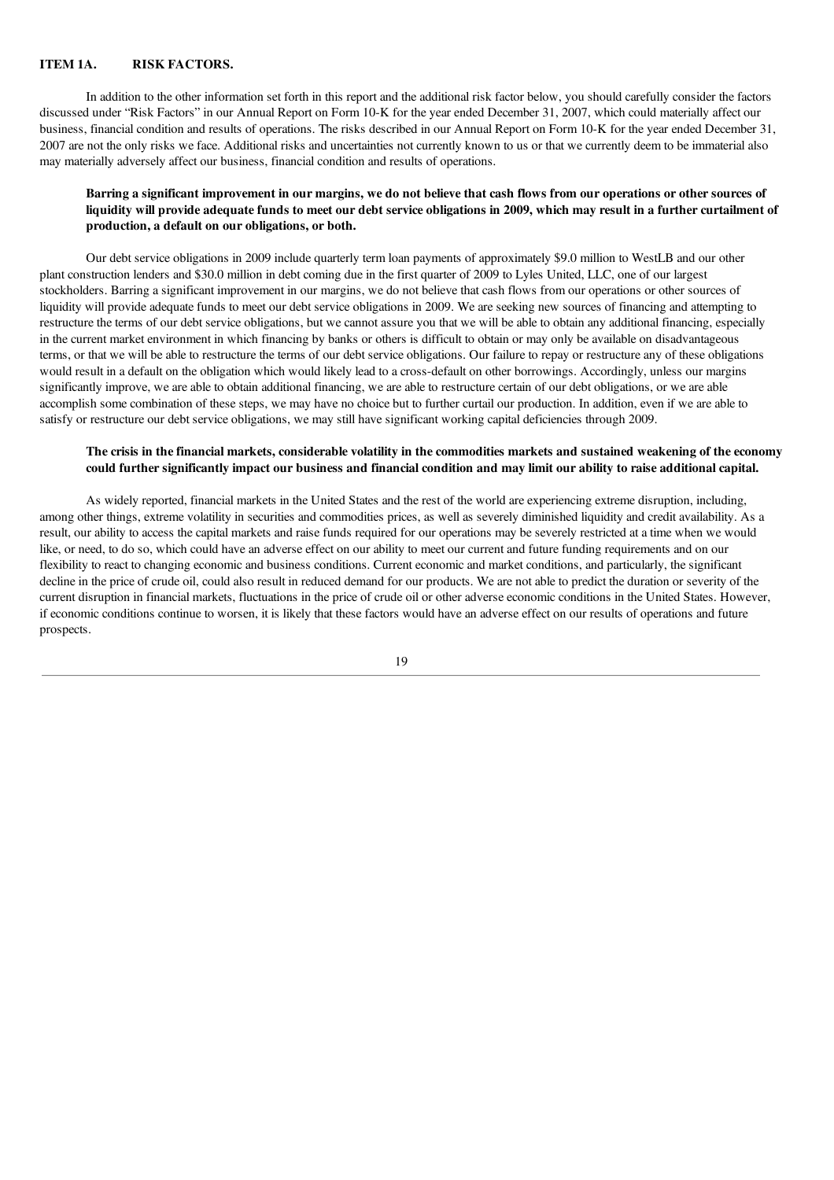## ITEM 1A. RISK FACTORS.

In addition to the other information set forth in this report and the additional risk factor below, you should carefully consider the factors discussed under "Risk Factors" in our Annual Report on Form 10-K for the year ended December 31, 2007, which could materially affect our business, financial condition and results of operations. The risks described in our Annual Report on Form 10-K for the year ended December 31, 2007 are not the only risks we face. Additional risks and uncertainties not currently known to us or that we currently deem to be immaterial also may materially adversely affect our business, financial condition and results of operations.

**Barring a significant improvement in our margins, we do not believe that cash flows from our operations or other sources of liquidity will provide adequate funds to meet our debt service obligations in 2009, which may result in a further curtailment of production, a default on our obligations, or both.**

Our debt service obligations in 2009 include quarterly term loan payments of approximately $9.0 million to WestLB and our other plant construction lenders and $30.0 million in debt coming due in the first quarter of 2009 to Lyles United, LLC, one of our largest stockholders. Barring a significant improvement in our margins, we do not believe that cash flows from our operations or other sources of liquidity will provide adequate funds to meet our debt service obligations in 2009. We are seeking new sources of financing and attempting to restructure the terms of our debt service obligations, but we cannot assure you that we will be able to obtain any additional financing, especially in the current market environment in which financing by banks or others is difficult to obtain or may only be available on disadvantageous terms, or that we will be able to restructure the terms of our debt service obligations. Our failure to repay or restructure any of these obligations would result in a default on the obligation which would likely lead to a cross-default on other borrowings. Accordingly, unless our margins significantly improve, we are able to obtain additional financing, we are able to restructure certain of our debt obligations, or we are able accomplish some combination of these steps, we may have no choice but to further curtail our production. In addition, even if we are able to satisfy or restructure our debt service obligations, we may still have significant working capital deficiencies through 2009.

**The crisis in the financial markets, considerable volatility in the commodities markets and sustained weakening of the economy could further significantly impact our business and financial condition and may limit our ability to raise additional capital.**

As widely reported, financial markets in the United States and the rest of the world are experiencing extreme disruption, including, among other things, extreme volatility in securities and commodities prices, as well as severely diminished liquidity and credit availability. As a result, our ability to access the capital markets and raise funds required for our operations may be severely restricted at a time when we would like, or need, to do so, which could have an adverse effect on our ability to meet our current and future funding requirements and on our flexibility to react to changing economic and business conditions. Current economic and market conditions, and particularly, the significant decline in the price of crude oil, could also result in reduced demand for our products. We are not able to predict the duration or severity of the current disruption in financial markets, fluctuations in the price of crude oil or other adverse economic conditions in the United States. However, if economic conditions continue to worsen, it is likely that these factors would have an adverse effect on our results of operations and future prospects.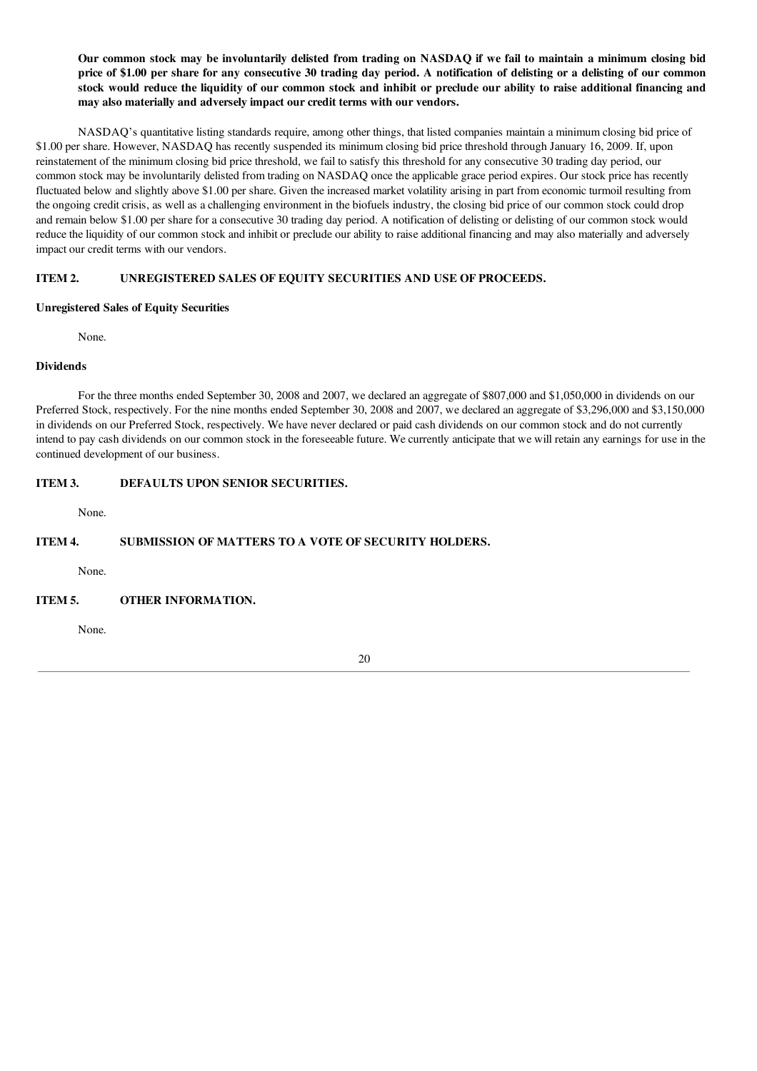**Our common stock may be involuntarily delisted from trading on NASDAQ if we fail to maintain a minimum closing bid price of $1.00 per share for any consecutive 30 trading day period. A notification of delisting or a delisting of our common stock would reduce the liquidity of our common stock and inhibit or preclude our ability to raise additional financing and may also materially and adversely impact our credit terms with our vendors.**

NASDAQ's quantitative listing standards require, among other things, that listed companies maintain a minimum closing bid price of $1.00 per share. However, NASDAQ has recently suspended its minimum closing bid price threshold through January 16, 2009. If, upon reinstatement of the minimum closing bid price threshold, we fail to satisfy this threshold for any consecutive 30 trading day period, our common stock may be involuntarily delisted from trading on NASDAQ once the applicable grace period expires. Our stock price has recently fluctuated below and slightly above $1.00 per share. Given the increased market volatility arising in part from economic turmoil resulting from the ongoing credit crisis, as well as a challenging environment in the biofuels industry, the closing bid price of our common stock could drop and remain below $1.00 per share for a consecutive 30 trading day period. A notification of delisting or delisting of our common stock would reduce the liquidity of our common stock and inhibit or preclude our ability to raise additional financing and may also materially and adversely impact our credit terms with our vendors.

## ITEM 2. UNREGISTERED SALES OF EQUITY SECURITIES AND USE OF PROCEEDS.

**Unregistered Sales of Equity Securities**

None.

**Dividends**

For the three months ended September 30, 2008 and 2007, we declared an aggregate of $807,000 and $1,050,000 in dividends on our Preferred Stock, respectively. For the nine months ended September 30, 2008 and 2007, we declared an aggregate of $3,296,000 and $3,150,000 in dividends on our Preferred Stock, respectively. We have never declared or paid cash dividends on our common stock and do not currently intend to pay cash dividends on our common stock in the foreseeable future. We currently anticipate that we will retain any earnings for use in the continued development of our business.

## ITEM 3. DEFAULTS UPON SENIOR SECURITIES.

None.

## ITEM 4. SUBMISSION OF MATTERS TO A VOTE OF SECURITY HOLDERS.

None.

## ITEM 5. OTHER INFORMATION.

None.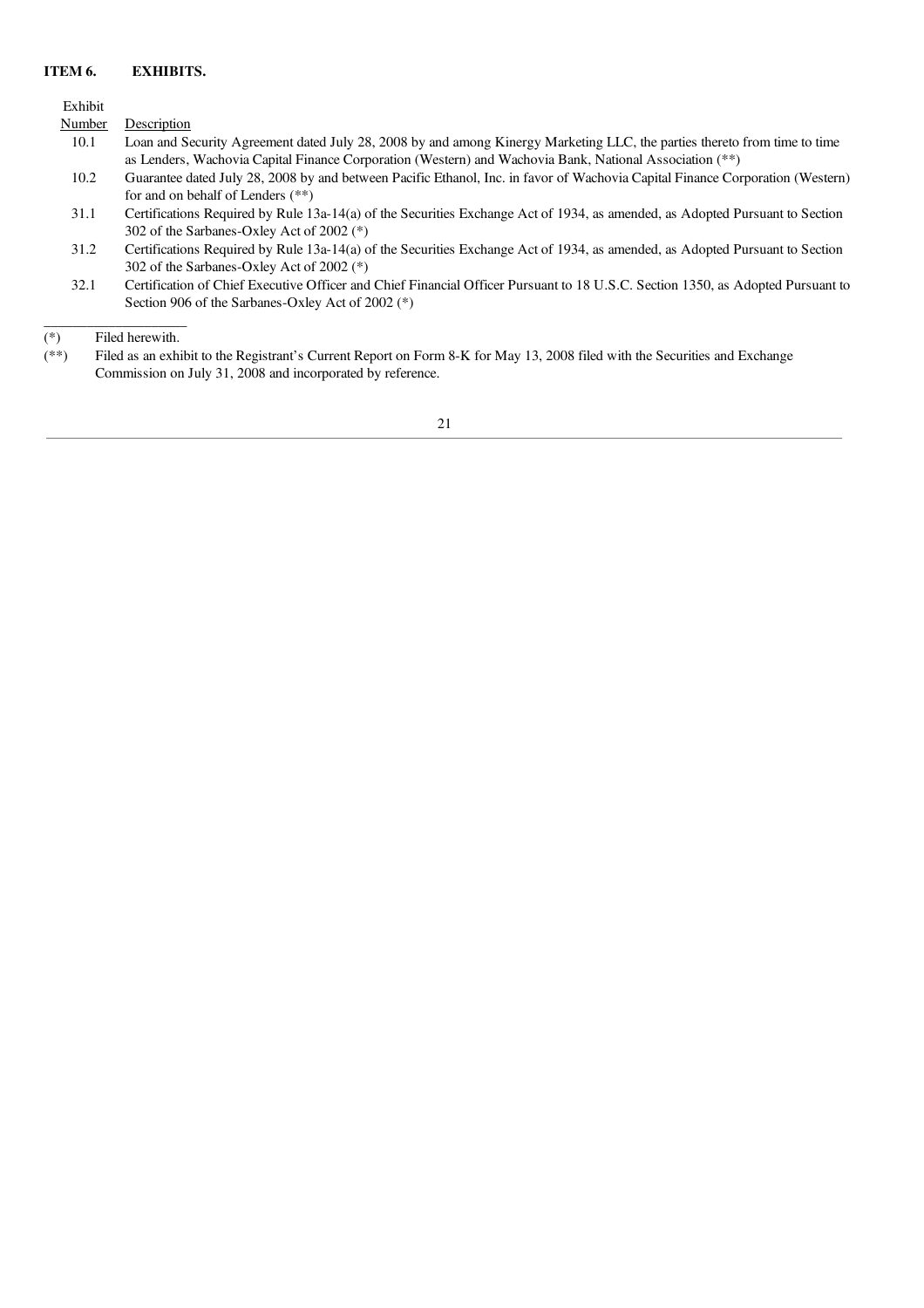## ITEM 6. EXHIBITS.

| Exhibit Number | Description |
|---|---|
| 10.1 | Loan and Security Agreement dated July 28, 2008 by and among Kinergy Marketing LLC, the parties thereto from time to time as Lenders, Wachovia Capital Finance Corporation (Western) and Wachovia Bank, National Association (**) |
| 10.2 | Guarantee dated July 28, 2008 by and between Pacific Ethanol, Inc. in favor of Wachovia Capital Finance Corporation (Western) for and on behalf of Lenders (**) |
| 31.1 | Certifications Required by Rule 13a-14(a) of the Securities Exchange Act of 1934, as amended, as Adopted Pursuant to Section 302 of the Sarbanes-Oxley Act of 2002 (*) |
| 31.2 | Certifications Required by Rule 13a-14(a) of the Securities Exchange Act of 1934, as amended, as Adopted Pursuant to Section 302 of the Sarbanes-Oxley Act of 2002 (*) |
| 32.1 | Certification of Chief Executive Officer and Chief Financial Officer Pursuant to 18 U.S.C. Section 1350, as Adopted Pursuant to Section 906 of the Sarbanes-Oxley Act of 2002 (*) |

---

(*) Filed herewith.

(**) Filed as an exhibit to the Registrant's Current Report on Form 8-K for May 13, 2008 filed with the Securities and Exchange Commission on July 31, 2008 and incorporated by reference.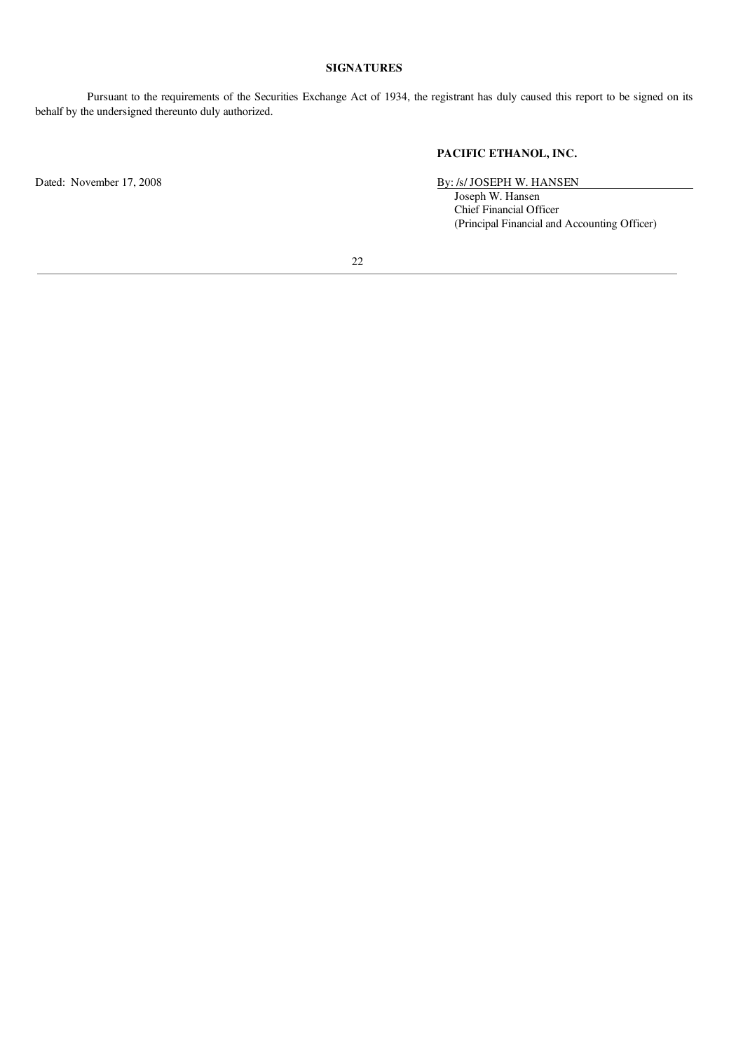## SIGNATURES

Pursuant to the requirements of the Securities Exchange Act of 1934, the registrant has duly caused this report to be signed on its behalf by the undersigned thereunto duly authorized.

**PACIFIC ETHANOL, INC.**

Dated: November 17, 2008

By: /s/ JOSEPH W. HANSEN
Joseph W. Hansen
Chief Financial Officer
(Principal Financial and Accounting Officer)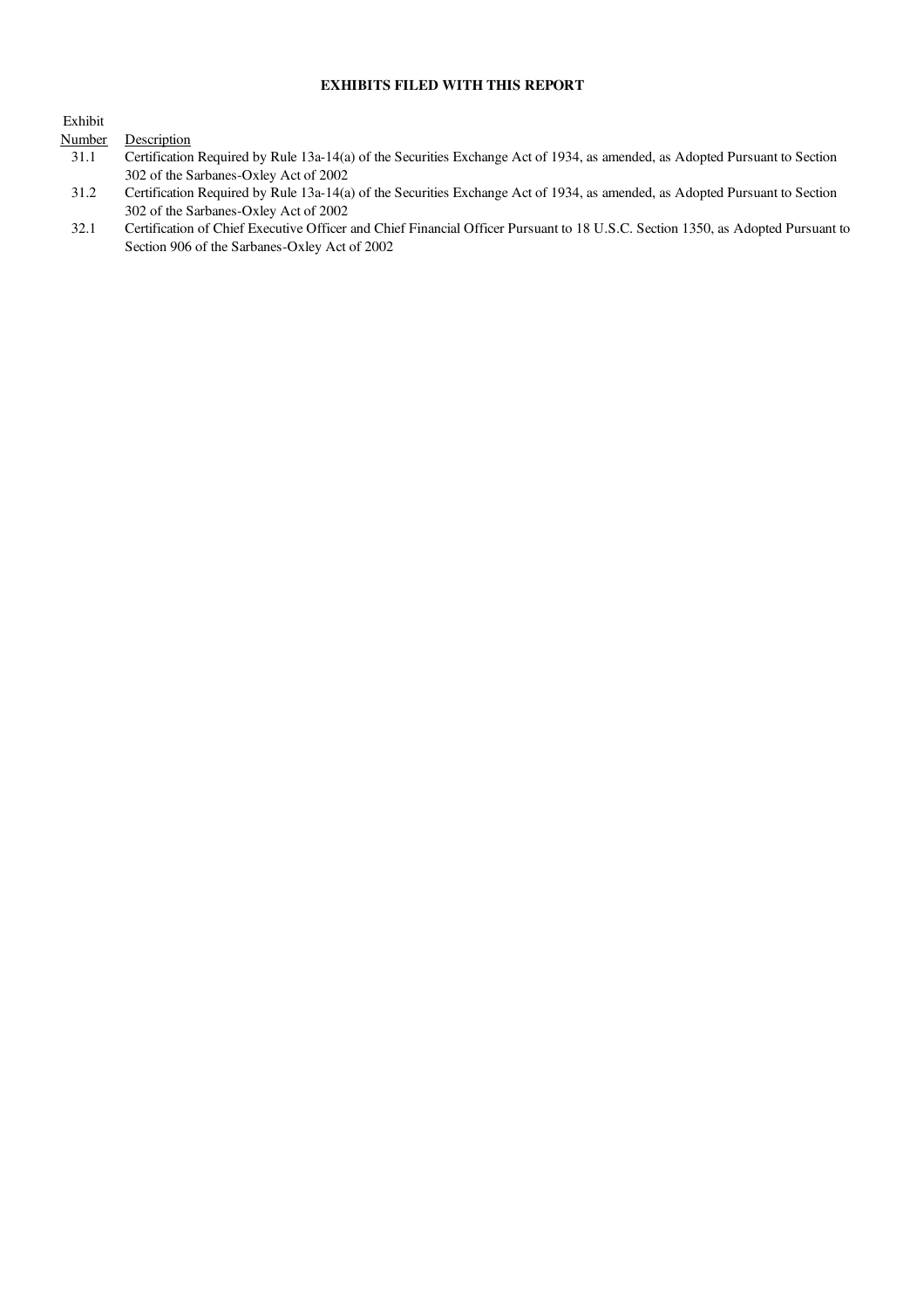**EXHIBITS FILED WITH THIS REPORT**

| Exhibit Number | Description |
| --- | --- |
| 31.1 | Certification Required by Rule 13a-14(a) of the Securities Exchange Act of 1934, as amended, as Adopted Pursuant to Section 302 of the Sarbanes-Oxley Act of 2002 |
| 31.2 | Certification Required by Rule 13a-14(a) of the Securities Exchange Act of 1934, as amended, as Adopted Pursuant to Section 302 of the Sarbanes-Oxley Act of 2002 |
| 32.1 | Certification of Chief Executive Officer and Chief Financial Officer Pursuant to 18 U.S.C. Section 1350, as Adopted Pursuant to Section 906 of the Sarbanes-Oxley Act of 2002 |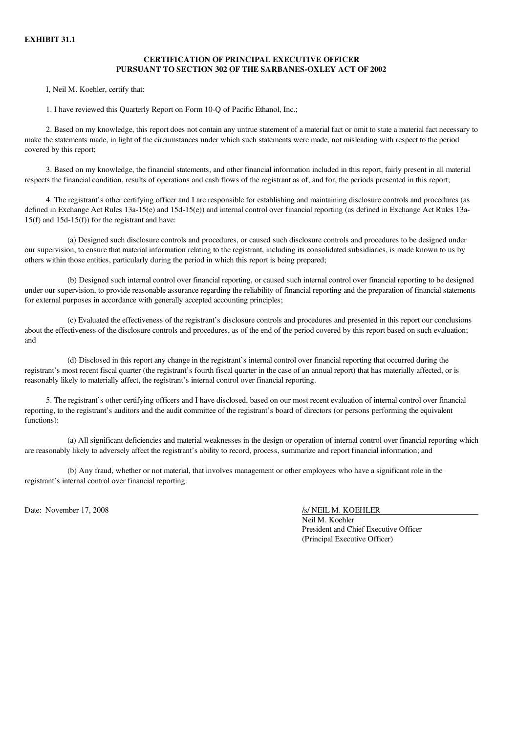**EXHIBIT 31.1**

**CERTIFICATION OF PRINCIPAL EXECUTIVE OFFICER**
**PURSUANT TO SECTION 302 OF THE SARBANES-OXLEY ACT OF 2002**

I, Neil M. Koehler, certify that:

1. I have reviewed this Quarterly Report on Form 10-Q of Pacific Ethanol, Inc.;

2. Based on my knowledge, this report does not contain any untrue statement of a material fact or omit to state a material fact necessary to make the statements made, in light of the circumstances under which such statements were made, not misleading with respect to the period covered by this report;

3. Based on my knowledge, the financial statements, and other financial information included in this report, fairly present in all material respects the financial condition, results of operations and cash flows of the registrant as of, and for, the periods presented in this report;

4. The registrant's other certifying officer and I are responsible for establishing and maintaining disclosure controls and procedures (as defined in Exchange Act Rules 13a-15(e) and 15d-15(e)) and internal control over financial reporting (as defined in Exchange Act Rules 13a-15(f) and 15d-15(f)) for the registrant and have:

(a) Designed such disclosure controls and procedures, or caused such disclosure controls and procedures to be designed under our supervision, to ensure that material information relating to the registrant, including its consolidated subsidiaries, is made known to us by others within those entities, particularly during the period in which this report is being prepared;

(b) Designed such internal control over financial reporting, or caused such internal control over financial reporting to be designed under our supervision, to provide reasonable assurance regarding the reliability of financial reporting and the preparation of financial statements for external purposes in accordance with generally accepted accounting principles;

(c) Evaluated the effectiveness of the registrant's disclosure controls and procedures and presented in this report our conclusions about the effectiveness of the disclosure controls and procedures, as of the end of the period covered by this report based on such evaluation; and

(d) Disclosed in this report any change in the registrant's internal control over financial reporting that occurred during the registrant's most recent fiscal quarter (the registrant's fourth fiscal quarter in the case of an annual report) that has materially affected, or is reasonably likely to materially affect, the registrant's internal control over financial reporting.

5. The registrant's other certifying officers and I have disclosed, based on our most recent evaluation of internal control over financial reporting, to the registrant's auditors and the audit committee of the registrant's board of directors (or persons performing the equivalent functions):

(a) All significant deficiencies and material weaknesses in the design or operation of internal control over financial reporting which are reasonably likely to adversely affect the registrant's ability to record, process, summarize and report financial information; and

(b) Any fraud, whether or not material, that involves management or other employees who have a significant role in the registrant's internal control over financial reporting.

Date: November 17, 2008

/s/ NEIL M. KOEHLER
Neil M. Koehler
President and Chief Executive Officer
(Principal Executive Officer)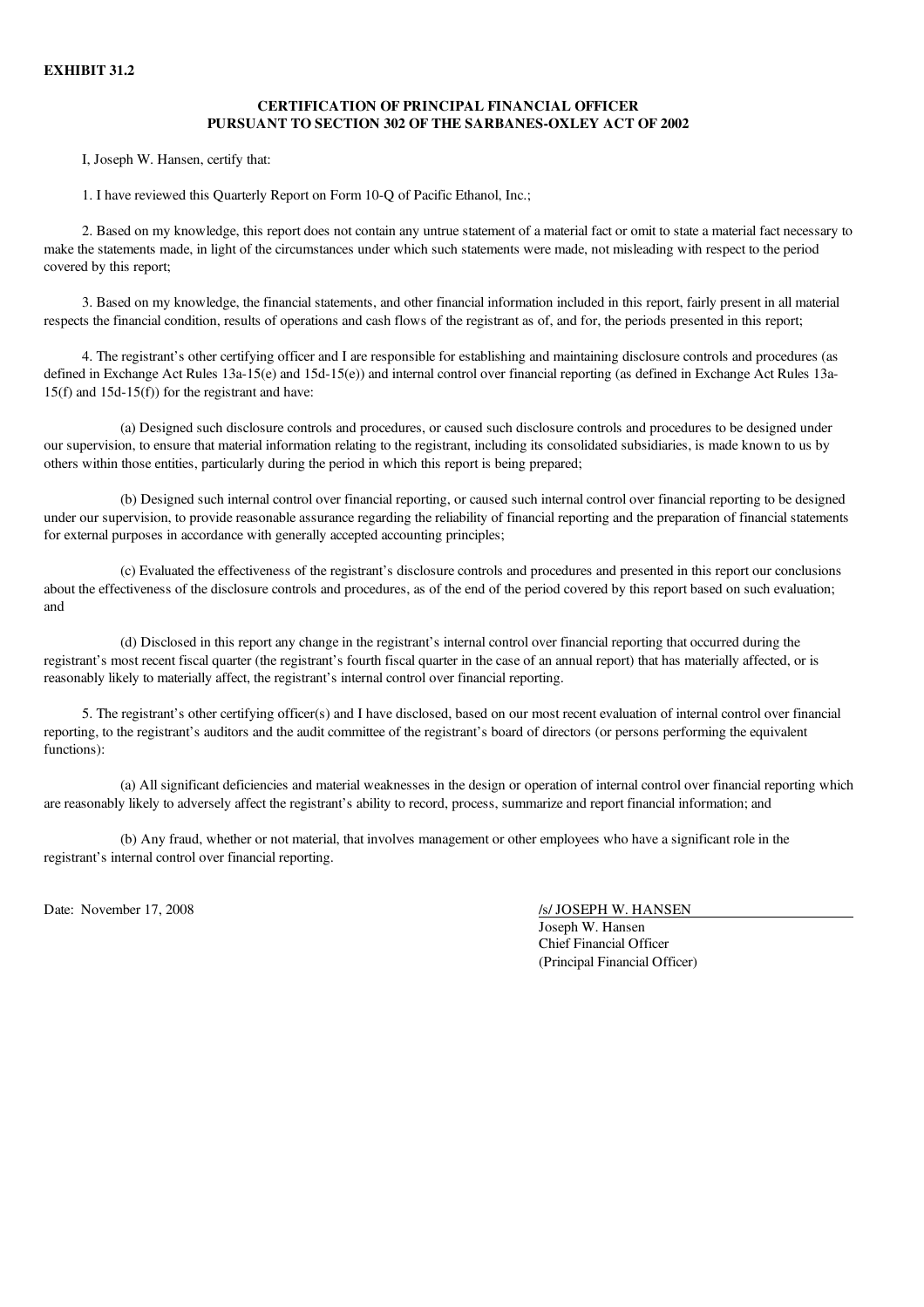**EXHIBIT 31.2**

**CERTIFICATION OF PRINCIPAL FINANCIAL OFFICER**
**PURSUANT TO SECTION 302 OF THE SARBANES-OXLEY ACT OF 2002**

I, Joseph W. Hansen, certify that:

1. I have reviewed this Quarterly Report on Form 10-Q of Pacific Ethanol, Inc.;

2. Based on my knowledge, this report does not contain any untrue statement of a material fact or omit to state a material fact necessary to make the statements made, in light of the circumstances under which such statements were made, not misleading with respect to the period covered by this report;

3. Based on my knowledge, the financial statements, and other financial information included in this report, fairly present in all material respects the financial condition, results of operations and cash flows of the registrant as of, and for, the periods presented in this report;

4. The registrant's other certifying officer and I are responsible for establishing and maintaining disclosure controls and procedures (as defined in Exchange Act Rules 13a-15(e) and 15d-15(e)) and internal control over financial reporting (as defined in Exchange Act Rules 13a-15(f) and 15d-15(f)) for the registrant and have:

(a) Designed such disclosure controls and procedures, or caused such disclosure controls and procedures to be designed under our supervision, to ensure that material information relating to the registrant, including its consolidated subsidiaries, is made known to us by others within those entities, particularly during the period in which this report is being prepared;

(b) Designed such internal control over financial reporting, or caused such internal control over financial reporting to be designed under our supervision, to provide reasonable assurance regarding the reliability of financial reporting and the preparation of financial statements for external purposes in accordance with generally accepted accounting principles;

(c) Evaluated the effectiveness of the registrant's disclosure controls and procedures and presented in this report our conclusions about the effectiveness of the disclosure controls and procedures, as of the end of the period covered by this report based on such evaluation; and

(d) Disclosed in this report any change in the registrant's internal control over financial reporting that occurred during the registrant's most recent fiscal quarter (the registrant's fourth fiscal quarter in the case of an annual report) that has materially affected, or is reasonably likely to materially affect, the registrant's internal control over financial reporting.

5. The registrant's other certifying officer(s) and I have disclosed, based on our most recent evaluation of internal control over financial reporting, to the registrant's auditors and the audit committee of the registrant's board of directors (or persons performing the equivalent functions):

(a) All significant deficiencies and material weaknesses in the design or operation of internal control over financial reporting which are reasonably likely to adversely affect the registrant's ability to record, process, summarize and report financial information; and

(b) Any fraud, whether or not material, that involves management or other employees who have a significant role in the registrant's internal control over financial reporting.

Date: November 17, 2008

/s/ JOSEPH W. HANSEN
Joseph W. Hansen
Chief Financial Officer
(Principal Financial Officer)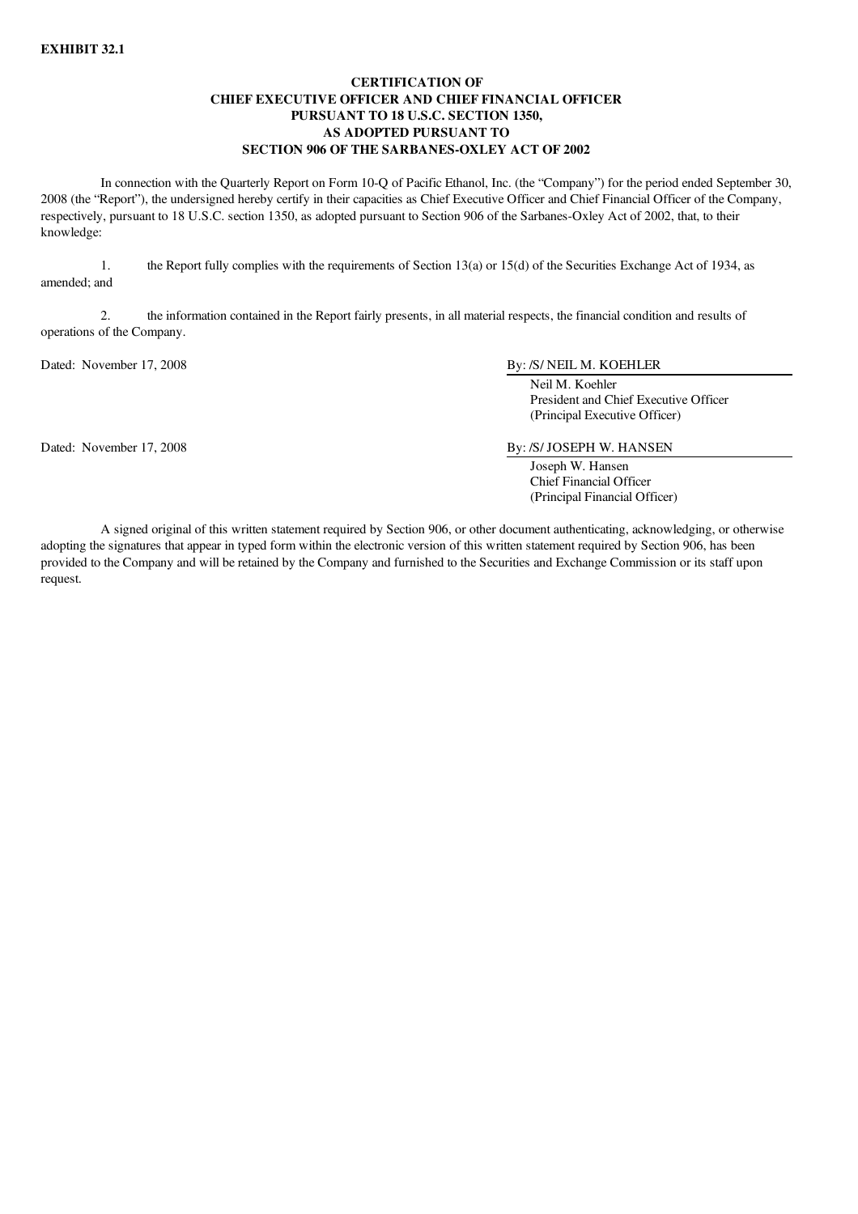**EXHIBIT 32.1**

**CERTIFICATION OF**
**CHIEF EXECUTIVE OFFICER AND CHIEF FINANCIAL OFFICER**
**PURSUANT TO 18 U.S.C. SECTION 1350,**
**AS ADOPTED PURSUANT TO**
**SECTION 906 OF THE SARBANES-OXLEY ACT OF 2002**

In connection with the Quarterly Report on Form 10-Q of Pacific Ethanol, Inc. (the "Company") for the period ended September 30, 2008 (the "Report"), the undersigned hereby certify in their capacities as Chief Executive Officer and Chief Financial Officer of the Company, respectively, pursuant to 18 U.S.C. section 1350, as adopted pursuant to Section 906 of the Sarbanes-Oxley Act of 2002, that, to their knowledge:

1. the Report fully complies with the requirements of Section 13(a) or 15(d) of the Securities Exchange Act of 1934, as amended; and

2. the information contained in the Report fairly presents, in all material respects, the financial condition and results of operations of the Company.

Dated: November 17, 2008

By: /S/ NEIL M. KOEHLER
Neil M. Koehler
President and Chief Executive Officer
(Principal Executive Officer)

Dated: November 17, 2008

By: /S/ JOSEPH W. HANSEN
Joseph W. Hansen
Chief Financial Officer
(Principal Financial Officer)

A signed original of this written statement required by Section 906, or other document authenticating, acknowledging, or otherwise adopting the signatures that appear in typed form within the electronic version of this written statement required by Section 906, has been provided to the Company and will be retained by the Company and furnished to the Securities and Exchange Commission or its staff upon request.